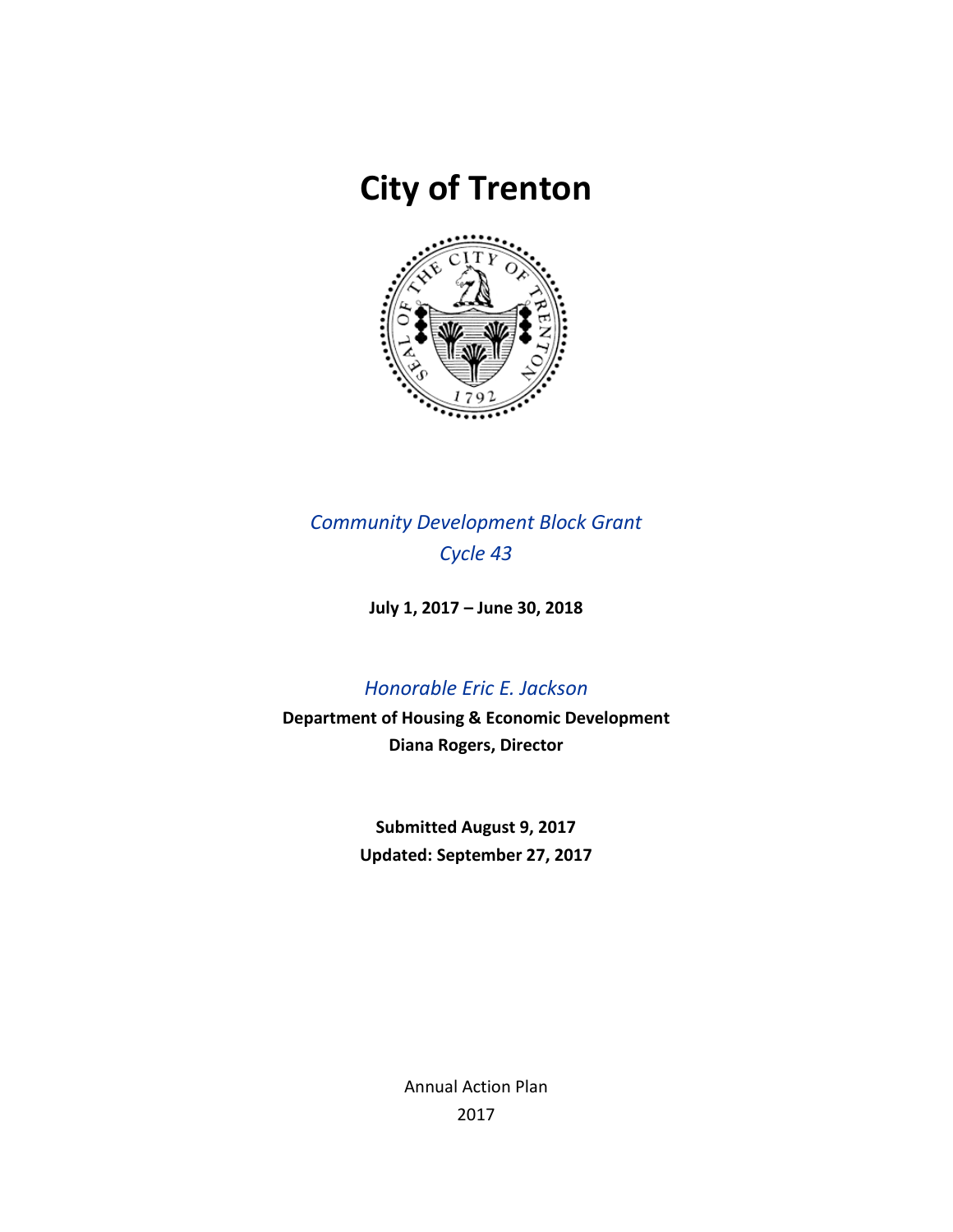# City of Trenton

*Community Development Block Grant*
*Cycle 43*

**July 1, 2017 – June 30, 2018**

*Honorable Eric E. Jackson*

**Department of Housing & Economic Development**
**Diana Rogers, Director**

**Submitted August 9, 2017**
**Updated: September 27, 2017**

Annual Action Plan
2017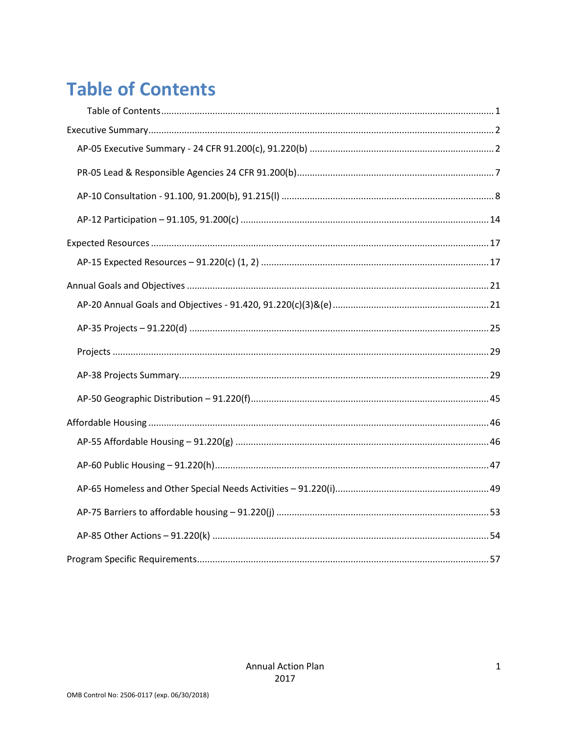# Table of Contents

Table of Contents ........................................................................................................................ 1

Executive Summary ........................................................................................................................ 2

AP-05 Executive Summary - 24 CFR 91.200(c), 91.220(b) ........................................................ 2

PR-05 Lead & Responsible Agencies 24 CFR 91.200(b) ............................................................ 7

AP-10 Consultation - 91.100, 91.200(b), 91.215(l) ..................................................................... 8

AP-12 Participation – 91.105, 91.200(c) ..................................................................................... 14

Expected Resources ..................................................................................................................... 17

AP-15 Expected Resources – 91.220(c) (1, 2) ........................................................................... 17

Annual Goals and Objectives ....................................................................................................... 21

AP-20 Annual Goals and Objectives - 91.420, 91.220(c)(3)&(e) ............................................... 21

AP-35 Projects – 91.220(d) ......................................................................................................... 25

Projects ........................................................................................................................................ 29

AP-38 Projects Summary ............................................................................................................ 29

AP-50 Geographic Distribution – 91.220(f) ................................................................................ 45

Affordable Housing ..................................................................................................................... 46

AP-55 Affordable Housing – 91.220(g) ...................................................................................... 46

AP-60 Public Housing – 91.220(h) .............................................................................................. 47

AP-65 Homeless and Other Special Needs Activities – 91.220(i) .............................................. 49

AP-75 Barriers to affordable housing – 91.220(j) ...................................................................... 53

AP-85 Other Actions – 91.220(k) ............................................................................................... 54

Program Specific Requirements .................................................................................................. 57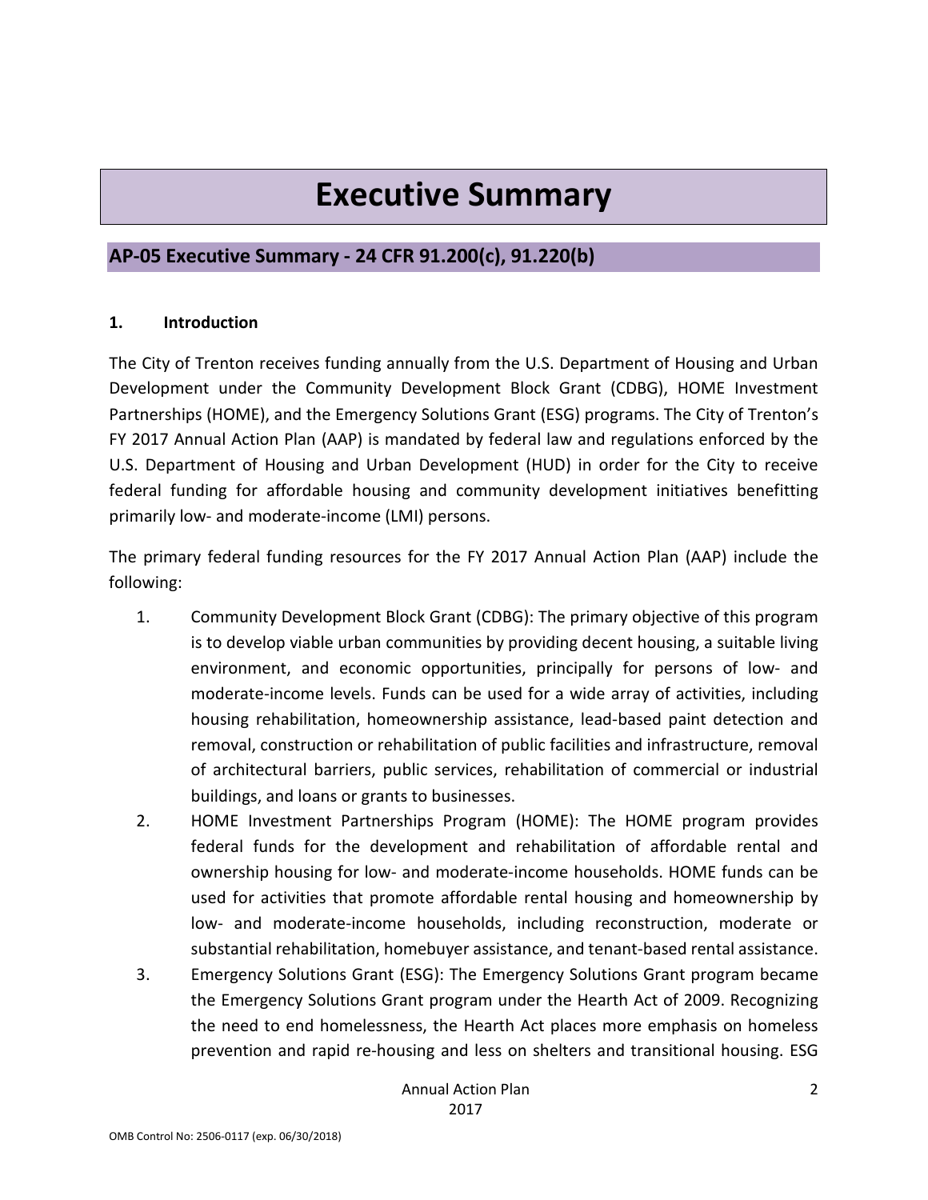# Executive Summary

## AP-05 Executive Summary - 24 CFR 91.200(c), 91.220(b)

### 1. Introduction

The City of Trenton receives funding annually from the U.S. Department of Housing and Urban Development under the Community Development Block Grant (CDBG), HOME Investment Partnerships (HOME), and the Emergency Solutions Grant (ESG) programs. The City of Trenton's FY 2017 Annual Action Plan (AAP) is mandated by federal law and regulations enforced by the U.S. Department of Housing and Urban Development (HUD) in order for the City to receive federal funding for affordable housing and community development initiatives benefitting primarily low- and moderate-income (LMI) persons.

The primary federal funding resources for the FY 2017 Annual Action Plan (AAP) include the following:

1. Community Development Block Grant (CDBG): The primary objective of this program is to develop viable urban communities by providing decent housing, a suitable living environment, and economic opportunities, principally for persons of low- and moderate-income levels. Funds can be used for a wide array of activities, including housing rehabilitation, homeownership assistance, lead-based paint detection and removal, construction or rehabilitation of public facilities and infrastructure, removal of architectural barriers, public services, rehabilitation of commercial or industrial buildings, and loans or grants to businesses.
2. HOME Investment Partnerships Program (HOME): The HOME program provides federal funds for the development and rehabilitation of affordable rental and ownership housing for low- and moderate-income households. HOME funds can be used for activities that promote affordable rental housing and homeownership by low- and moderate-income households, including reconstruction, moderate or substantial rehabilitation, homebuyer assistance, and tenant-based rental assistance.
3. Emergency Solutions Grant (ESG): The Emergency Solutions Grant program became the Emergency Solutions Grant program under the Hearth Act of 2009. Recognizing the need to end homelessness, the Hearth Act places more emphasis on homeless prevention and rapid re-housing and less on shelters and transitional housing. ESG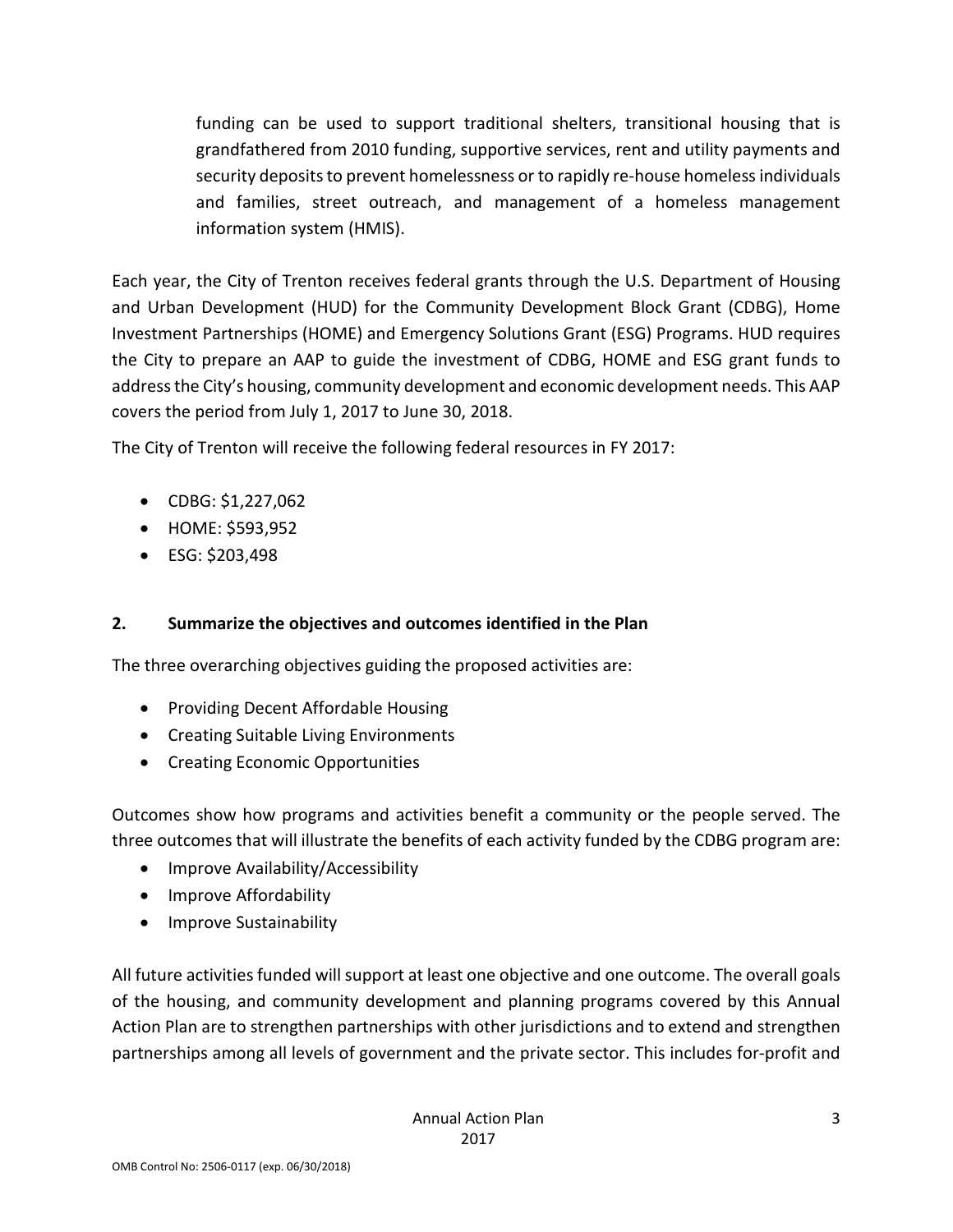funding can be used to support traditional shelters, transitional housing that is grandfathered from 2010 funding, supportive services, rent and utility payments and security deposits to prevent homelessness or to rapidly re-house homeless individuals and families, street outreach, and management of a homeless management information system (HMIS).

Each year, the City of Trenton receives federal grants through the U.S. Department of Housing and Urban Development (HUD) for the Community Development Block Grant (CDBG), Home Investment Partnerships (HOME) and Emergency Solutions Grant (ESG) Programs. HUD requires the City to prepare an AAP to guide the investment of CDBG, HOME and ESG grant funds to address the City's housing, community development and economic development needs. This AAP covers the period from July 1, 2017 to June 30, 2018.

The City of Trenton will receive the following federal resources in FY 2017:

- CDBG: $1,227,062
- HOME: $593,952
- ESG: $203,498

## 2. Summarize the objectives and outcomes identified in the Plan

The three overarching objectives guiding the proposed activities are:

- Providing Decent Affordable Housing
- Creating Suitable Living Environments
- Creating Economic Opportunities

Outcomes show how programs and activities benefit a community or the people served. The three outcomes that will illustrate the benefits of each activity funded by the CDBG program are:

- Improve Availability/Accessibility
- Improve Affordability
- Improve Sustainability

All future activities funded will support at least one objective and one outcome. The overall goals of the housing, and community development and planning programs covered by this Annual Action Plan are to strengthen partnerships with other jurisdictions and to extend and strengthen partnerships among all levels of government and the private sector. This includes for-profit and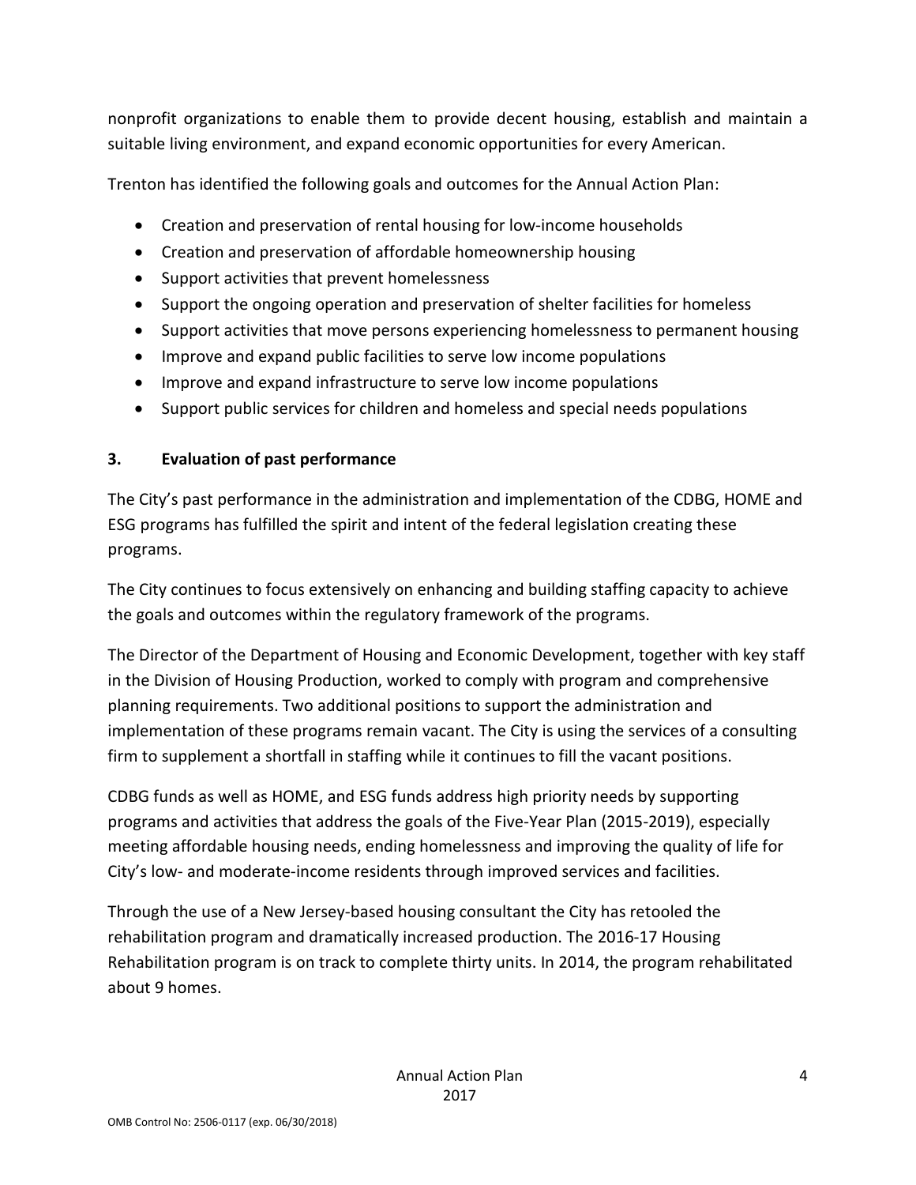nonprofit organizations to enable them to provide decent housing, establish and maintain a suitable living environment, and expand economic opportunities for every American.

Trenton has identified the following goals and outcomes for the Annual Action Plan:

- Creation and preservation of rental housing for low-income households
- Creation and preservation of affordable homeownership housing
- Support activities that prevent homelessness
- Support the ongoing operation and preservation of shelter facilities for homeless
- Support activities that move persons experiencing homelessness to permanent housing
- Improve and expand public facilities to serve low income populations
- Improve and expand infrastructure to serve low income populations
- Support public services for children and homeless and special needs populations

### 3. Evaluation of past performance

The City's past performance in the administration and implementation of the CDBG, HOME and ESG programs has fulfilled the spirit and intent of the federal legislation creating these programs.

The City continues to focus extensively on enhancing and building staffing capacity to achieve the goals and outcomes within the regulatory framework of the programs.

The Director of the Department of Housing and Economic Development, together with key staff in the Division of Housing Production, worked to comply with program and comprehensive planning requirements. Two additional positions to support the administration and implementation of these programs remain vacant. The City is using the services of a consulting firm to supplement a shortfall in staffing while it continues to fill the vacant positions.

CDBG funds as well as HOME, and ESG funds address high priority needs by supporting programs and activities that address the goals of the Five-Year Plan (2015-2019), especially meeting affordable housing needs, ending homelessness and improving the quality of life for City's low- and moderate-income residents through improved services and facilities.

Through the use of a New Jersey-based housing consultant the City has retooled the rehabilitation program and dramatically increased production. The 2016-17 Housing Rehabilitation program is on track to complete thirty units. In 2014, the program rehabilitated about 9 homes.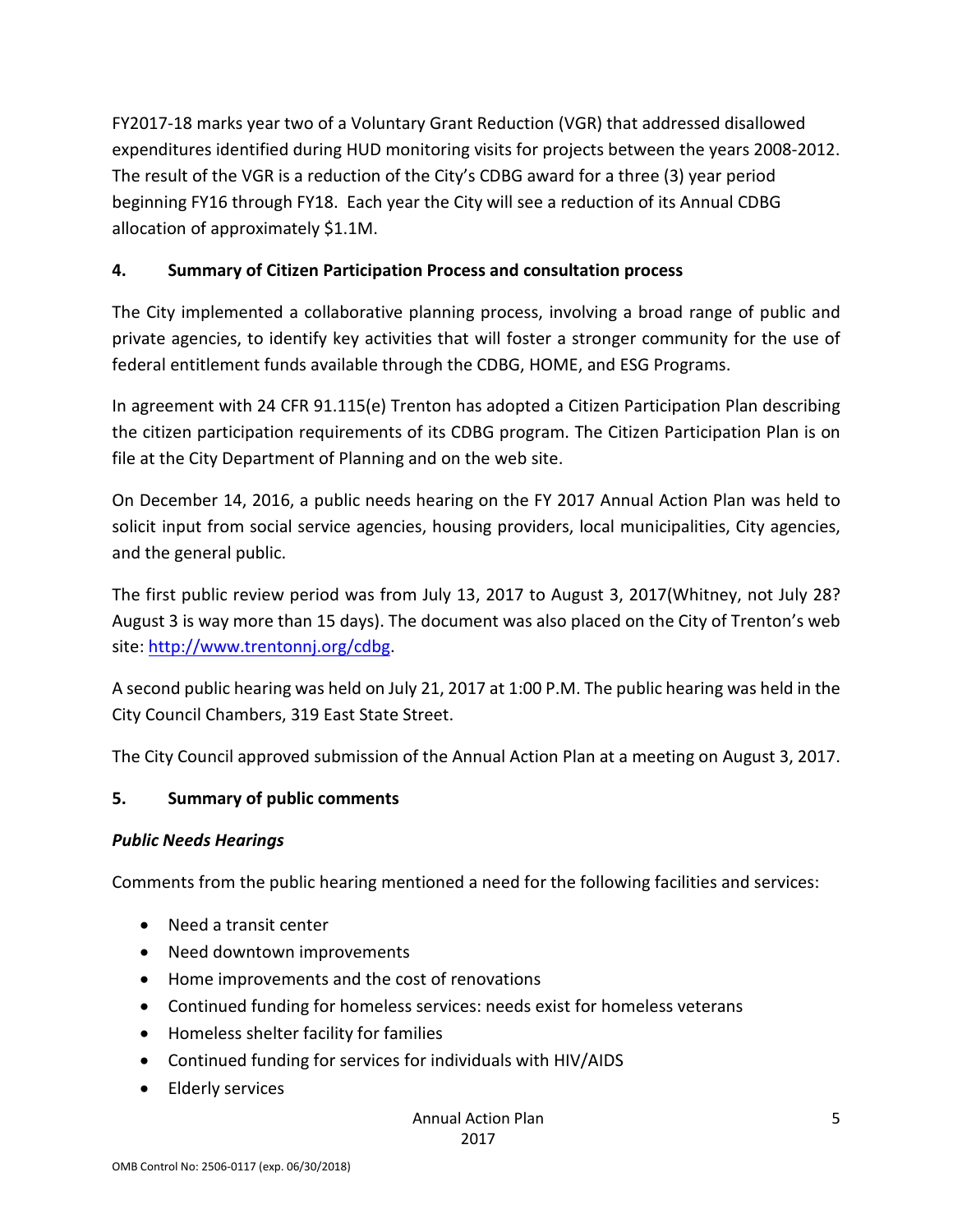FY2017-18 marks year two of a Voluntary Grant Reduction (VGR) that addressed disallowed expenditures identified during HUD monitoring visits for projects between the years 2008-2012. The result of the VGR is a reduction of the City's CDBG award for a three (3) year period beginning FY16 through FY18. Each year the City will see a reduction of its Annual CDBG allocation of approximately $1.1M.

### 4. Summary of Citizen Participation Process and consultation process

The City implemented a collaborative planning process, involving a broad range of public and private agencies, to identify key activities that will foster a stronger community for the use of federal entitlement funds available through the CDBG, HOME, and ESG Programs.

In agreement with 24 CFR 91.115(e) Trenton has adopted a Citizen Participation Plan describing the citizen participation requirements of its CDBG program. The Citizen Participation Plan is on file at the City Department of Planning and on the web site.

On December 14, 2016, a public needs hearing on the FY 2017 Annual Action Plan was held to solicit input from social service agencies, housing providers, local municipalities, City agencies, and the general public.

The first public review period was from July 13, 2017 to August 3, 2017(Whitney, not July 28? August 3 is way more than 15 days). The document was also placed on the City of Trenton's web site: [http://www.trentonnj.org/cdbg](http://www.trentonnj.org/cdbg).

A second public hearing was held on July 21, 2017 at 1:00 P.M. The public hearing was held in the City Council Chambers, 319 East State Street.

The City Council approved submission of the Annual Action Plan at a meeting on August 3, 2017.

### 5. Summary of public comments

***Public Needs Hearings***

Comments from the public hearing mentioned a need for the following facilities and services:

- Need a transit center
- Need downtown improvements
- Home improvements and the cost of renovations
- Continued funding for homeless services: needs exist for homeless veterans
- Homeless shelter facility for families
- Continued funding for services for individuals with HIV/AIDS
- Elderly services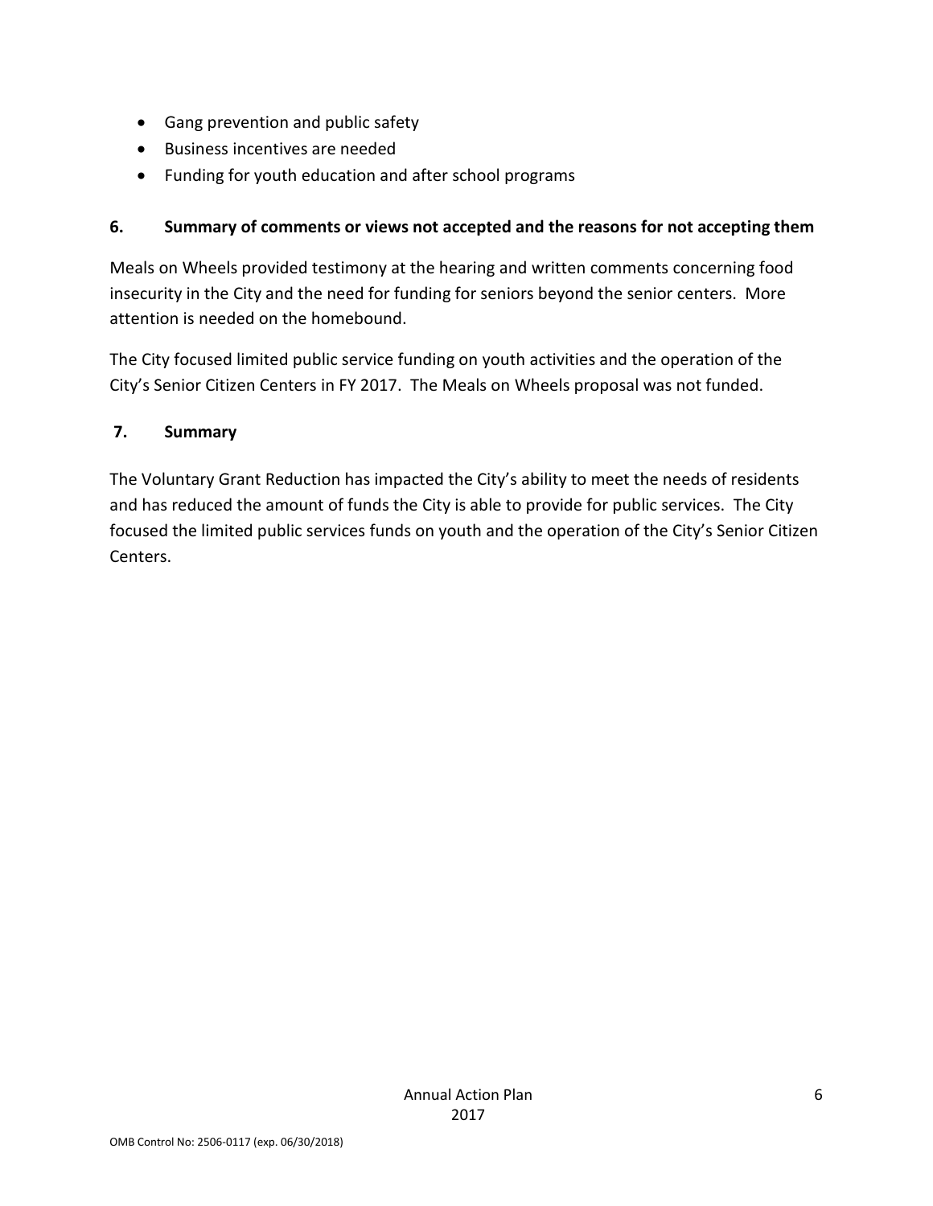- Gang prevention and public safety
- Business incentives are needed
- Funding for youth education and after school programs

### 6. Summary of comments or views not accepted and the reasons for not accepting them

Meals on Wheels provided testimony at the hearing and written comments concerning food insecurity in the City and the need for funding for seniors beyond the senior centers. More attention is needed on the homebound.

The City focused limited public service funding on youth activities and the operation of the City's Senior Citizen Centers in FY 2017. The Meals on Wheels proposal was not funded.

### 7. Summary

The Voluntary Grant Reduction has impacted the City's ability to meet the needs of residents and has reduced the amount of funds the City is able to provide for public services. The City focused the limited public services funds on youth and the operation of the City's Senior Citizen Centers.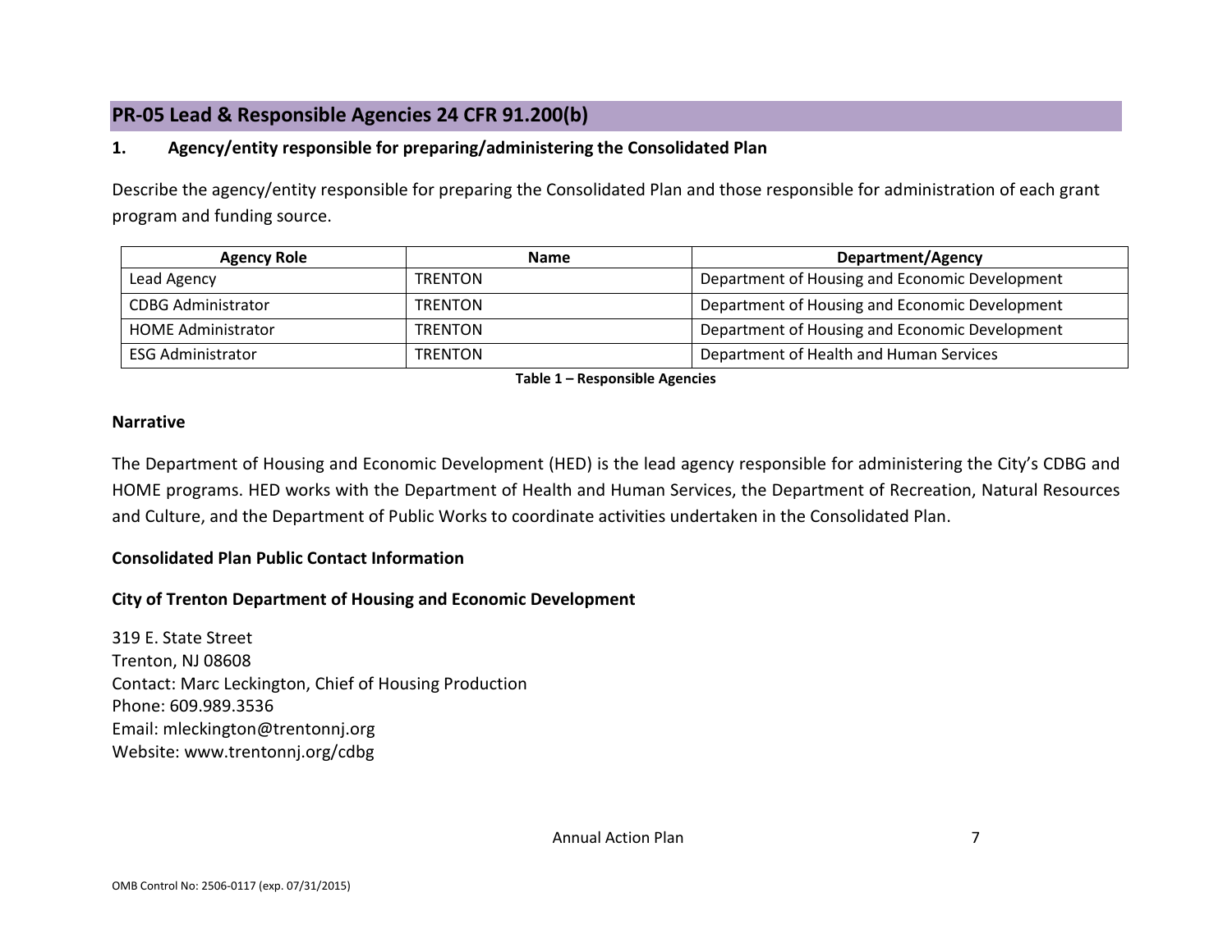## PR-05 Lead & Responsible Agencies 24 CFR 91.200(b)

### 1. Agency/entity responsible for preparing/administering the Consolidated Plan

Describe the agency/entity responsible for preparing the Consolidated Plan and those responsible for administration of each grant program and funding source.

| Agency Role | Name | Department/Agency |
|---|---|---|
| Lead Agency | TRENTON | Department of Housing and Economic Development |
| CDBG Administrator | TRENTON | Department of Housing and Economic Development |
| HOME Administrator | TRENTON | Department of Housing and Economic Development |
| ESG Administrator | TRENTON | Department of Health and Human Services |

**Table 1 – Responsible Agencies**

### Narrative

The Department of Housing and Economic Development (HED) is the lead agency responsible for administering the City's CDBG and HOME programs. HED works with the Department of Health and Human Services, the Department of Recreation, Natural Resources and Culture, and the Department of Public Works to coordinate activities undertaken in the Consolidated Plan.

### Consolidated Plan Public Contact Information

### City of Trenton Department of Housing and Economic Development

319 E. State Street
Trenton, NJ 08608
Contact: Marc Leckington, Chief of Housing Production
Phone: 609.989.3536
Email: mleckington@trentonnj.org
Website: www.trentonnj.org/cdbg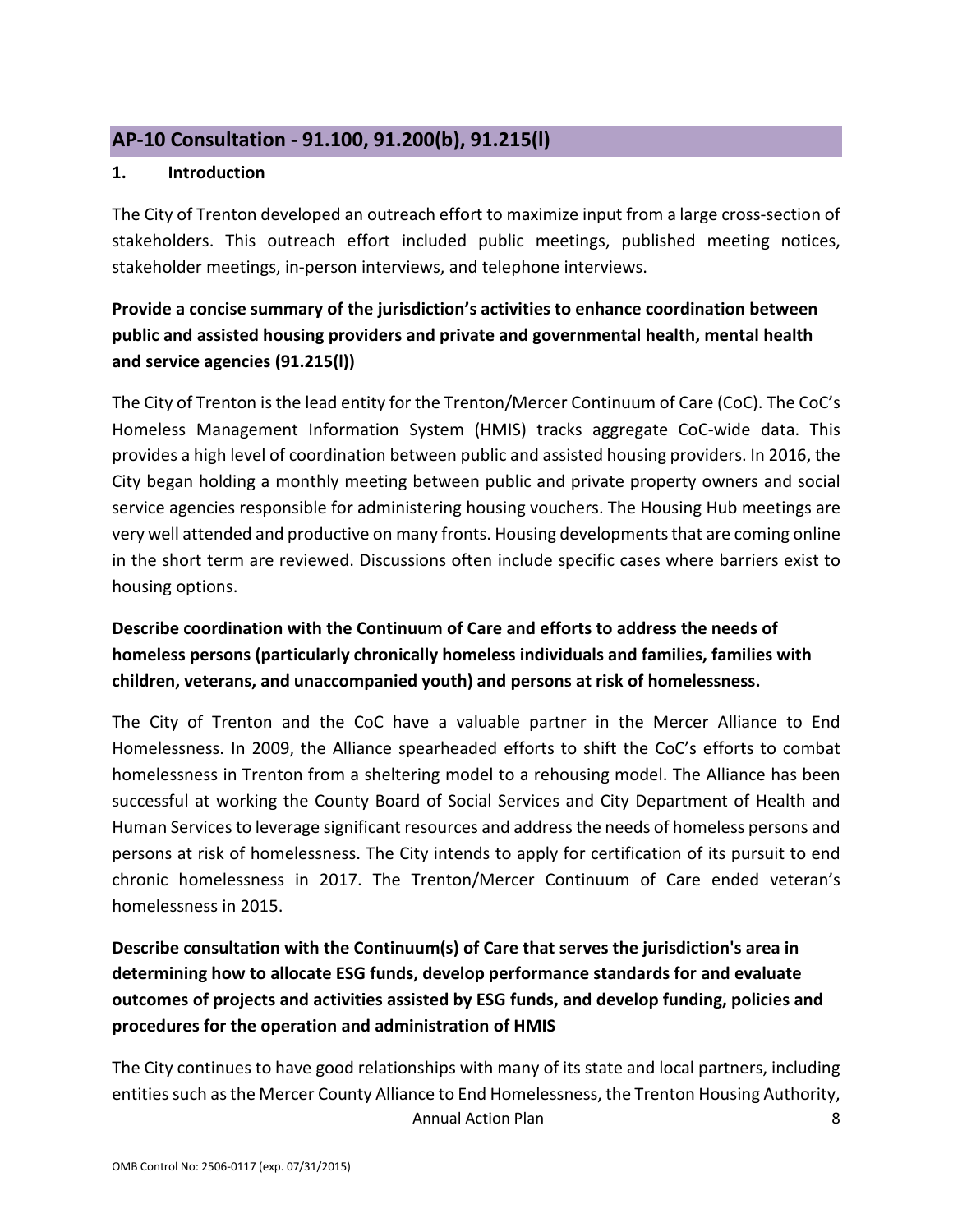## AP-10 Consultation - 91.100, 91.200(b), 91.215(l)

**1. Introduction**

The City of Trenton developed an outreach effort to maximize input from a large cross-section of stakeholders. This outreach effort included public meetings, published meeting notices, stakeholder meetings, in-person interviews, and telephone interviews.

**Provide a concise summary of the jurisdiction's activities to enhance coordination between public and assisted housing providers and private and governmental health, mental health and service agencies (91.215(l))**

The City of Trenton is the lead entity for the Trenton/Mercer Continuum of Care (CoC). The CoC's Homeless Management Information System (HMIS) tracks aggregate CoC-wide data. This provides a high level of coordination between public and assisted housing providers. In 2016, the City began holding a monthly meeting between public and private property owners and social service agencies responsible for administering housing vouchers. The Housing Hub meetings are very well attended and productive on many fronts. Housing developments that are coming online in the short term are reviewed. Discussions often include specific cases where barriers exist to housing options.

**Describe coordination with the Continuum of Care and efforts to address the needs of homeless persons (particularly chronically homeless individuals and families, families with children, veterans, and unaccompanied youth) and persons at risk of homelessness.**

The City of Trenton and the CoC have a valuable partner in the Mercer Alliance to End Homelessness. In 2009, the Alliance spearheaded efforts to shift the CoC's efforts to combat homelessness in Trenton from a sheltering model to a rehousing model. The Alliance has been successful at working the County Board of Social Services and City Department of Health and Human Services to leverage significant resources and address the needs of homeless persons and persons at risk of homelessness. The City intends to apply for certification of its pursuit to end chronic homelessness in 2017. The Trenton/Mercer Continuum of Care ended veteran's homelessness in 2015.

**Describe consultation with the Continuum(s) of Care that serves the jurisdiction's area in determining how to allocate ESG funds, develop performance standards for and evaluate outcomes of projects and activities assisted by ESG funds, and develop funding, policies and procedures for the operation and administration of HMIS**

The City continues to have good relationships with many of its state and local partners, including entities such as the Mercer County Alliance to End Homelessness, the Trenton Housing Authority,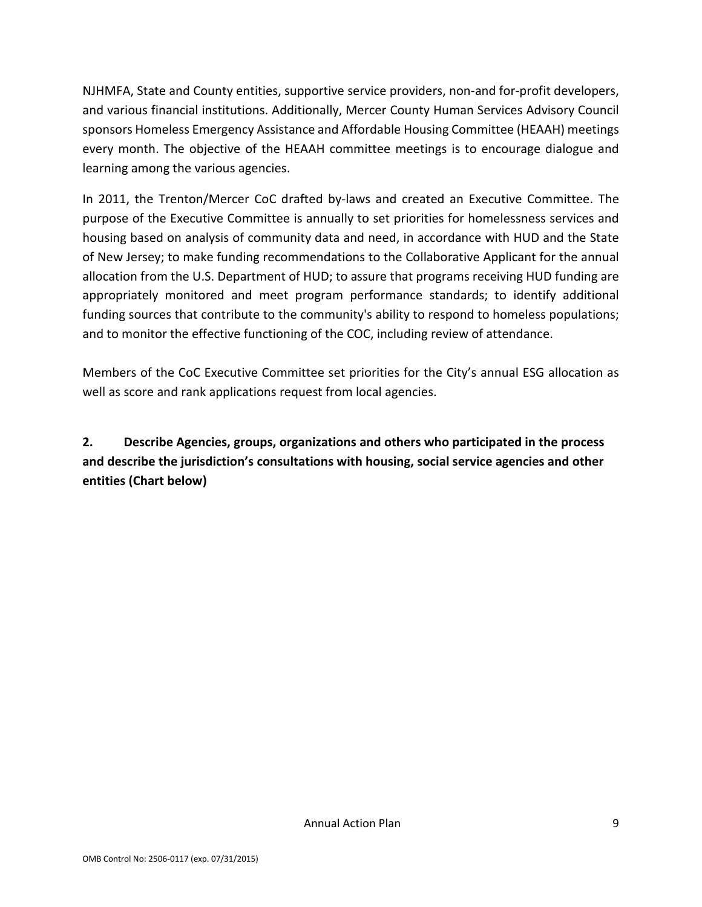NJHMFA, State and County entities, supportive service providers, non-and for-profit developers, and various financial institutions. Additionally, Mercer County Human Services Advisory Council sponsors Homeless Emergency Assistance and Affordable Housing Committee (HEAAH) meetings every month. The objective of the HEAAH committee meetings is to encourage dialogue and learning among the various agencies.

In 2011, the Trenton/Mercer CoC drafted by-laws and created an Executive Committee. The purpose of the Executive Committee is annually to set priorities for homelessness services and housing based on analysis of community data and need, in accordance with HUD and the State of New Jersey; to make funding recommendations to the Collaborative Applicant for the annual allocation from the U.S. Department of HUD; to assure that programs receiving HUD funding are appropriately monitored and meet program performance standards; to identify additional funding sources that contribute to the community's ability to respond to homeless populations; and to monitor the effective functioning of the COC, including review of attendance.

Members of the CoC Executive Committee set priorities for the City's annual ESG allocation as well as score and rank applications request from local agencies.

**2. Describe Agencies, groups, organizations and others who participated in the process and describe the jurisdiction's consultations with housing, social service agencies and other entities (Chart below)**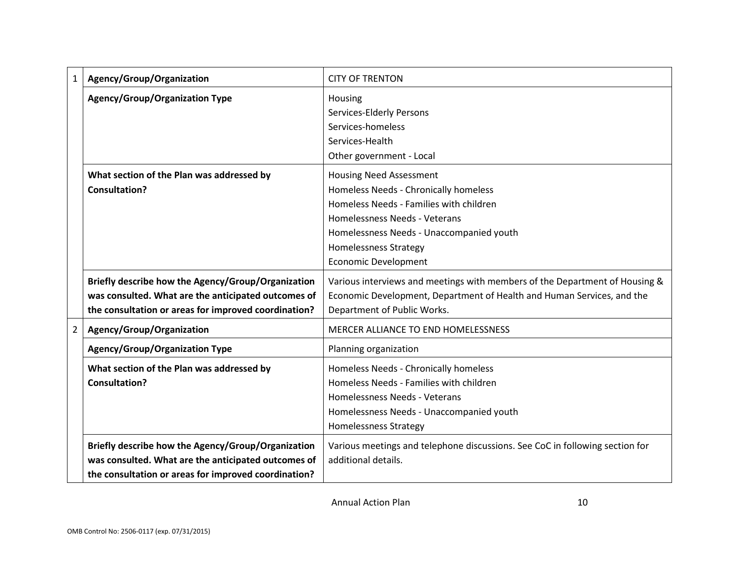| | | |
|---|---|---|
| 1 | **Agency/Group/Organization** | CITY OF TRENTON |
| | **Agency/Group/Organization Type** | Housing<br>Services-Elderly Persons<br>Services-homeless<br>Services-Health<br>Other government - Local |
| | **What section of the Plan was addressed by Consultation?** | Housing Need Assessment<br>Homeless Needs - Chronically homeless<br>Homeless Needs - Families with children<br>Homelessness Needs - Veterans<br>Homelessness Needs - Unaccompanied youth<br>Homelessness Strategy<br>Economic Development |
| | **Briefly describe how the Agency/Group/Organization was consulted. What are the anticipated outcomes of the consultation or areas for improved coordination?** | Various interviews and meetings with members of the Department of Housing & Economic Development, Department of Health and Human Services, and the Department of Public Works. |
| 2 | **Agency/Group/Organization** | MERCER ALLIANCE TO END HOMELESSNESS |
| | **Agency/Group/Organization Type** | Planning organization |
| | **What section of the Plan was addressed by Consultation?** | Homeless Needs - Chronically homeless<br>Homeless Needs - Families with children<br>Homelessness Needs - Veterans<br>Homelessness Needs - Unaccompanied youth<br>Homelessness Strategy |
| | **Briefly describe how the Agency/Group/Organization was consulted. What are the anticipated outcomes of the consultation or areas for improved coordination?** | Various meetings and telephone discussions. See CoC in following section for additional details. |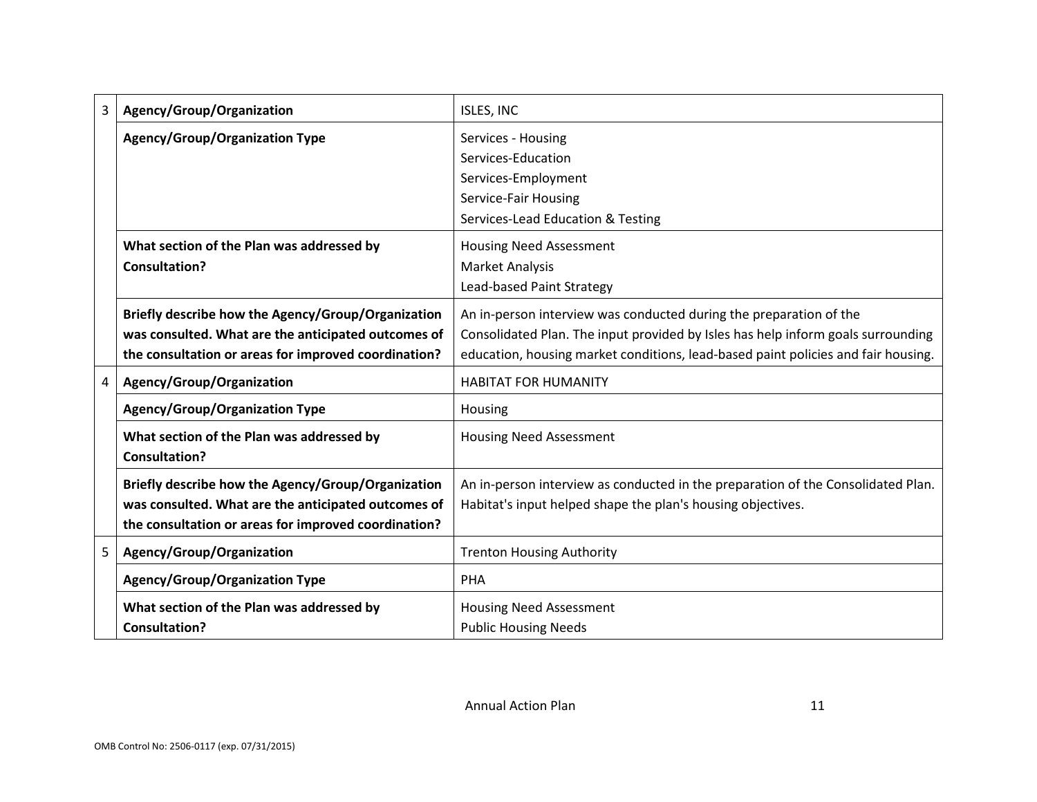| | | |
|---|---|---|
| 3 | **Agency/Group/Organization** | ISLES, INC |
| | **Agency/Group/Organization Type** | Services - Housing<br>Services-Education<br>Services-Employment<br>Service-Fair Housing<br>Services-Lead Education & Testing |
| | **What section of the Plan was addressed by Consultation?** | Housing Need Assessment<br>Market Analysis<br>Lead-based Paint Strategy |
| | **Briefly describe how the Agency/Group/Organization was consulted. What are the anticipated outcomes of the consultation or areas for improved coordination?** | An in-person interview was conducted during the preparation of the Consolidated Plan. The input provided by Isles has help inform goals surrounding education, housing market conditions, lead-based paint policies and fair housing. |
| 4 | **Agency/Group/Organization** | HABITAT FOR HUMANITY |
| | **Agency/Group/Organization Type** | Housing |
| | **What section of the Plan was addressed by Consultation?** | Housing Need Assessment |
| | **Briefly describe how the Agency/Group/Organization was consulted. What are the anticipated outcomes of the consultation or areas for improved coordination?** | An in-person interview as conducted in the preparation of the Consolidated Plan. Habitat's input helped shape the plan's housing objectives. |
| 5 | **Agency/Group/Organization** | Trenton Housing Authority |
| | **Agency/Group/Organization Type** | PHA |
| | **What section of the Plan was addressed by Consultation?** | Housing Need Assessment<br>Public Housing Needs |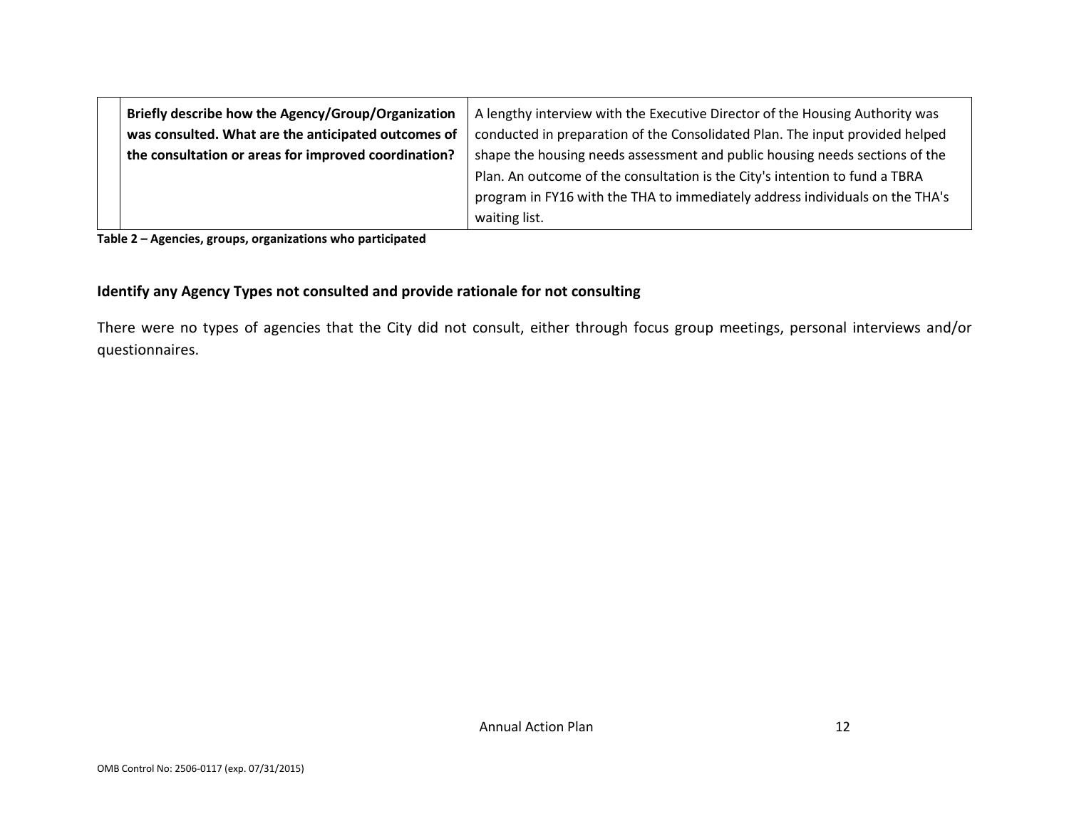| | | |
|---|---|---|
| | **Briefly describe how the Agency/Group/Organization was consulted. What are the anticipated outcomes of the consultation or areas for improved coordination?** | A lengthy interview with the Executive Director of the Housing Authority was conducted in preparation of the Consolidated Plan. The input provided helped shape the housing needs assessment and public housing needs sections of the Plan. An outcome of the consultation is the City's intention to fund a TBRA program in FY16 with the THA to immediately address individuals on the THA's waiting list. |

**Table 2 – Agencies, groups, organizations who participated**

### Identify any Agency Types not consulted and provide rationale for not consulting

There were no types of agencies that the City did not consult, either through focus group meetings, personal interviews and/or questionnaires.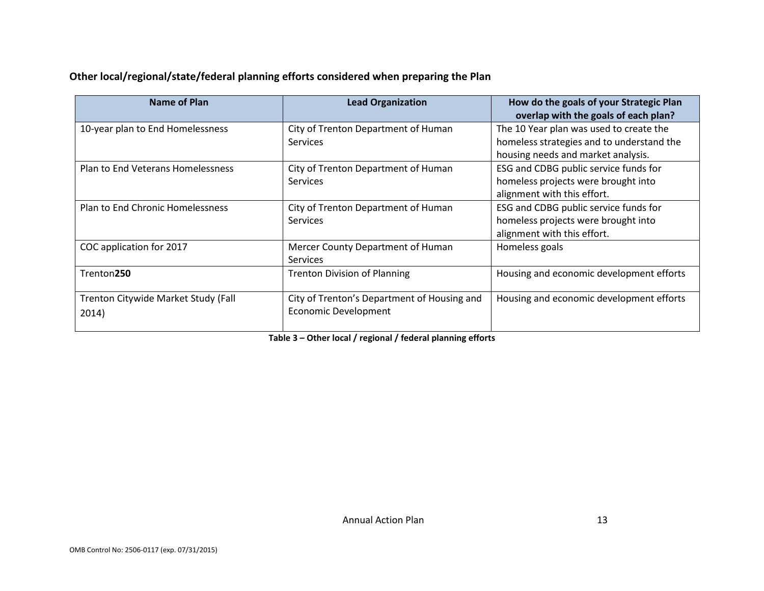**Other local/regional/state/federal planning efforts considered when preparing the Plan**

| Name of Plan | Lead Organization | How do the goals of your Strategic Plan overlap with the goals of each plan? |
|---|---|---|
| 10-year plan to End Homelessness | City of Trenton Department of Human Services | The 10 Year plan was used to create the homeless strategies and to understand the housing needs and market analysis. |
| Plan to End Veterans Homelessness | City of Trenton Department of Human Services | ESG and CDBG public service funds for homeless projects were brought into alignment with this effort. |
| Plan to End Chronic Homelessness | City of Trenton Department of Human Services | ESG and CDBG public service funds for homeless projects were brought into alignment with this effort. |
| COC application for 2017 | Mercer County Department of Human Services | Homeless goals |
| Trenton**250** | Trenton Division of Planning | Housing and economic development efforts |
| Trenton Citywide Market Study (Fall 2014) | City of Trenton's Department of Housing and Economic Development | Housing and economic development efforts |

**Table 3 – Other local / regional / federal planning efforts**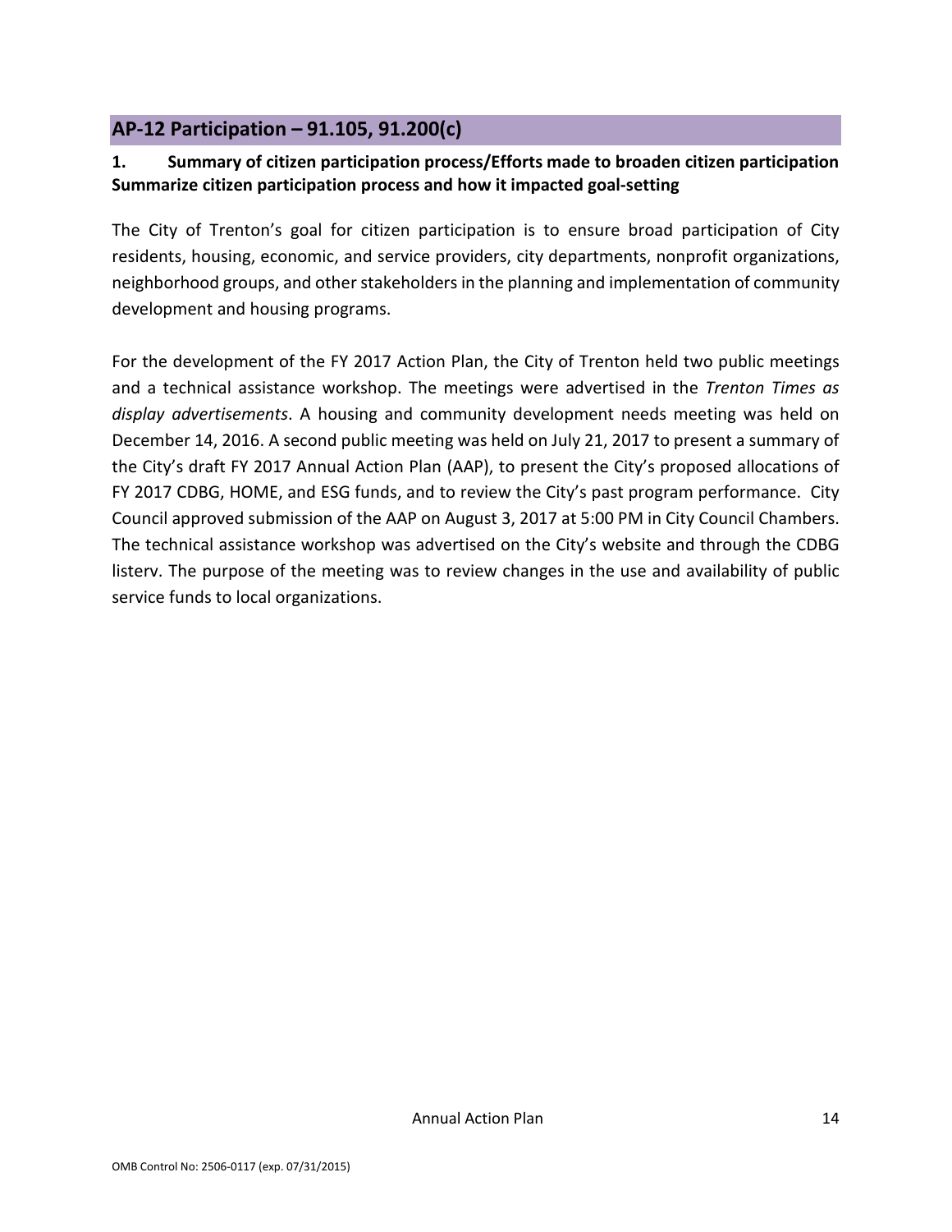## AP-12 Participation – 91.105, 91.200(c)

**1. Summary of citizen participation process/Efforts made to broaden citizen participation Summarize citizen participation process and how it impacted goal-setting**

The City of Trenton's goal for citizen participation is to ensure broad participation of City residents, housing, economic, and service providers, city departments, nonprofit organizations, neighborhood groups, and other stakeholders in the planning and implementation of community development and housing programs.

For the development of the FY 2017 Action Plan, the City of Trenton held two public meetings and a technical assistance workshop. The meetings were advertised in the *Trenton Times as display advertisements*. A housing and community development needs meeting was held on December 14, 2016. A second public meeting was held on July 21, 2017 to present a summary of the City's draft FY 2017 Annual Action Plan (AAP), to present the City's proposed allocations of FY 2017 CDBG, HOME, and ESG funds, and to review the City's past program performance. City Council approved submission of the AAP on August 3, 2017 at 5:00 PM in City Council Chambers. The technical assistance workshop was advertised on the City's website and through the CDBG listerv. The purpose of the meeting was to review changes in the use and availability of public service funds to local organizations.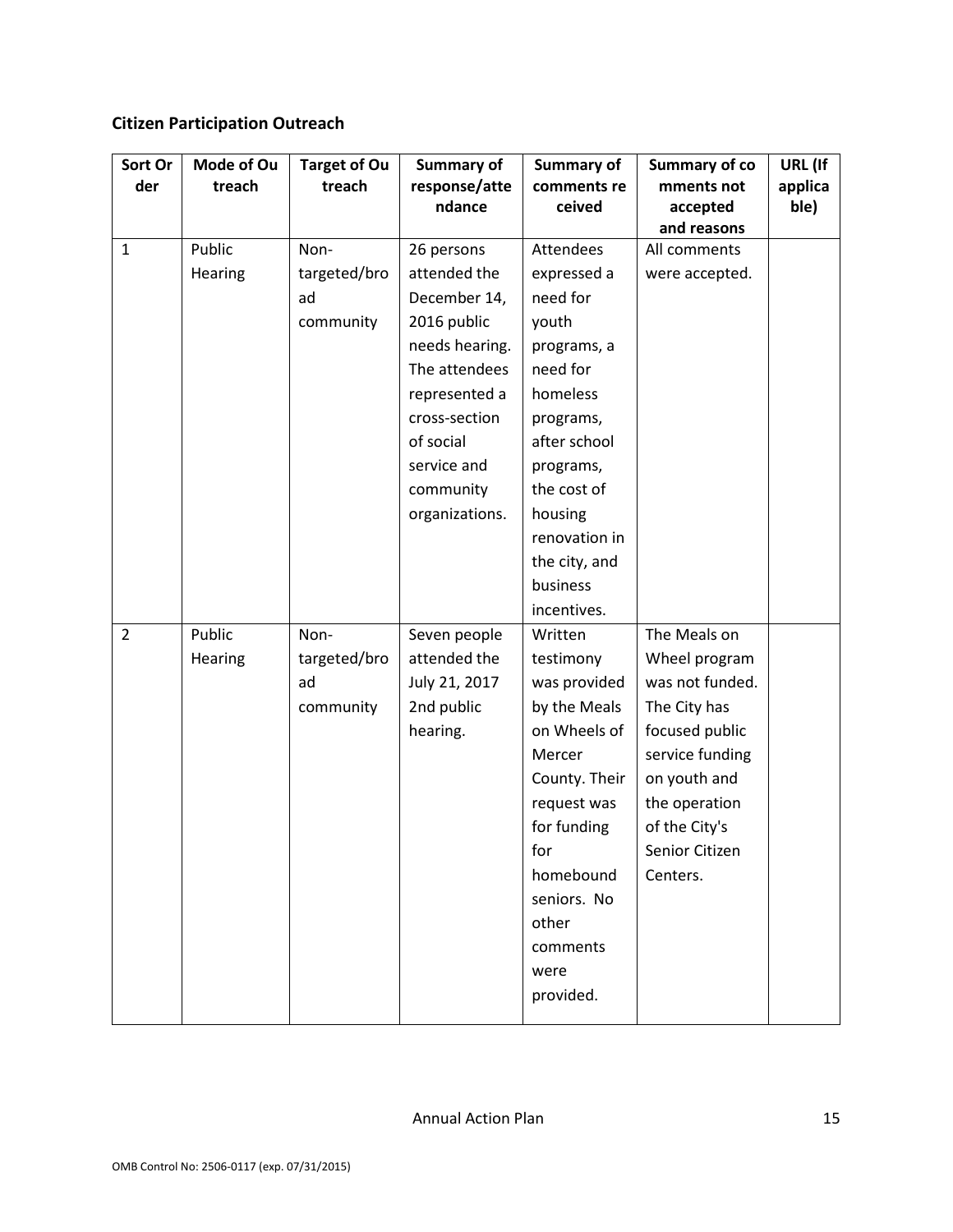## Citizen Participation Outreach

| Sort Order | Mode of Outreach | Target of Outreach | Summary of response/attendance | Summary of comments received | Summary of comments not accepted and reasons | URL (If applicable) |
|---|---|---|---|---|---|---|
| 1 | Public Hearing | Non-targeted/broad community | 26 persons attended the December 14, 2016 public needs hearing. The attendees represented a cross-section of social service and community organizations. | Attendees expressed a need for youth programs, a need for homeless programs, after school programs, the cost of housing renovation in the city, and business incentives. | All comments were accepted. | |
| 2 | Public Hearing | Non-targeted/broad community | Seven people attended the July 21, 2017 2nd public hearing. | Written testimony was provided by the Meals on Wheels of Mercer County. Their request was for funding for homebound seniors. No other comments were provided. | The Meals on Wheel program was not funded. The City has focused public service funding on youth and the operation of the City's Senior Citizen Centers. | |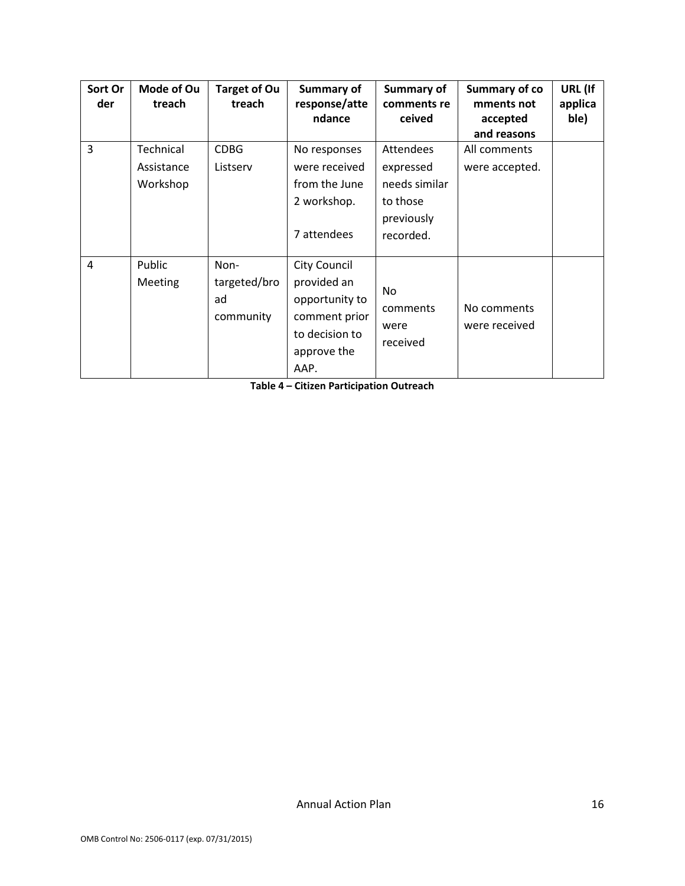| Sort Order | Mode of Outreach | Target of Outreach | Summary of response/attendance | Summary of comments received | Summary of comments not accepted and reasons | URL (If applicable) |
|---|---|---|---|---|---|---|
| 3 | Technical Assistance Workshop | CDBG Listserv | No responses were received from the June 2 workshop. 7 attendees | Attendees expressed needs similar to those previously recorded. | All comments were accepted. | |
| 4 | Public Meeting | Non-targeted/broad community | City Council provided an opportunity to comment prior to decision to approve the AAP. | No comments were received | No comments were received | |

**Table 4 – Citizen Participation Outreach**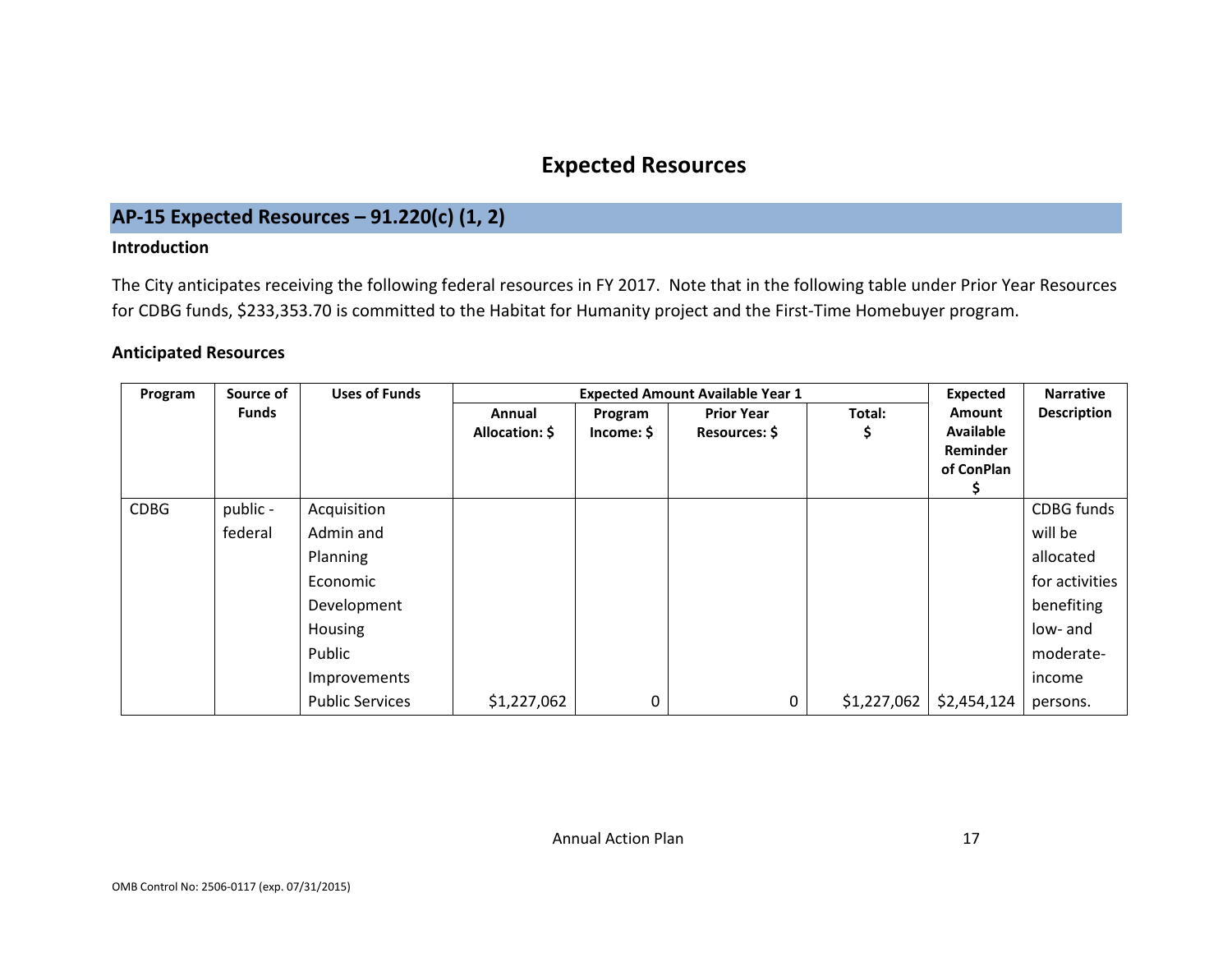# Expected Resources

## AP-15 Expected Resources – 91.220(c) (1, 2)

### Introduction

The City anticipates receiving the following federal resources in FY 2017. Note that in the following table under Prior Year Resources for CDBG funds, $233,353.70 is committed to the Habitat for Humanity project and the First-Time Homebuyer program.

### Anticipated Resources

| Program | Source of Funds | Uses of Funds | Expected Amount Available Year 1 | | | | Expected Amount Available Reminder of ConPlan $ | Narrative Description |
|---|---|---|---|---|---|---|---|---|
| | | | Annual Allocation: $ | Program Income: $ | Prior Year Resources: $ | Total: $ | | |
| CDBG | public - federal | Acquisition Admin and Planning Economic Development Housing Public Improvements Public Services | $1,227,062 | 0 | 0 | $1,227,062 | $2,454,124 | CDBG funds will be allocated for activities benefiting low- and moderate-income persons. |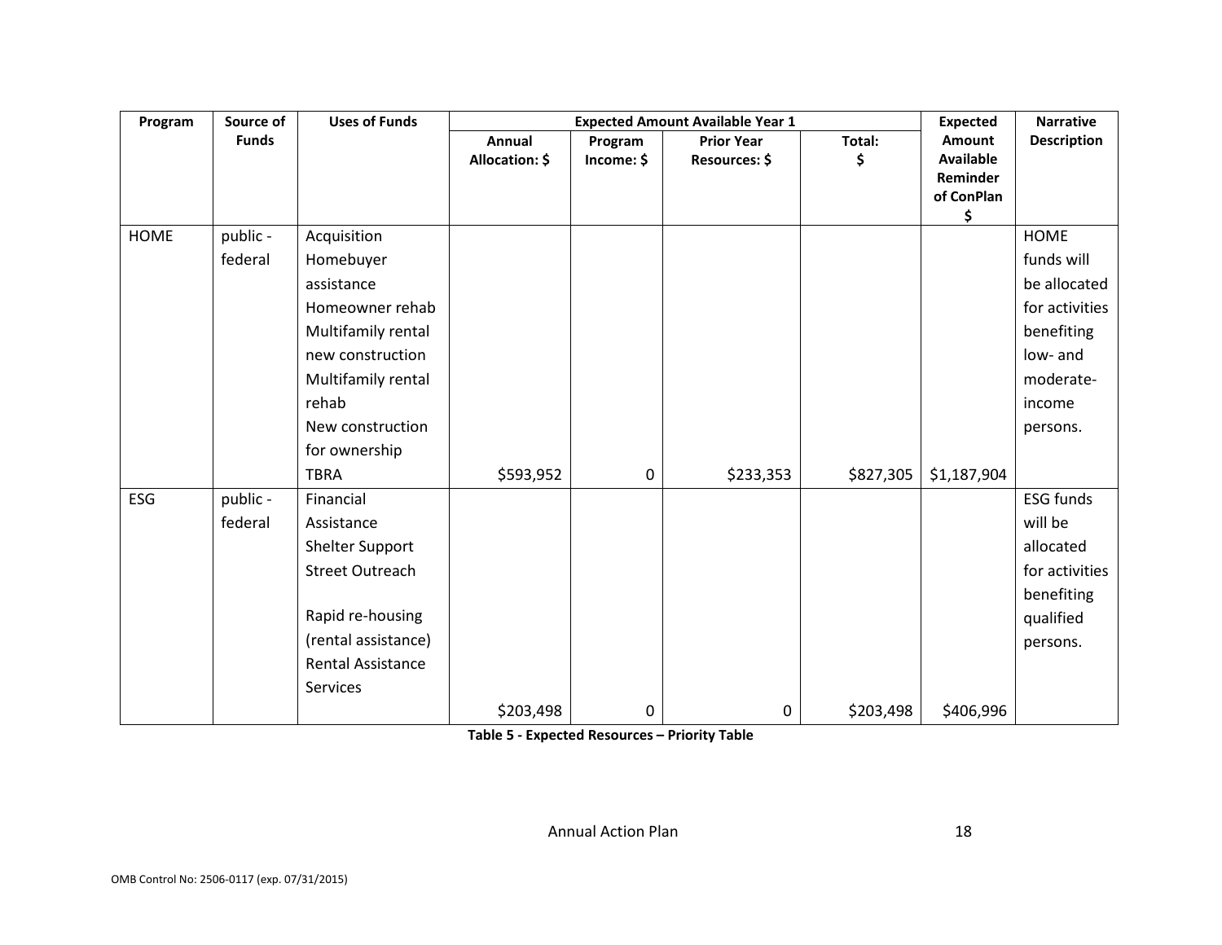| Program | Source of Funds | Uses of Funds | Expected Amount Available Year 1 | | | | Expected Amount Available Reminder of ConPlan $ | Narrative Description |
|---|---|---|---|---|---|---|---|---|
| | | | Annual Allocation: $ | Program Income: $ | Prior Year Resources: $ | Total: $ | | |
| HOME | public - federal | Acquisition Homebuyer assistance Homeowner rehab Multifamily rental new construction Multifamily rental rehab New construction for ownership TBRA | $593,952 | 0 | $233,353 | $827,305 | $1,187,904 | HOME funds will be allocated for activities benefiting low- and moderate-income persons. |
| ESG | public - federal | Financial Assistance Shelter Support Street Outreach Rapid re-housing (rental assistance) Rental Assistance Services | $203,498 | 0 | 0 | $203,498 | $406,996 | ESG funds will be allocated for activities benefiting qualified persons. |

**Table 5 - Expected Resources – Priority Table**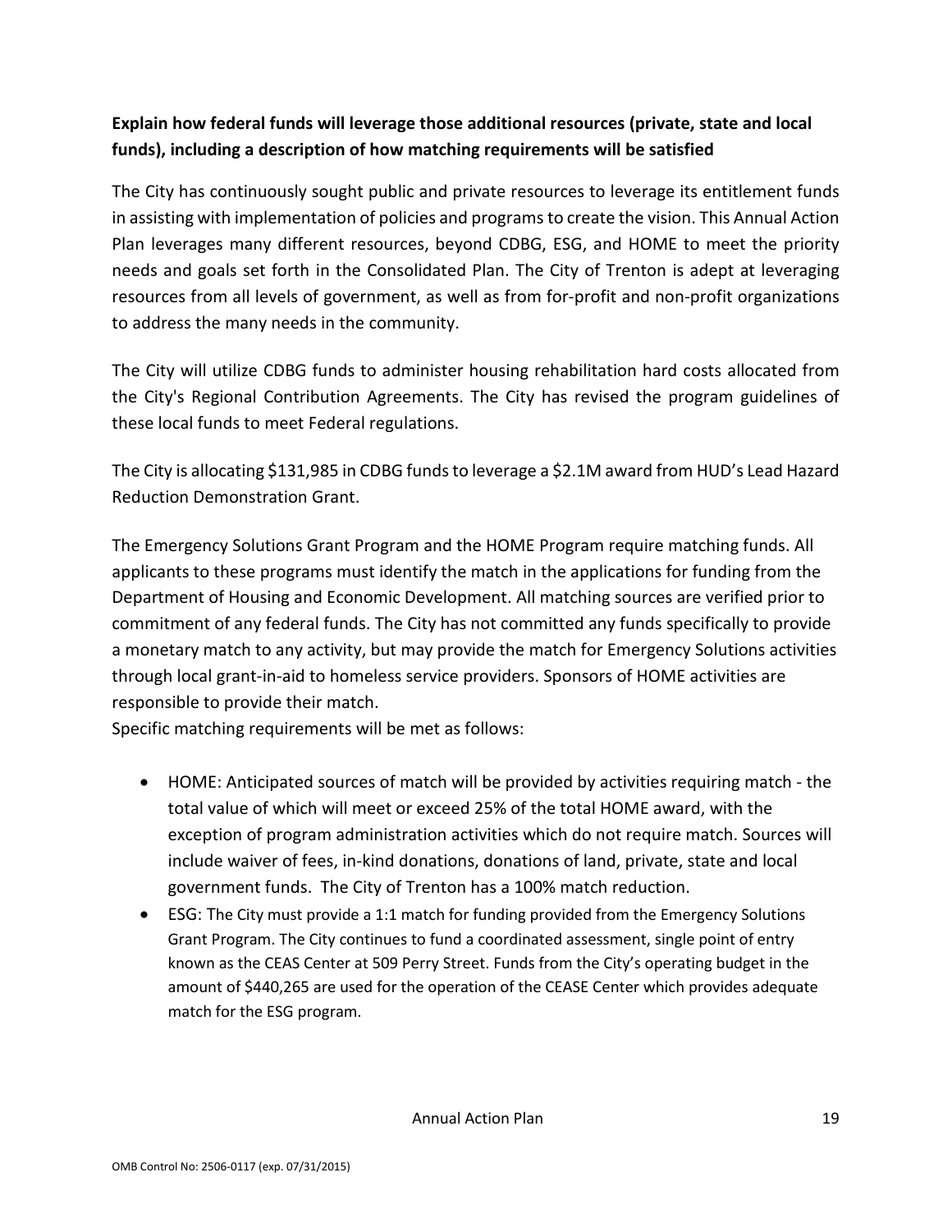**Explain how federal funds will leverage those additional resources (private, state and local funds), including a description of how matching requirements will be satisfied**

The City has continuously sought public and private resources to leverage its entitlement funds in assisting with implementation of policies and programs to create the vision. This Annual Action Plan leverages many different resources, beyond CDBG, ESG, and HOME to meet the priority needs and goals set forth in the Consolidated Plan. The City of Trenton is adept at leveraging resources from all levels of government, as well as from for-profit and non-profit organizations to address the many needs in the community.

The City will utilize CDBG funds to administer housing rehabilitation hard costs allocated from the City's Regional Contribution Agreements. The City has revised the program guidelines of these local funds to meet Federal regulations.

The City is allocating $131,985 in CDBG funds to leverage a $2.1M award from HUD's Lead Hazard Reduction Demonstration Grant.

The Emergency Solutions Grant Program and the HOME Program require matching funds. All applicants to these programs must identify the match in the applications for funding from the Department of Housing and Economic Development. All matching sources are verified prior to commitment of any federal funds. The City has not committed any funds specifically to provide a monetary match to any activity, but may provide the match for Emergency Solutions activities through local grant-in-aid to homeless service providers. Sponsors of HOME activities are responsible to provide their match.

Specific matching requirements will be met as follows:

- HOME: Anticipated sources of match will be provided by activities requiring match - the total value of which will meet or exceed 25% of the total HOME award, with the exception of program administration activities which do not require match. Sources will include waiver of fees, in-kind donations, donations of land, private, state and local government funds. The City of Trenton has a 100% match reduction.
- ESG: The City must provide a 1:1 match for funding provided from the Emergency Solutions Grant Program. The City continues to fund a coordinated assessment, single point of entry known as the CEAS Center at 509 Perry Street. Funds from the City's operating budget in the amount of $440,265 are used for the operation of the CEASE Center which provides adequate match for the ESG program.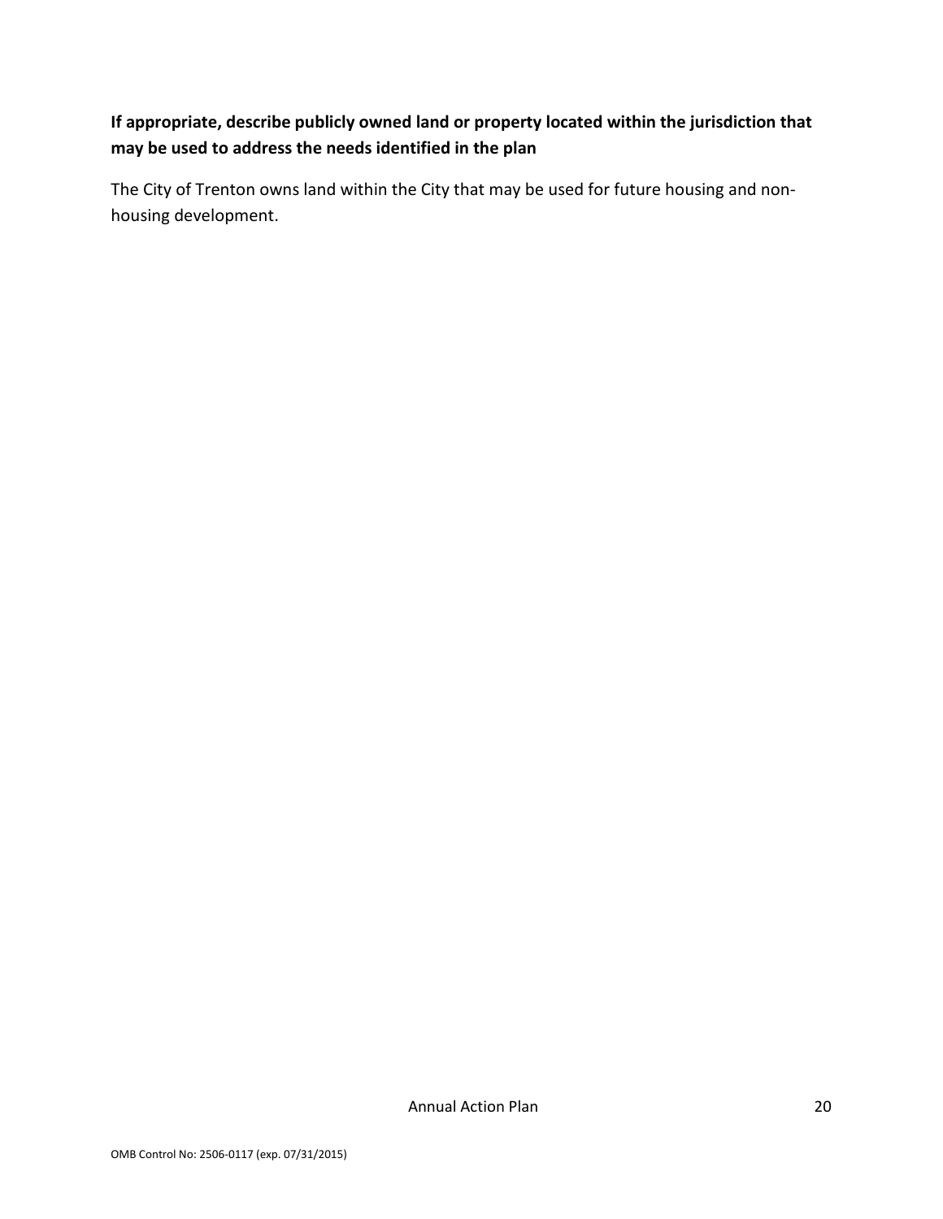**If appropriate, describe publicly owned land or property located within the jurisdiction that may be used to address the needs identified in the plan**

The City of Trenton owns land within the City that may be used for future housing and non-housing development.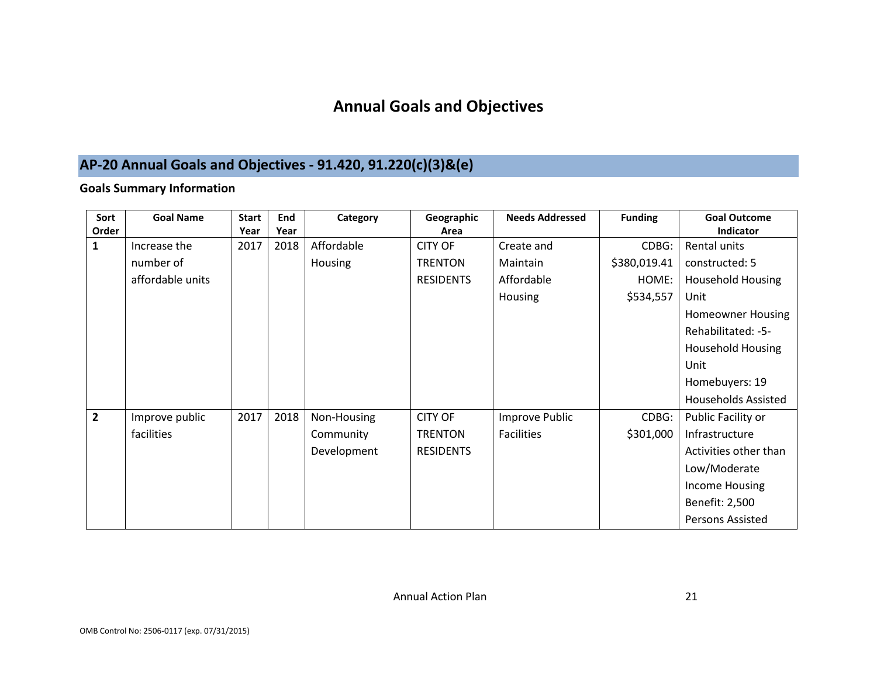# Annual Goals and Objectives

## AP-20 Annual Goals and Objectives - 91.420, 91.220(c)(3)&(e)

### Goals Summary Information

| Sort Order | Goal Name | Start Year | End Year | Category | Geographic Area | Needs Addressed | Funding | Goal Outcome Indicator |
|---|---|---|---|---|---|---|---|---|
| 1 | Increase the number of affordable units | 2017 | 2018 | Affordable Housing | CITY OF TRENTON RESIDENTS | Create and Maintain Affordable Housing | CDBG: $380,019.41 HOME: $534,557 | Rental units constructed: 5 Household Housing Unit Homeowner Housing Rehabilitated: -5- Household Housing Unit Homebuyers: 19 Households Assisted |
| 2 | Improve public facilities | 2017 | 2018 | Non-Housing Community Development | CITY OF TRENTON RESIDENTS | Improve Public Facilities | CDBG: $301,000 | Public Facility or Infrastructure Activities other than Low/Moderate Income Housing Benefit: 2,500 Persons Assisted |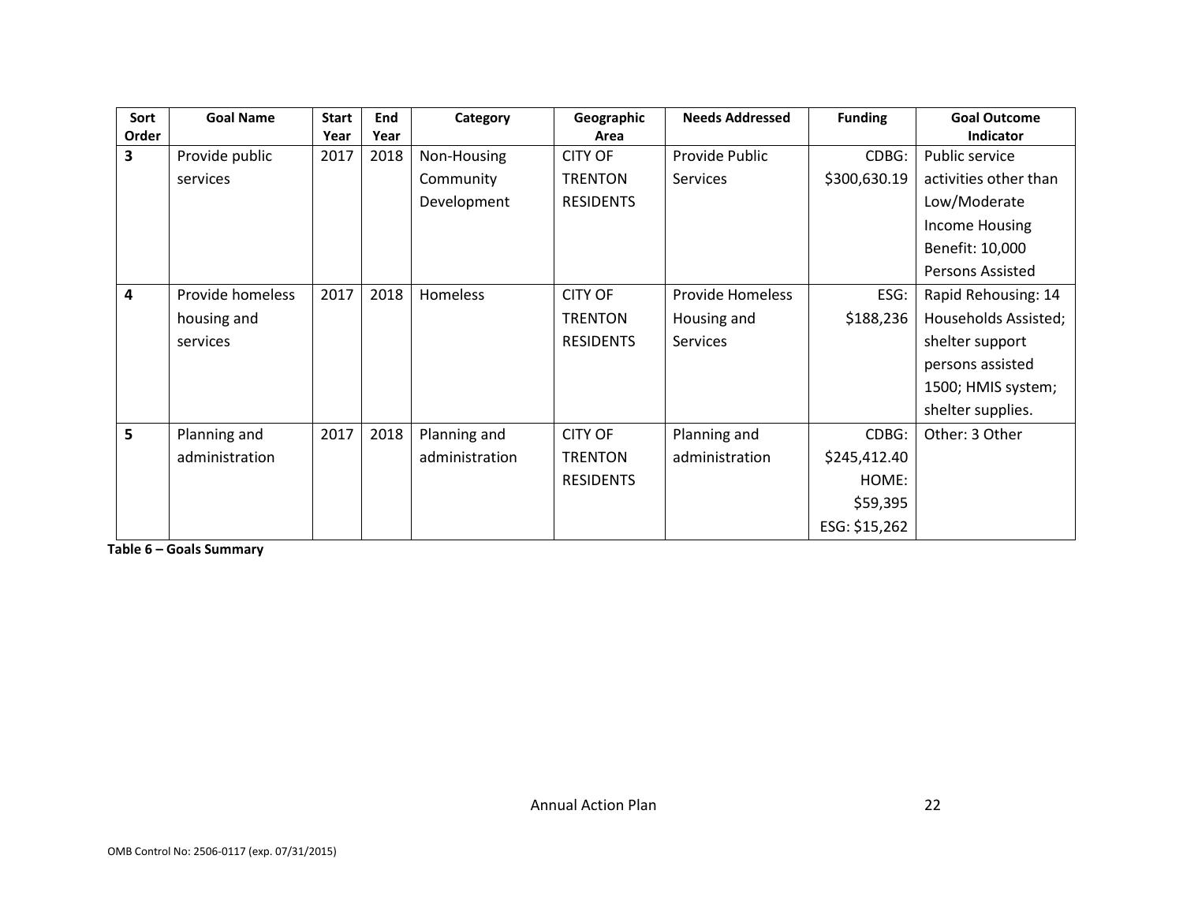| Sort Order | Goal Name | Start Year | End Year | Category | Geographic Area | Needs Addressed | Funding | Goal Outcome Indicator |
|---|---|---|---|---|---|---|---|---|
| 3 | Provide public services | 2017 | 2018 | Non-Housing Community Development | CITY OF TRENTON RESIDENTS | Provide Public Services | CDBG: $300,630.19 | Public service activities other than Low/Moderate Income Housing Benefit: 10,000 Persons Assisted |
| 4 | Provide homeless housing and services | 2017 | 2018 | Homeless | CITY OF TRENTON RESIDENTS | Provide Homeless Housing and Services | ESG: $188,236 | Rapid Rehousing: 14 Households Assisted; shelter support persons assisted 1500; HMIS system; shelter supplies. |
| 5 | Planning and administration | 2017 | 2018 | Planning and administration | CITY OF TRENTON RESIDENTS | Planning and administration | CDBG: $245,412.40 HOME: $59,395 ESG: $15,262 | Other: 3 Other |

**Table 6 – Goals Summary**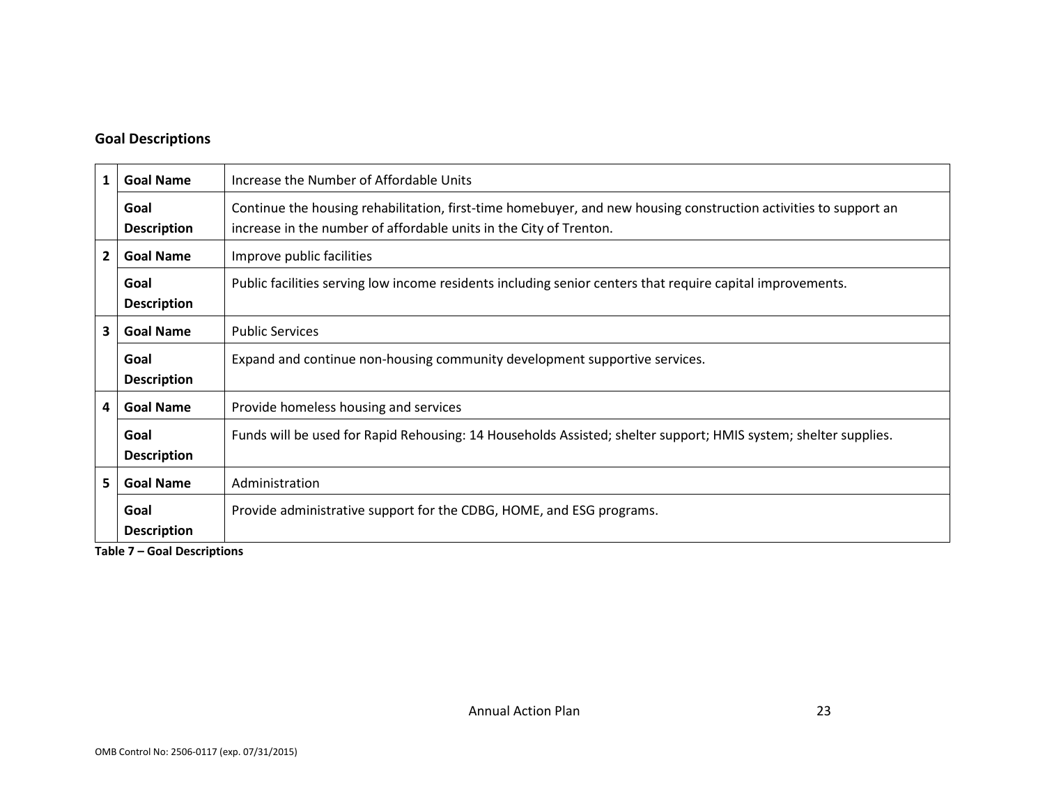## Goal Descriptions

| | | |
|---|---|---|
| 1 | **Goal Name** | Increase the Number of Affordable Units |
| | **Goal Description** | Continue the housing rehabilitation, first-time homebuyer, and new housing construction activities to support an increase in the number of affordable units in the City of Trenton. |
| 2 | **Goal Name** | Improve public facilities |
| | **Goal Description** | Public facilities serving low income residents including senior centers that require capital improvements. |
| 3 | **Goal Name** | Public Services |
| | **Goal Description** | Expand and continue non-housing community development supportive services. |
| 4 | **Goal Name** | Provide homeless housing and services |
| | **Goal Description** | Funds will be used for Rapid Rehousing: 14 Households Assisted; shelter support; HMIS system; shelter supplies. |
| 5 | **Goal Name** | Administration |
| | **Goal Description** | Provide administrative support for the CDBG, HOME, and ESG programs. |

**Table 7 – Goal Descriptions**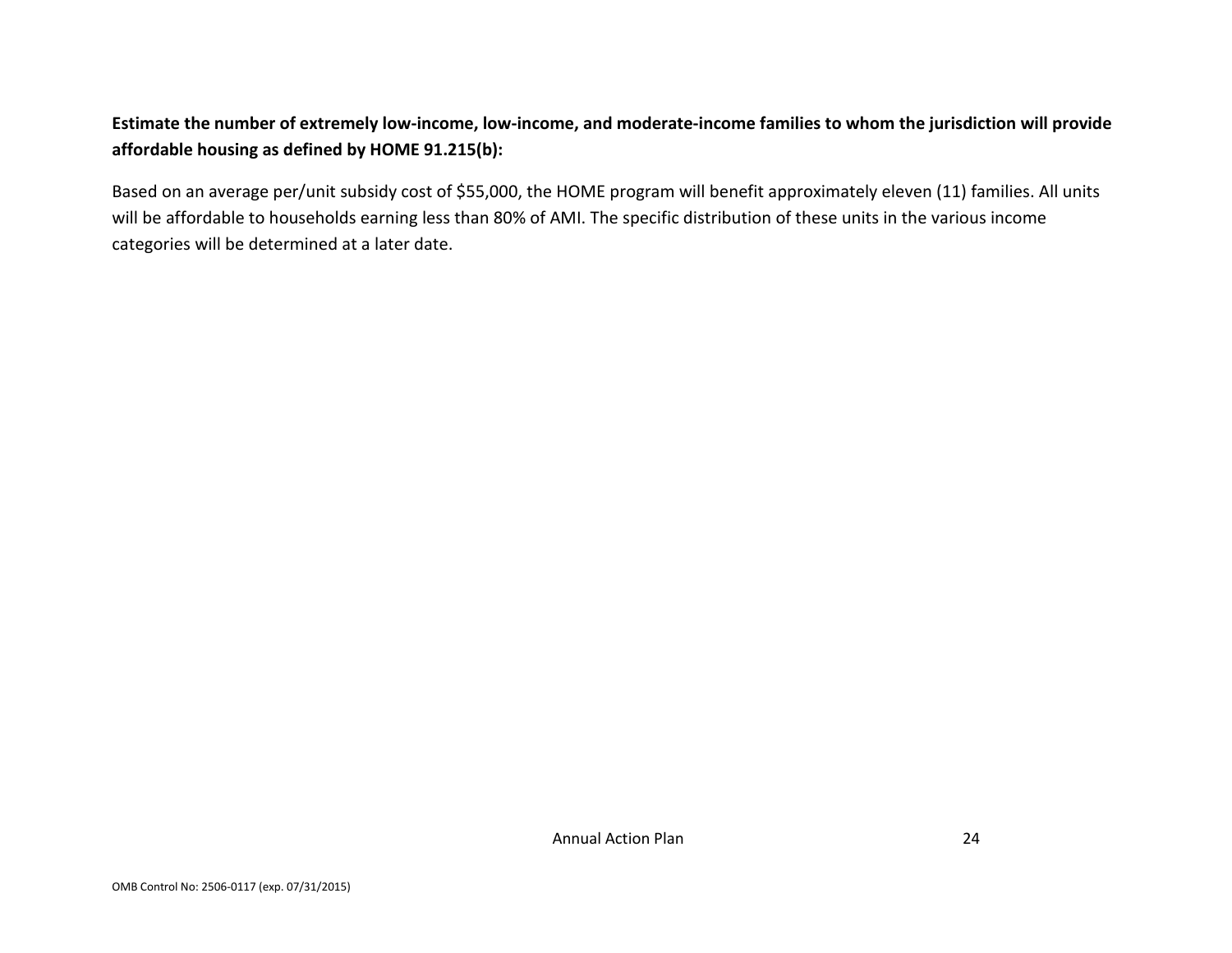**Estimate the number of extremely low-income, low-income, and moderate-income families to whom the jurisdiction will provide affordable housing as defined by HOME 91.215(b):**

Based on an average per/unit subsidy cost of $55,000, the HOME program will benefit approximately eleven (11) families. All units will be affordable to households earning less than 80% of AMI. The specific distribution of these units in the various income categories will be determined at a later date.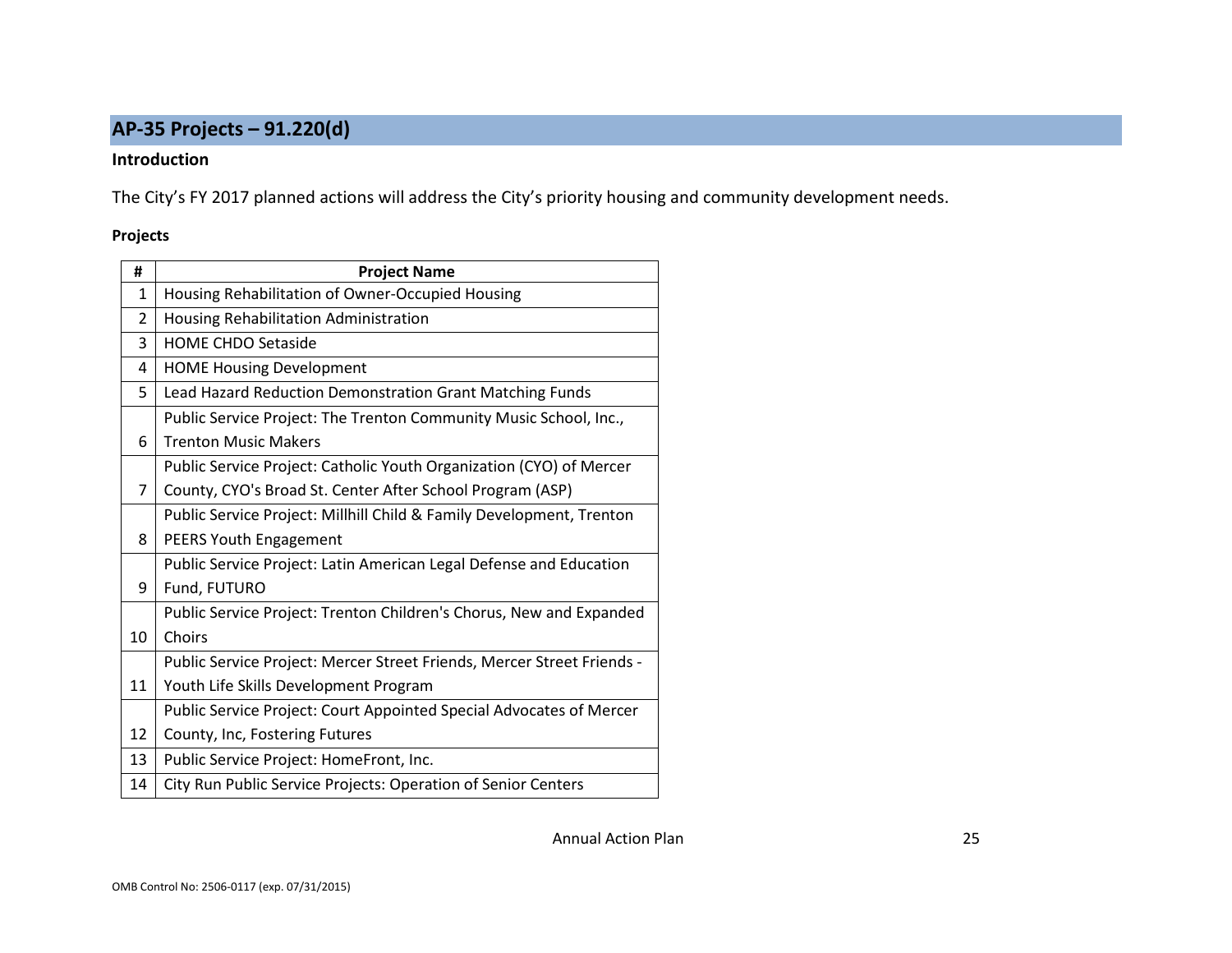## AP-35 Projects – 91.220(d)

**Introduction**

The City's FY 2017 planned actions will address the City's priority housing and community development needs.

**Projects**

| # | Project Name |
|---|---|
| 1 | Housing Rehabilitation of Owner-Occupied Housing |
| 2 | Housing Rehabilitation Administration |
| 3 | HOME CHDO Setaside |
| 4 | HOME Housing Development |
| 5 | Lead Hazard Reduction Demonstration Grant Matching Funds |
| 6 | Public Service Project: The Trenton Community Music School, Inc., Trenton Music Makers |
| 7 | Public Service Project: Catholic Youth Organization (CYO) of Mercer County, CYO's Broad St. Center After School Program (ASP) |
| 8 | Public Service Project: Millhill Child & Family Development, Trenton PEERS Youth Engagement |
| 9 | Public Service Project: Latin American Legal Defense and Education Fund, FUTURO |
| 10 | Public Service Project: Trenton Children's Chorus, New and Expanded Choirs |
| 11 | Public Service Project: Mercer Street Friends, Mercer Street Friends - Youth Life Skills Development Program |
| 12 | Public Service Project: Court Appointed Special Advocates of Mercer County, Inc, Fostering Futures |
| 13 | Public Service Project: HomeFront, Inc. |
| 14 | City Run Public Service Projects: Operation of Senior Centers |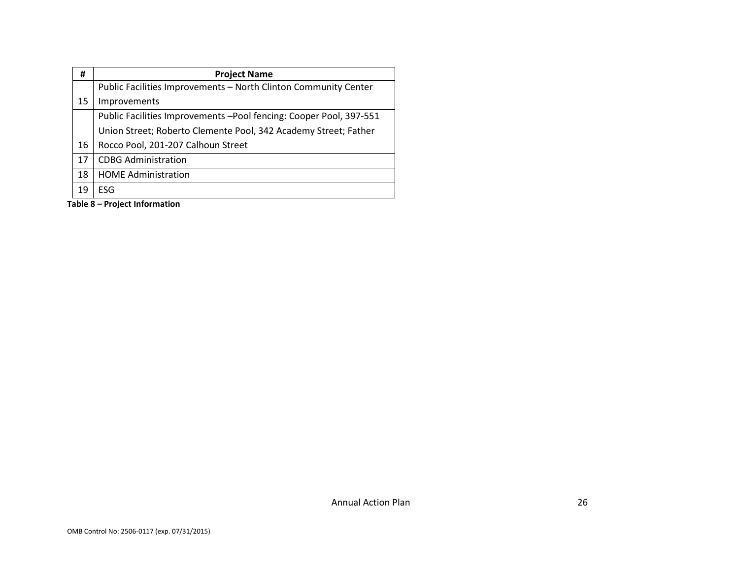| # | Project Name |
|---|---|
| 15 | Public Facilities Improvements – North Clinton Community Center Improvements |
| 16 | Public Facilities Improvements –Pool fencing: Cooper Pool, 397-551 Union Street; Roberto Clemente Pool, 342 Academy Street; Father Rocco Pool, 201-207 Calhoun Street |
| 17 | CDBG Administration |
| 18 | HOME Administration |
| 19 | ESG |

**Table 8 – Project Information**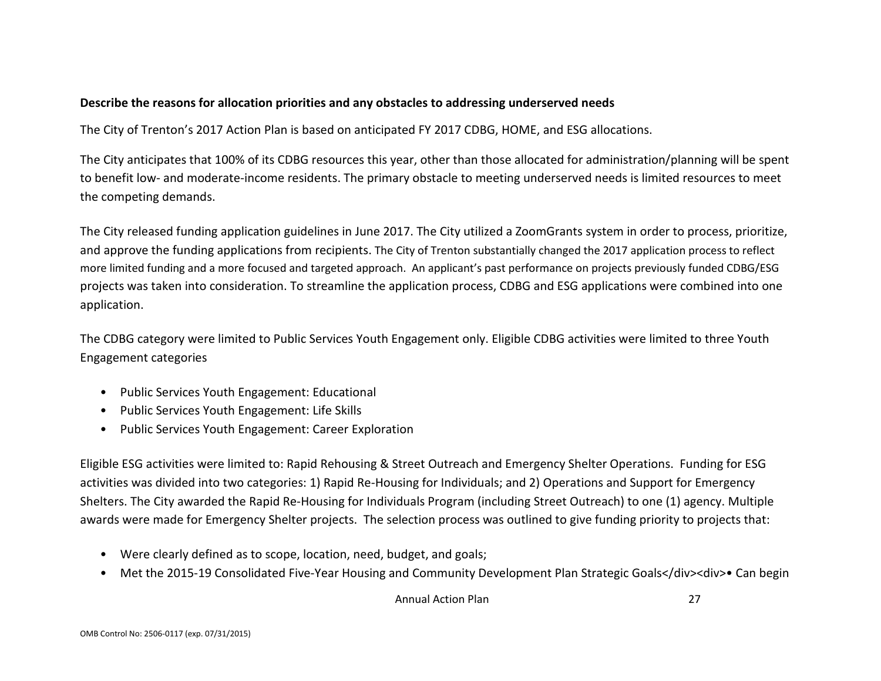**Describe the reasons for allocation priorities and any obstacles to addressing underserved needs**

The City of Trenton's 2017 Action Plan is based on anticipated FY 2017 CDBG, HOME, and ESG allocations.

The City anticipates that 100% of its CDBG resources this year, other than those allocated for administration/planning will be spent to benefit low- and moderate-income residents. The primary obstacle to meeting underserved needs is limited resources to meet the competing demands.

The City released funding application guidelines in June 2017. The City utilized a ZoomGrants system in order to process, prioritize, and approve the funding applications from recipients. The City of Trenton substantially changed the 2017 application process to reflect more limited funding and a more focused and targeted approach. An applicant's past performance on projects previously funded CDBG/ESG projects was taken into consideration. To streamline the application process, CDBG and ESG applications were combined into one application.

The CDBG category were limited to Public Services Youth Engagement only. Eligible CDBG activities were limited to three Youth Engagement categories

- Public Services Youth Engagement: Educational
- Public Services Youth Engagement: Life Skills
- Public Services Youth Engagement: Career Exploration

Eligible ESG activities were limited to: Rapid Rehousing & Street Outreach and Emergency Shelter Operations. Funding for ESG activities was divided into two categories: 1) Rapid Re-Housing for Individuals; and 2) Operations and Support for Emergency Shelters. The City awarded the Rapid Re-Housing for Individuals Program (including Street Outreach) to one (1) agency. Multiple awards were made for Emergency Shelter projects. The selection process was outlined to give funding priority to projects that:

- Were clearly defined as to scope, location, need, budget, and goals;
- Met the 2015-19 Consolidated Five-Year Housing and Community Development Plan Strategic Goals</div><div>• Can begin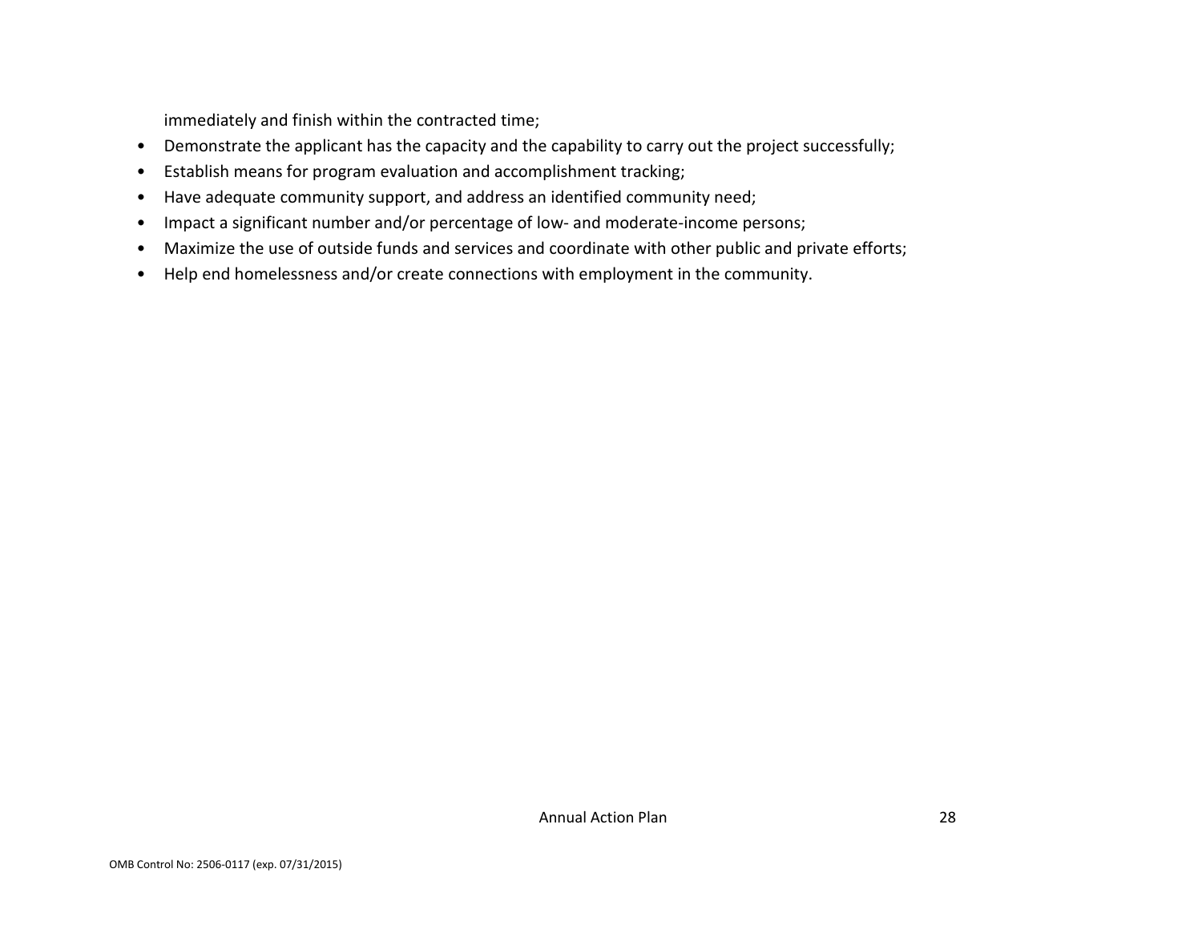immediately and finish within the contracted time;

- Demonstrate the applicant has the capacity and the capability to carry out the project successfully;
- Establish means for program evaluation and accomplishment tracking;
- Have adequate community support, and address an identified community need;
- Impact a significant number and/or percentage of low- and moderate-income persons;
- Maximize the use of outside funds and services and coordinate with other public and private efforts;
- Help end homelessness and/or create connections with employment in the community.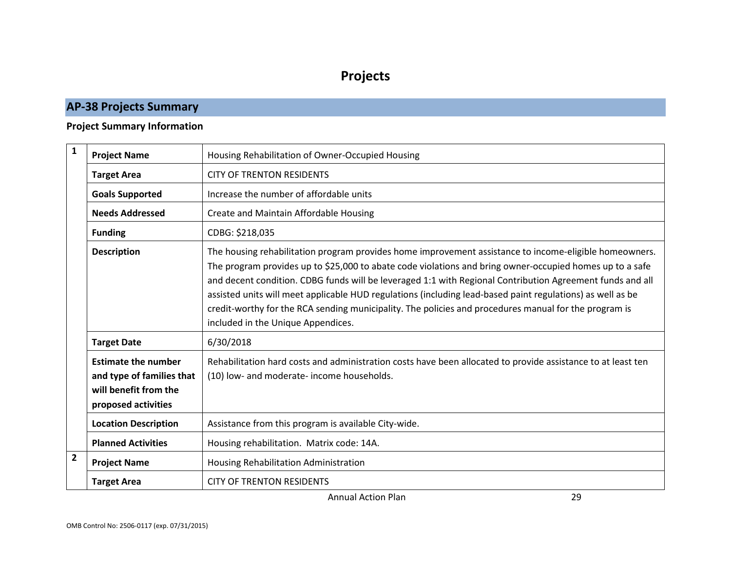# Projects

## AP-38 Projects Summary

**Project Summary Information**

| | | |
|---|---|---|
| 1 | **Project Name** | Housing Rehabilitation of Owner-Occupied Housing |
| | **Target Area** | CITY OF TRENTON RESIDENTS |
| | **Goals Supported** | Increase the number of affordable units |
| | **Needs Addressed** | Create and Maintain Affordable Housing |
| | **Funding** | CDBG: $218,035 |
| | **Description** | The housing rehabilitation program provides home improvement assistance to income-eligible homeowners. The program provides up to $25,000 to abate code violations and bring owner-occupied homes up to a safe and decent condition. CDBG funds will be leveraged 1:1 with Regional Contribution Agreement funds and all assisted units will meet applicable HUD regulations (including lead-based paint regulations) as well as be credit-worthy for the RCA sending municipality. The policies and procedures manual for the program is included in the Unique Appendices. |
| | **Target Date** | 6/30/2018 |
| | **Estimate the number and type of families that will benefit from the proposed activities** | Rehabilitation hard costs and administration costs have been allocated to provide assistance to at least ten (10) low- and moderate- income households. |
| | **Location Description** | Assistance from this program is available City-wide. |
| | **Planned Activities** | Housing rehabilitation. Matrix code: 14A. |
| 2 | **Project Name** | Housing Rehabilitation Administration |
| | **Target Area** | CITY OF TRENTON RESIDENTS |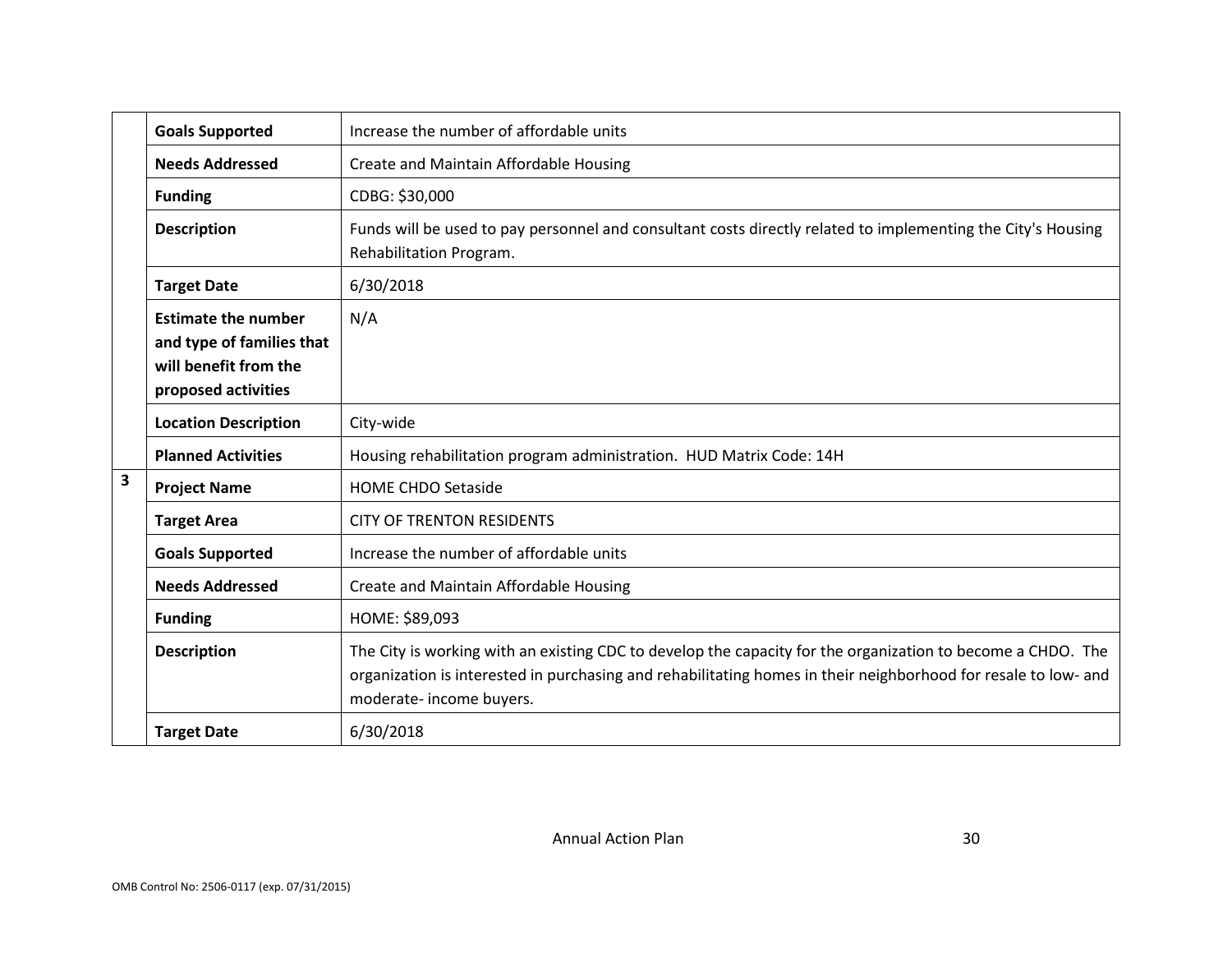| | | |
|---|---|---|
| | **Goals Supported** | Increase the number of affordable units |
| | **Needs Addressed** | Create and Maintain Affordable Housing |
| | **Funding** | CDBG: $30,000 |
| | **Description** | Funds will be used to pay personnel and consultant costs directly related to implementing the City's Housing Rehabilitation Program. |
| | **Target Date** | 6/30/2018 |
| | **Estimate the number and type of families that will benefit from the proposed activities** | N/A |
| | **Location Description** | City-wide |
| | **Planned Activities** | Housing rehabilitation program administration. HUD Matrix Code: 14H |
| **3** | **Project Name** | HOME CHDO Setaside |
| | **Target Area** | CITY OF TRENTON RESIDENTS |
| | **Goals Supported** | Increase the number of affordable units |
| | **Needs Addressed** | Create and Maintain Affordable Housing |
| | **Funding** | HOME: $89,093 |
| | **Description** | The City is working with an existing CDC to develop the capacity for the organization to become a CHDO. The organization is interested in purchasing and rehabilitating homes in their neighborhood for resale to low- and moderate- income buyers. |
| | **Target Date** | 6/30/2018 |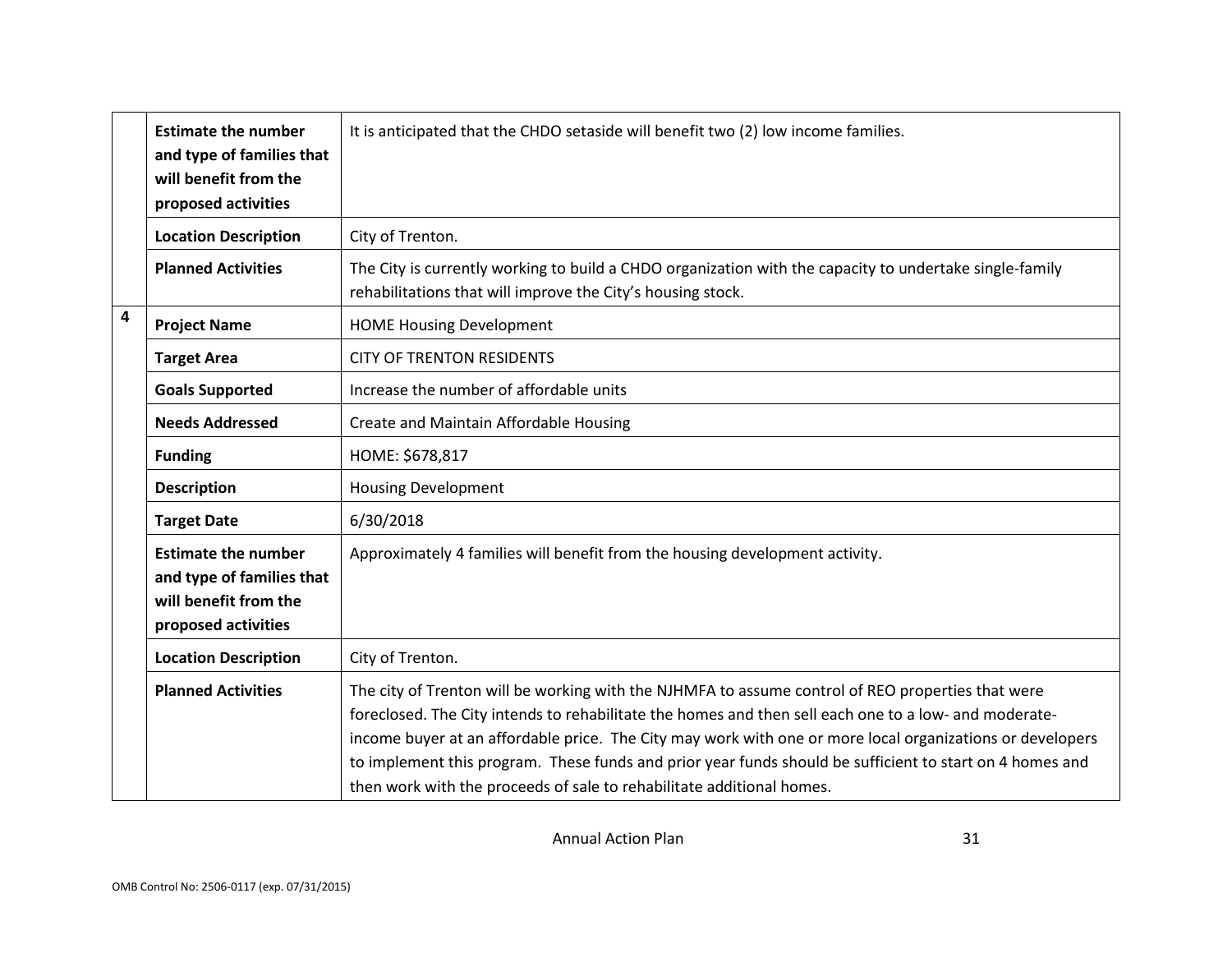| | | |
|---|---|---|
| | **Estimate the number and type of families that will benefit from the proposed activities** | It is anticipated that the CHDO setaside will benefit two (2) low income families. |
| | **Location Description** | City of Trenton. |
| | **Planned Activities** | The City is currently working to build a CHDO organization with the capacity to undertake single-family rehabilitations that will improve the City's housing stock. |
| **4** | **Project Name** | HOME Housing Development |
| | **Target Area** | CITY OF TRENTON RESIDENTS |
| | **Goals Supported** | Increase the number of affordable units |
| | **Needs Addressed** | Create and Maintain Affordable Housing |
| | **Funding** | HOME: $678,817 |
| | **Description** | Housing Development |
| | **Target Date** | 6/30/2018 |
| | **Estimate the number and type of families that will benefit from the proposed activities** | Approximately 4 families will benefit from the housing development activity. |
| | **Location Description** | City of Trenton. |
| | **Planned Activities** | The city of Trenton will be working with the NJHMFA to assume control of REO properties that were foreclosed. The City intends to rehabilitate the homes and then sell each one to a low- and moderate-income buyer at an affordable price. The City may work with one or more local organizations or developers to implement this program. These funds and prior year funds should be sufficient to start on 4 homes and then work with the proceeds of sale to rehabilitate additional homes. |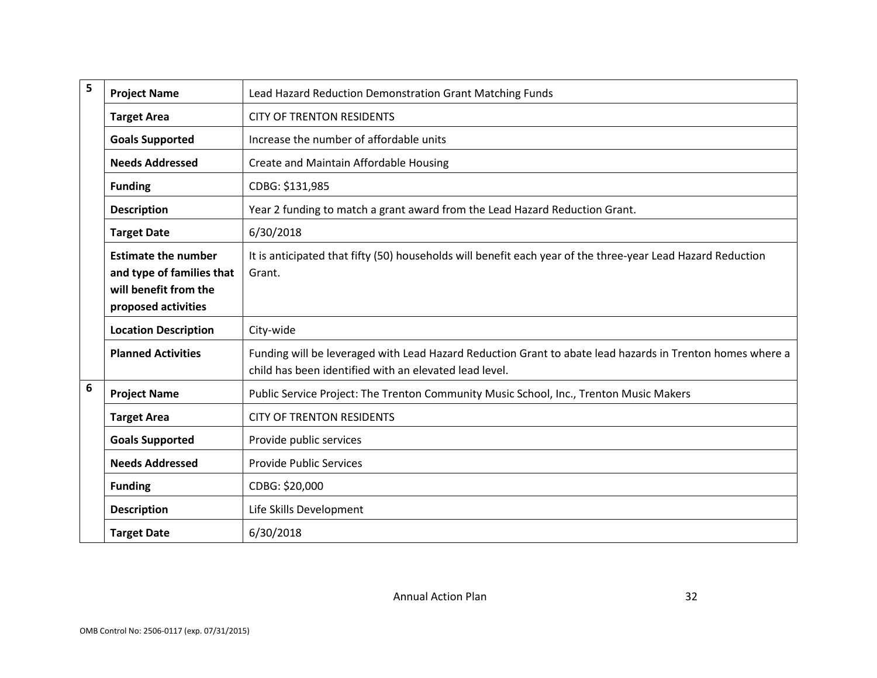| | | |
|---|---|---|
| 5 | **Project Name** | Lead Hazard Reduction Demonstration Grant Matching Funds |
| | **Target Area** | CITY OF TRENTON RESIDENTS |
| | **Goals Supported** | Increase the number of affordable units |
| | **Needs Addressed** | Create and Maintain Affordable Housing |
| | **Funding** | CDBG: $131,985 |
| | **Description** | Year 2 funding to match a grant award from the Lead Hazard Reduction Grant. |
| | **Target Date** | 6/30/2018 |
| | **Estimate the number and type of families that will benefit from the proposed activities** | It is anticipated that fifty (50) households will benefit each year of the three-year Lead Hazard Reduction Grant. |
| | **Location Description** | City-wide |
| | **Planned Activities** | Funding will be leveraged with Lead Hazard Reduction Grant to abate lead hazards in Trenton homes where a child has been identified with an elevated lead level. |
| 6 | **Project Name** | Public Service Project: The Trenton Community Music School, Inc., Trenton Music Makers |
| | **Target Area** | CITY OF TRENTON RESIDENTS |
| | **Goals Supported** | Provide public services |
| | **Needs Addressed** | Provide Public Services |
| | **Funding** | CDBG: $20,000 |
| | **Description** | Life Skills Development |
| | **Target Date** | 6/30/2018 |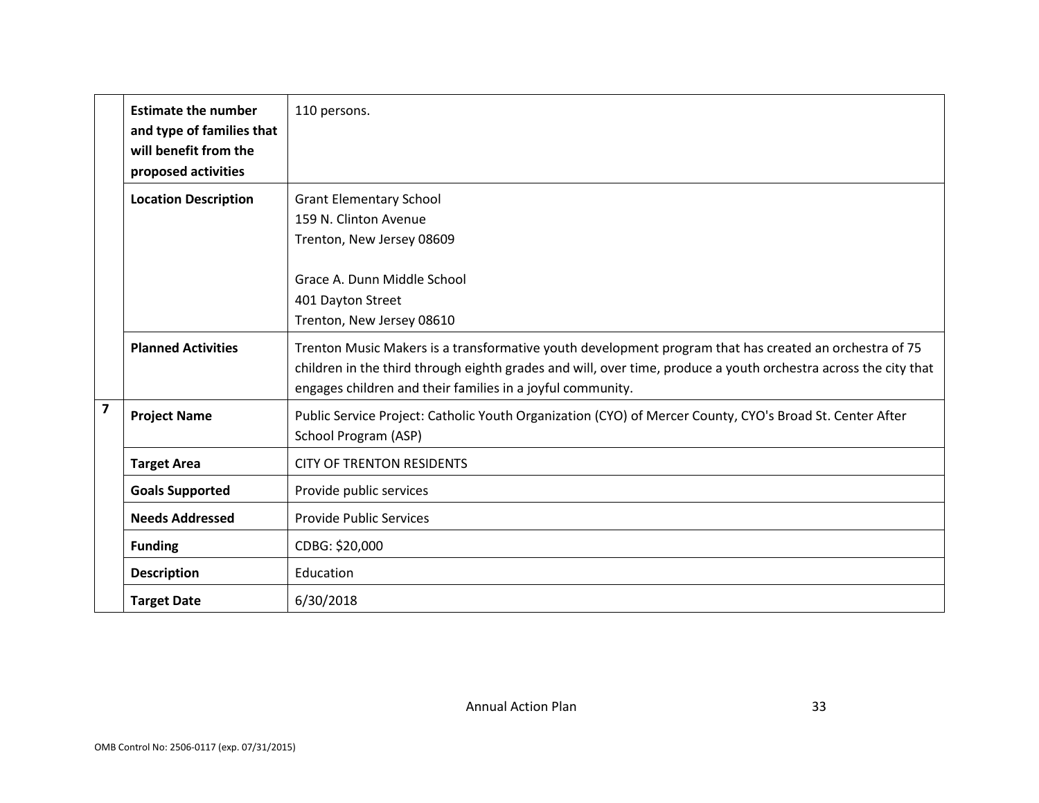| | | |
|---|---|---|
| | **Estimate the number and type of families that will benefit from the proposed activities** | 110 persons. |
| | **Location Description** | Grant Elementary School<br>159 N. Clinton Avenue<br>Trenton, New Jersey 08609<br><br>Grace A. Dunn Middle School<br>401 Dayton Street<br>Trenton, New Jersey 08610 |
| | **Planned Activities** | Trenton Music Makers is a transformative youth development program that has created an orchestra of 75 children in the third through eighth grades and will, over time, produce a youth orchestra across the city that engages children and their families in a joyful community. |
| **7** | **Project Name** | Public Service Project: Catholic Youth Organization (CYO) of Mercer County, CYO's Broad St. Center After School Program (ASP) |
| | **Target Area** | CITY OF TRENTON RESIDENTS |
| | **Goals Supported** | Provide public services |
| | **Needs Addressed** | Provide Public Services |
| | **Funding** | CDBG: $20,000 |
| | **Description** | Education |
| | **Target Date** | 6/30/2018 |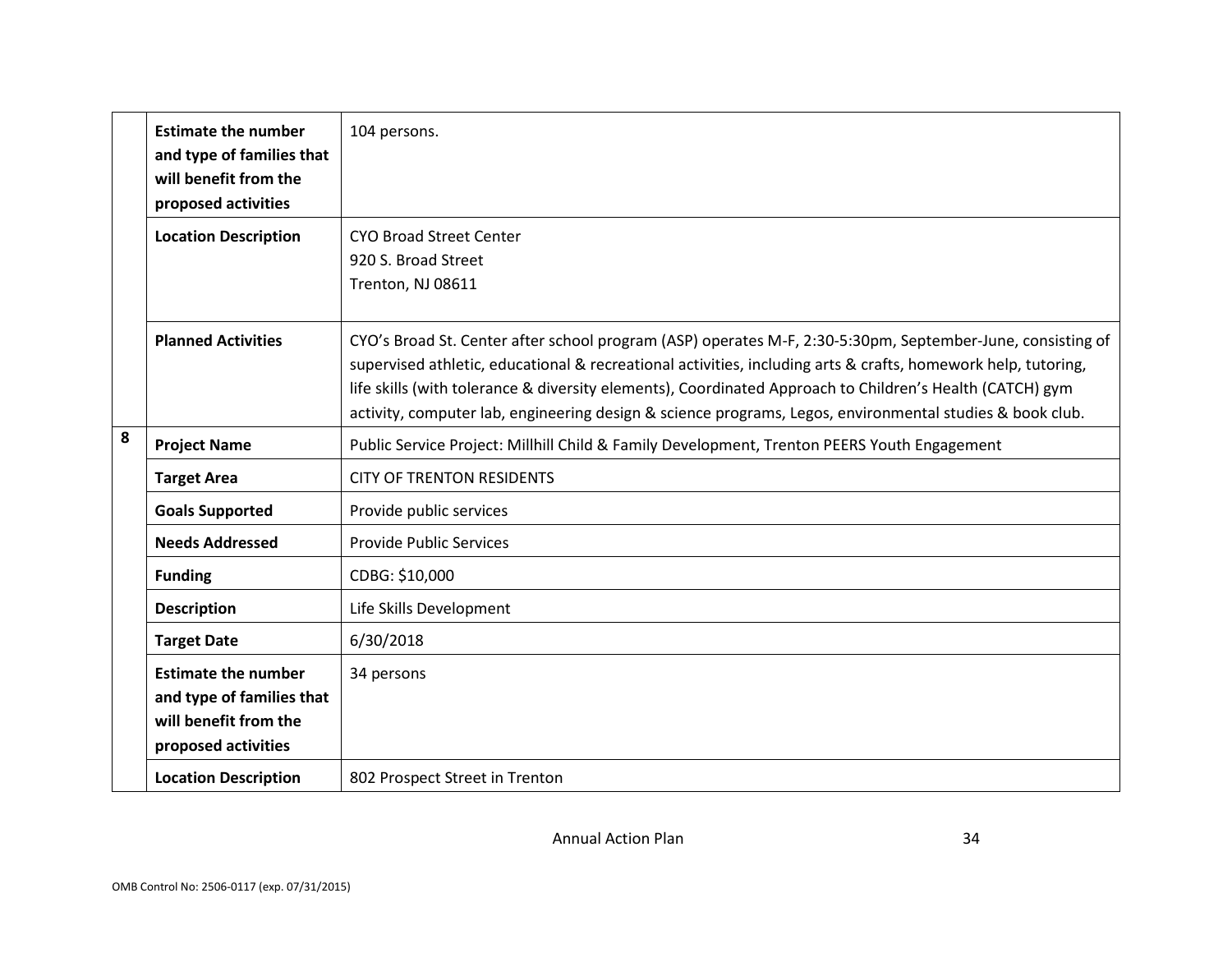| | | |
|---|---|---|
| | **Estimate the number and type of families that will benefit from the proposed activities** | 104 persons. |
| | **Location Description** | CYO Broad Street Center<br>920 S. Broad Street<br>Trenton, NJ 08611 |
| | **Planned Activities** | CYO's Broad St. Center after school program (ASP) operates M-F, 2:30-5:30pm, September-June, consisting of supervised athletic, educational & recreational activities, including arts & crafts, homework help, tutoring, life skills (with tolerance & diversity elements), Coordinated Approach to Children's Health (CATCH) gym activity, computer lab, engineering design & science programs, Legos, environmental studies & book club. |
| 8 | **Project Name** | Public Service Project: Millhill Child & Family Development, Trenton PEERS Youth Engagement |
| | **Target Area** | CITY OF TRENTON RESIDENTS |
| | **Goals Supported** | Provide public services |
| | **Needs Addressed** | Provide Public Services |
| | **Funding** | CDBG: $10,000 |
| | **Description** | Life Skills Development |
| | **Target Date** | 6/30/2018 |
| | **Estimate the number and type of families that will benefit from the proposed activities** | 34 persons |
| | **Location Description** | 802 Prospect Street in Trenton |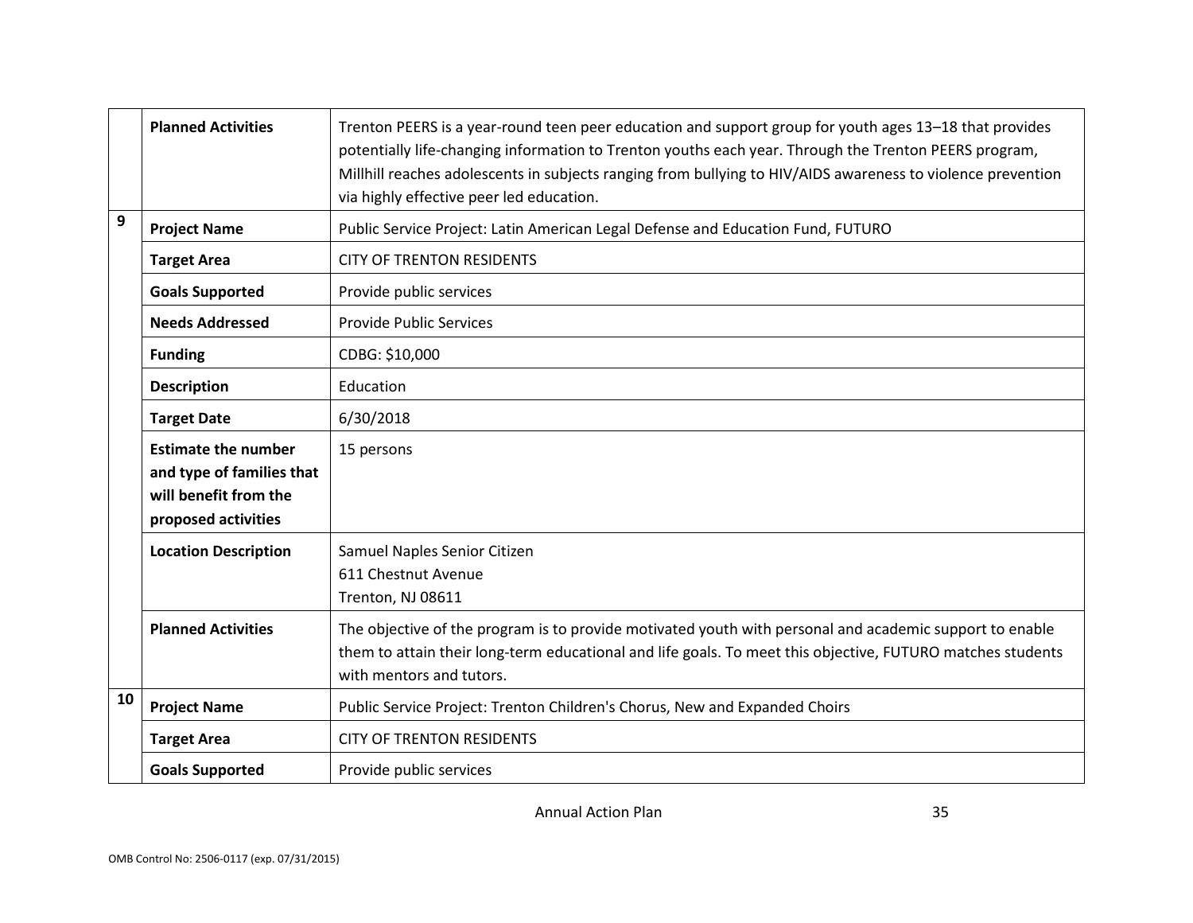|  |  |  |
|---|---|---|
|  | **Planned Activities** | Trenton PEERS is a year-round teen peer education and support group for youth ages 13–18 that provides potentially life-changing information to Trenton youths each year. Through the Trenton PEERS program, Millhill reaches adolescents in subjects ranging from bullying to HIV/AIDS awareness to violence prevention via highly effective peer led education. |
| 9 | **Project Name** | Public Service Project: Latin American Legal Defense and Education Fund, FUTURO |
|  | **Target Area** | CITY OF TRENTON RESIDENTS |
|  | **Goals Supported** | Provide public services |
|  | **Needs Addressed** | Provide Public Services |
|  | **Funding** | CDBG: $10,000 |
|  | **Description** | Education |
|  | **Target Date** | 6/30/2018 |
|  | **Estimate the number and type of families that will benefit from the proposed activities** | 15 persons |
|  | **Location Description** | Samuel Naples Senior Citizen<br>611 Chestnut Avenue<br>Trenton, NJ 08611 |
|  | **Planned Activities** | The objective of the program is to provide motivated youth with personal and academic support to enable them to attain their long-term educational and life goals. To meet this objective, FUTURO matches students with mentors and tutors. |
| 10 | **Project Name** | Public Service Project: Trenton Children's Chorus, New and Expanded Choirs |
|  | **Target Area** | CITY OF TRENTON RESIDENTS |
|  | **Goals Supported** | Provide public services |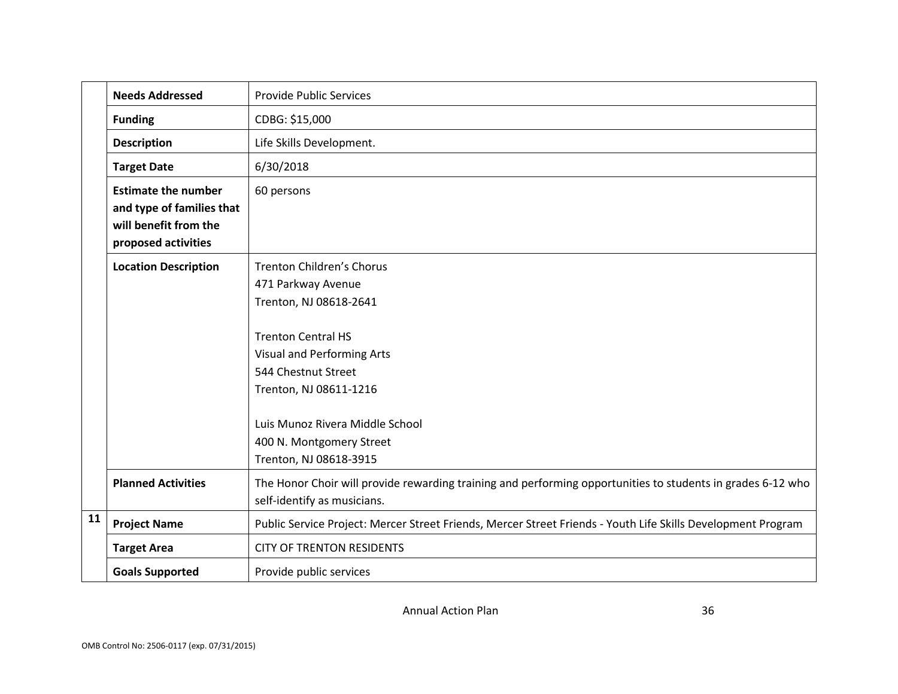| | | |
|---|---|---|
| | **Needs Addressed** | Provide Public Services |
| | **Funding** | CDBG: $15,000 |
| | **Description** | Life Skills Development. |
| | **Target Date** | 6/30/2018 |
| | **Estimate the number and type of families that will benefit from the proposed activities** | 60 persons |
| | **Location Description** | Trenton Children's Chorus<br>471 Parkway Avenue<br>Trenton, NJ 08618-2641<br><br>Trenton Central HS<br>Visual and Performing Arts<br>544 Chestnut Street<br>Trenton, NJ 08611-1216<br><br>Luis Munoz Rivera Middle School<br>400 N. Montgomery Street<br>Trenton, NJ 08618-3915 |
| | **Planned Activities** | The Honor Choir will provide rewarding training and performing opportunities to students in grades 6-12 who self-identify as musicians. |
| **11** | **Project Name** | Public Service Project: Mercer Street Friends, Mercer Street Friends - Youth Life Skills Development Program |
| | **Target Area** | CITY OF TRENTON RESIDENTS |
| | **Goals Supported** | Provide public services |

Annual Action Plan

OMB Control No: 2506-0117 (exp. 07/31/2015)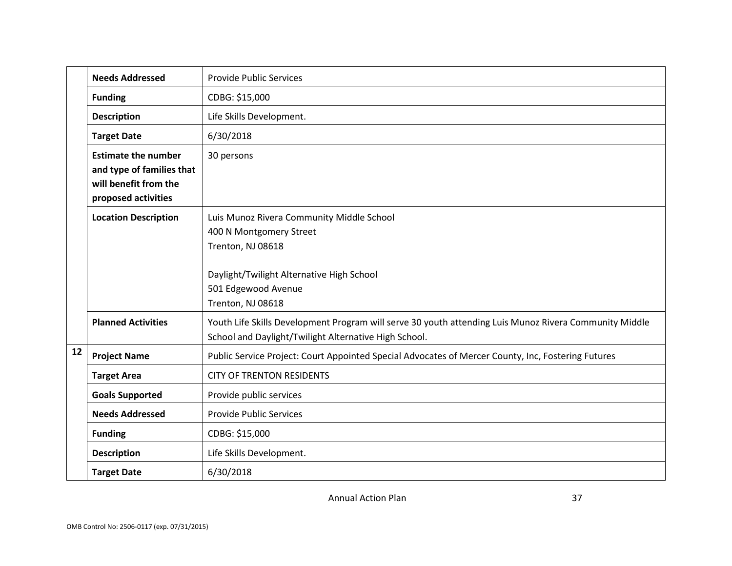| | | |
|---|---|---|
| | **Needs Addressed** | Provide Public Services |
| | **Funding** | CDBG: $15,000 |
| | **Description** | Life Skills Development. |
| | **Target Date** | 6/30/2018 |
| | **Estimate the number and type of families that will benefit from the proposed activities** | 30 persons |
| | **Location Description** | Luis Munoz Rivera Community Middle School<br>400 N Montgomery Street<br>Trenton, NJ 08618<br><br>Daylight/Twilight Alternative High School<br>501 Edgewood Avenue<br>Trenton, NJ 08618 |
| | **Planned Activities** | Youth Life Skills Development Program will serve 30 youth attending Luis Munoz Rivera Community Middle School and Daylight/Twilight Alternative High School. |
| **12** | **Project Name** | Public Service Project: Court Appointed Special Advocates of Mercer County, Inc, Fostering Futures |
| | **Target Area** | CITY OF TRENTON RESIDENTS |
| | **Goals Supported** | Provide public services |
| | **Needs Addressed** | Provide Public Services |
| | **Funding** | CDBG: $15,000 |
| | **Description** | Life Skills Development. |
| | **Target Date** | 6/30/2018 |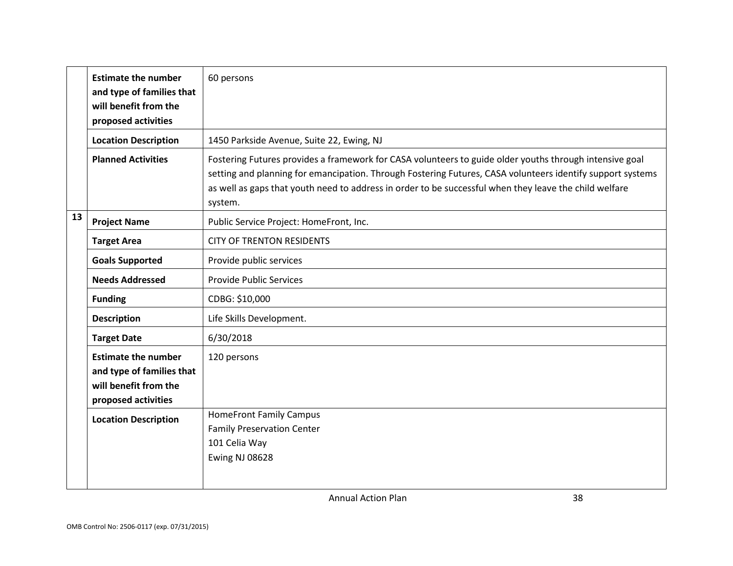| | | |
|---|---|---|
| | **Estimate the number and type of families that will benefit from the proposed activities** | 60 persons |
| | **Location Description** | 1450 Parkside Avenue, Suite 22, Ewing, NJ |
| | **Planned Activities** | Fostering Futures provides a framework for CASA volunteers to guide older youths through intensive goal setting and planning for emancipation. Through Fostering Futures, CASA volunteers identify support systems as well as gaps that youth need to address in order to be successful when they leave the child welfare system. |
| **13** | **Project Name** | Public Service Project: HomeFront, Inc. |
| | **Target Area** | CITY OF TRENTON RESIDENTS |
| | **Goals Supported** | Provide public services |
| | **Needs Addressed** | Provide Public Services |
| | **Funding** | CDBG: $10,000 |
| | **Description** | Life Skills Development. |
| | **Target Date** | 6/30/2018 |
| | **Estimate the number and type of families that will benefit from the proposed activities** | 120 persons |
| | **Location Description** | HomeFront Family Campus<br>Family Preservation Center<br>101 Celia Way<br>Ewing NJ 08628 |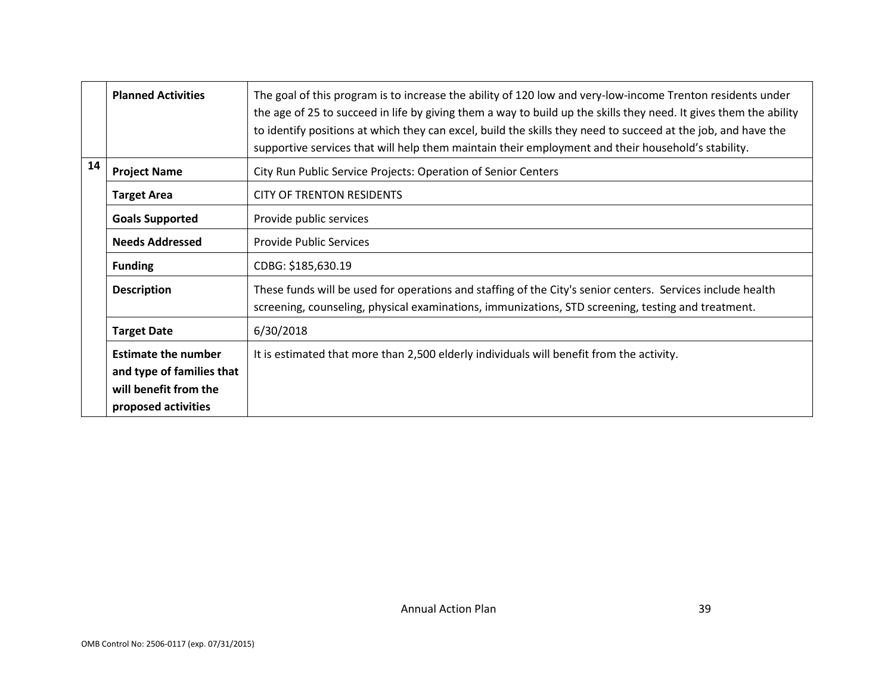| | | |
|---|---|---|
| | **Planned Activities** | The goal of this program is to increase the ability of 120 low and very-low-income Trenton residents under the age of 25 to succeed in life by giving them a way to build up the skills they need. It gives them the ability to identify positions at which they can excel, build the skills they need to succeed at the job, and have the supportive services that will help them maintain their employment and their household's stability. |
| **14** | **Project Name** | City Run Public Service Projects: Operation of Senior Centers |
| | **Target Area** | CITY OF TRENTON RESIDENTS |
| | **Goals Supported** | Provide public services |
| | **Needs Addressed** | Provide Public Services |
| | **Funding** | CDBG: $185,630.19 |
| | **Description** | These funds will be used for operations and staffing of the City's senior centers. Services include health screening, counseling, physical examinations, immunizations, STD screening, testing and treatment. |
| | **Target Date** | 6/30/2018 |
| | **Estimate the number and type of families that will benefit from the proposed activities** | It is estimated that more than 2,500 elderly individuals will benefit from the activity. |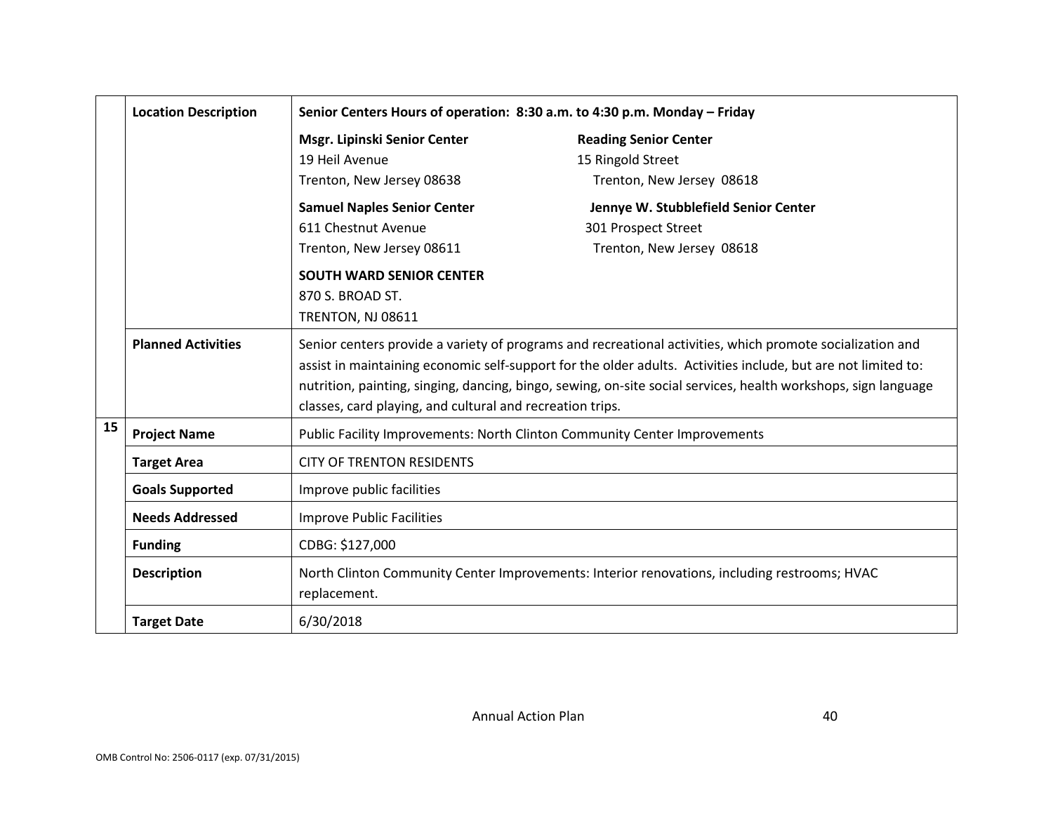| | | |
|---|---|---|
| | **Location Description** | **Senior Centers Hours of operation: 8:30 a.m. to 4:30 p.m. Monday – Friday**<br><br>**Msgr. Lipinski Senior Center**<br>19 Heil Avenue<br>Trenton, New Jersey 08638<br><br>**Reading Senior Center**<br>15 Ringold Street<br>Trenton, New Jersey 08618<br><br>**Samuel Naples Senior Center**<br>611 Chestnut Avenue<br>Trenton, New Jersey 08611<br><br>**Jennye W. Stubblefield Senior Center**<br>301 Prospect Street<br>Trenton, New Jersey 08618<br><br>**SOUTH WARD SENIOR CENTER**<br>870 S. BROAD ST.<br>TRENTON, NJ 08611 |
| | **Planned Activities** | Senior centers provide a variety of programs and recreational activities, which promote socialization and assist in maintaining economic self-support for the older adults. Activities include, but are not limited to: nutrition, painting, singing, dancing, bingo, sewing, on-site social services, health workshops, sign language classes, card playing, and cultural and recreation trips. |
| **15** | **Project Name** | Public Facility Improvements: North Clinton Community Center Improvements |
| | **Target Area** | CITY OF TRENTON RESIDENTS |
| | **Goals Supported** | Improve public facilities |
| | **Needs Addressed** | Improve Public Facilities |
| | **Funding** | CDBG: $127,000 |
| | **Description** | North Clinton Community Center Improvements: Interior renovations, including restrooms; HVAC replacement. |
| | **Target Date** | 6/30/2018 |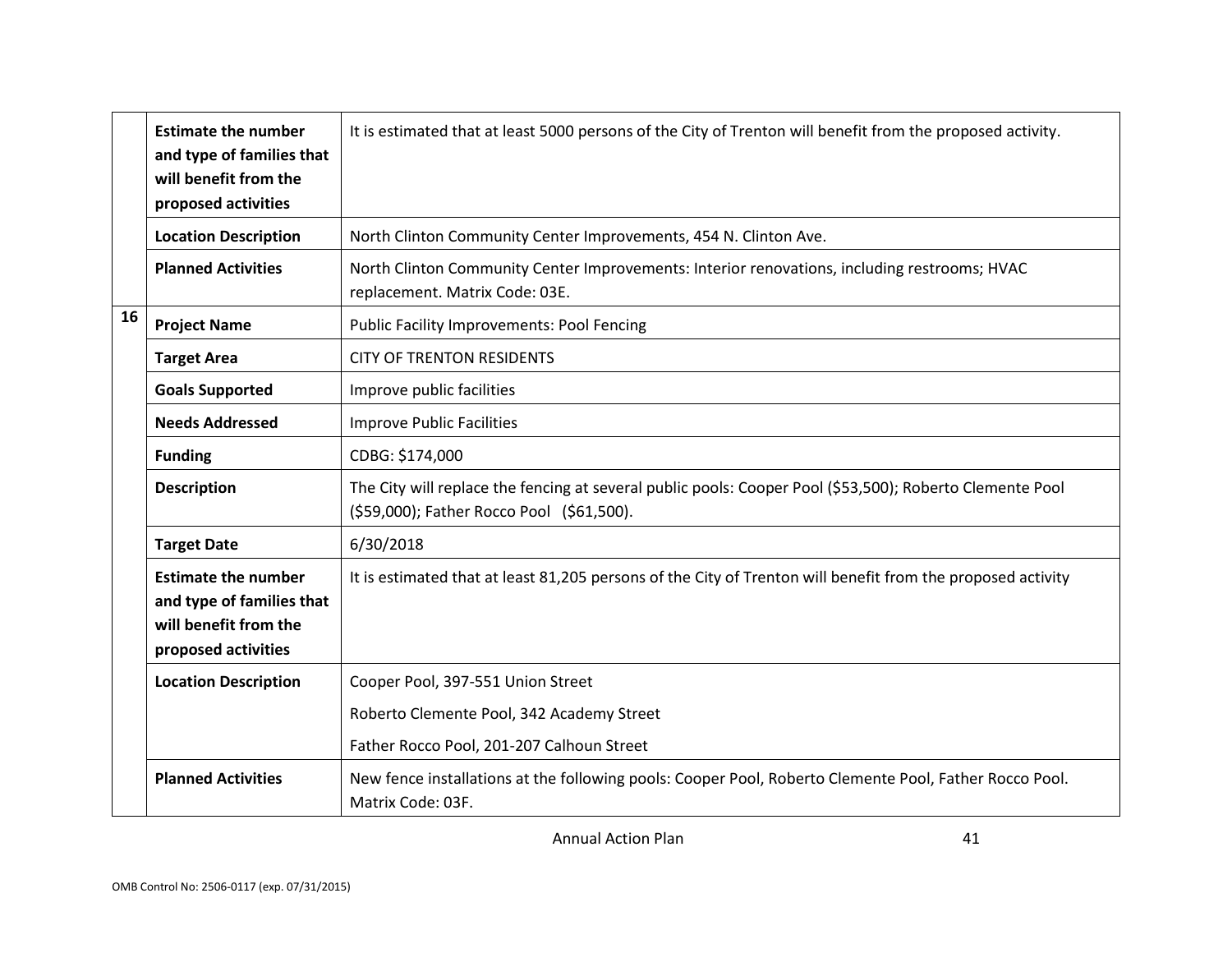| | | |
|---|---|---|
| | **Estimate the number and type of families that will benefit from the proposed activities** | It is estimated that at least 5000 persons of the City of Trenton will benefit from the proposed activity. |
| | **Location Description** | North Clinton Community Center Improvements, 454 N. Clinton Ave. |
| | **Planned Activities** | North Clinton Community Center Improvements: Interior renovations, including restrooms; HVAC replacement. Matrix Code: 03E. |
| **16** | **Project Name** | Public Facility Improvements: Pool Fencing |
| | **Target Area** | CITY OF TRENTON RESIDENTS |
| | **Goals Supported** | Improve public facilities |
| | **Needs Addressed** | Improve Public Facilities |
| | **Funding** | CDBG: $174,000 |
| | **Description** | The City will replace the fencing at several public pools: Cooper Pool ($53,500); Roberto Clemente Pool ($59,000); Father Rocco Pool ($61,500). |
| | **Target Date** | 6/30/2018 |
| | **Estimate the number and type of families that will benefit from the proposed activities** | It is estimated that at least 81,205 persons of the City of Trenton will benefit from the proposed activity |
| | **Location Description** | Cooper Pool, 397-551 Union Street<br>Roberto Clemente Pool, 342 Academy Street<br>Father Rocco Pool, 201-207 Calhoun Street |
| | **Planned Activities** | New fence installations at the following pools: Cooper Pool, Roberto Clemente Pool, Father Rocco Pool. Matrix Code: 03F. |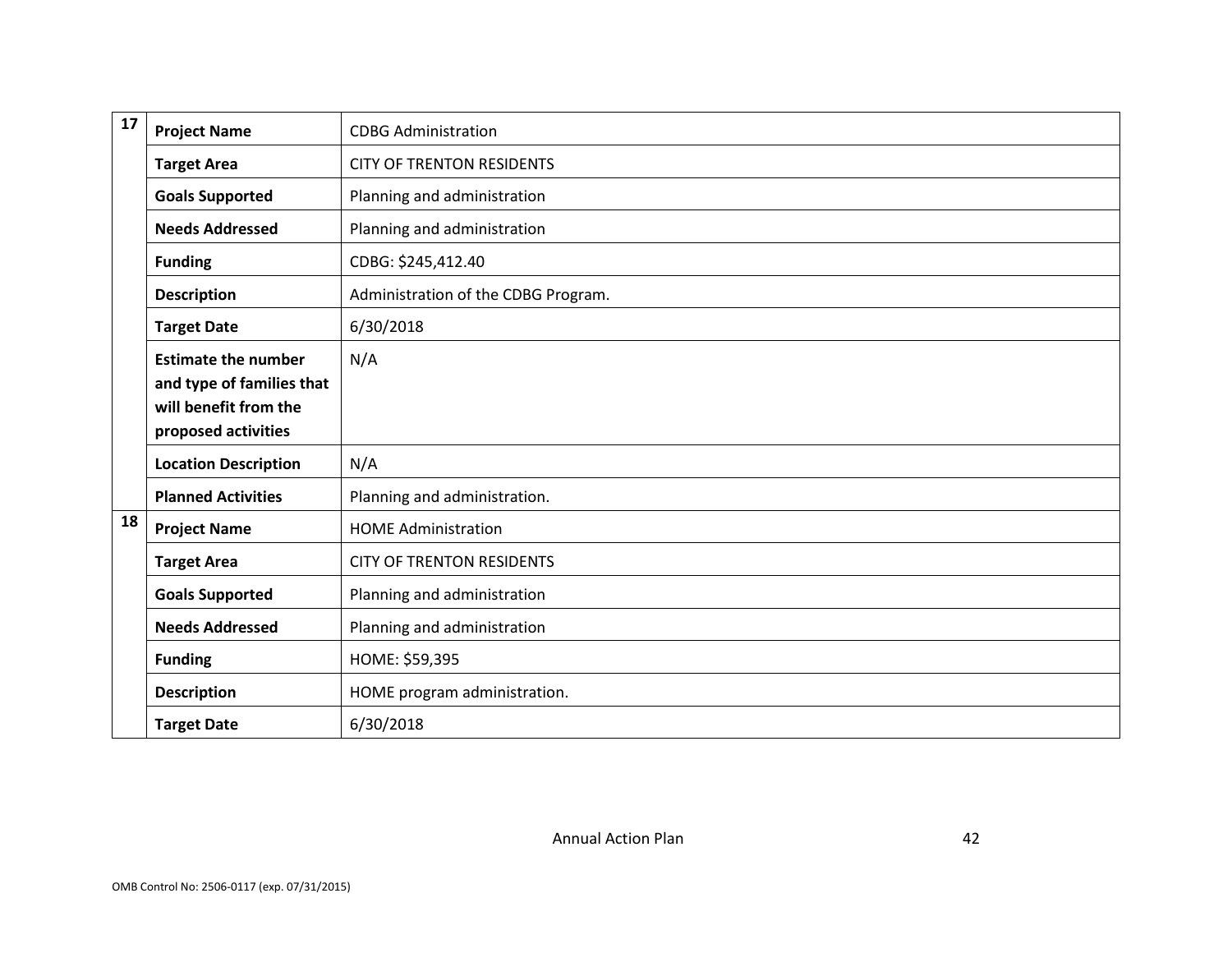| | | |
|---|---|---|
| 17 | **Project Name** | CDBG Administration |
| | **Target Area** | CITY OF TRENTON RESIDENTS |
| | **Goals Supported** | Planning and administration |
| | **Needs Addressed** | Planning and administration |
| | **Funding** | CDBG: $245,412.40 |
| | **Description** | Administration of the CDBG Program. |
| | **Target Date** | 6/30/2018 |
| | **Estimate the number and type of families that will benefit from the proposed activities** | N/A |
| | **Location Description** | N/A |
| | **Planned Activities** | Planning and administration. |
| 18 | **Project Name** | HOME Administration |
| | **Target Area** | CITY OF TRENTON RESIDENTS |
| | **Goals Supported** | Planning and administration |
| | **Needs Addressed** | Planning and administration |
| | **Funding** | HOME: $59,395 |
| | **Description** | HOME program administration. |
| | **Target Date** | 6/30/2018 |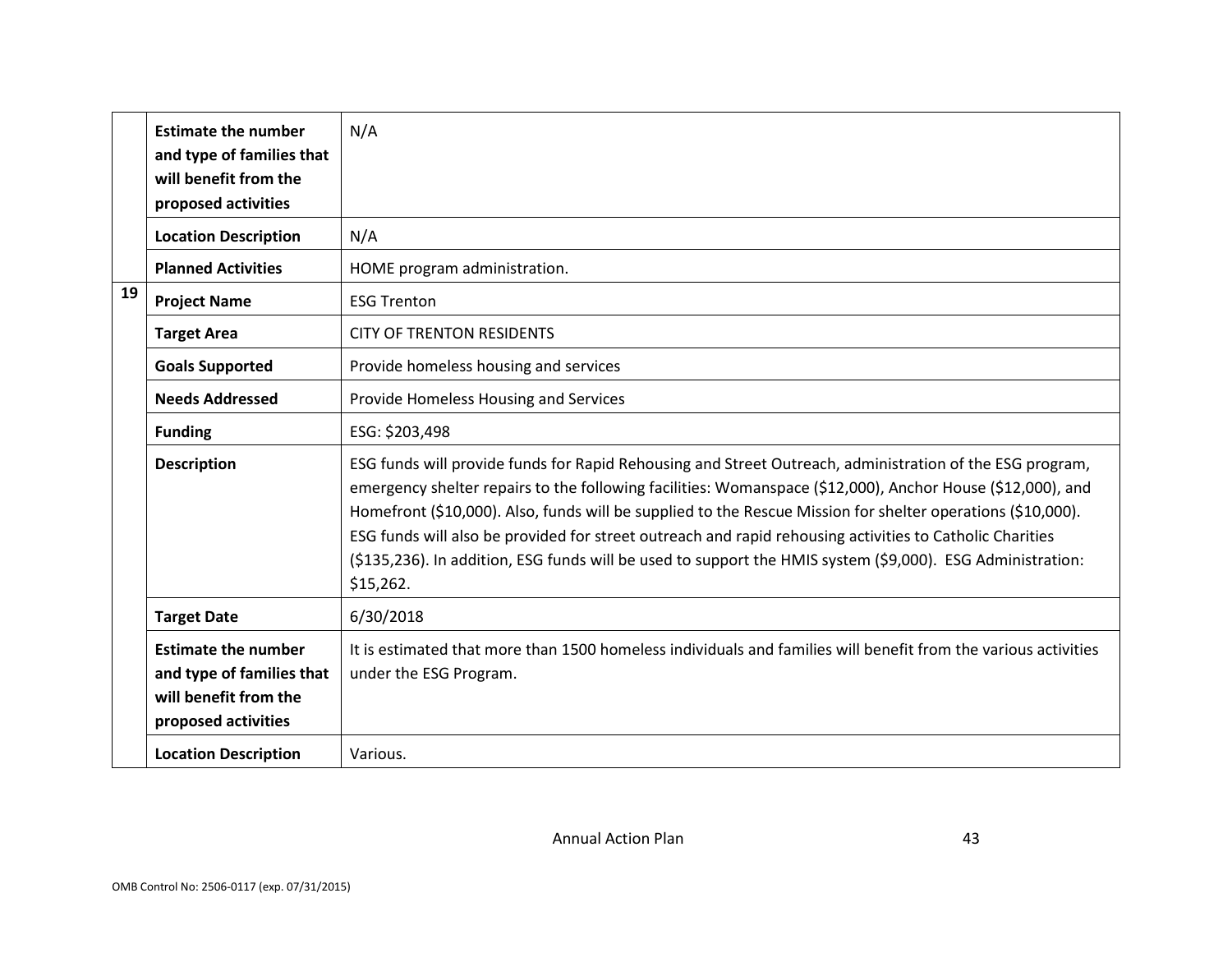| | | |
|---|---|---|
| | **Estimate the number and type of families that will benefit from the proposed activities** | N/A |
| | **Location Description** | N/A |
| | **Planned Activities** | HOME program administration. |
| **19** | **Project Name** | ESG Trenton |
| | **Target Area** | CITY OF TRENTON RESIDENTS |
| | **Goals Supported** | Provide homeless housing and services |
| | **Needs Addressed** | Provide Homeless Housing and Services |
| | **Funding** | ESG: $203,498 |
| | **Description** | ESG funds will provide funds for Rapid Rehousing and Street Outreach, administration of the ESG program, emergency shelter repairs to the following facilities: Womanspace ($12,000), Anchor House ($12,000), and Homefront ($10,000). Also, funds will be supplied to the Rescue Mission for shelter operations ($10,000). ESG funds will also be provided for street outreach and rapid rehousing activities to Catholic Charities ($135,236). In addition, ESG funds will be used to support the HMIS system ($9,000). ESG Administration: $15,262. |
| | **Target Date** | 6/30/2018 |
| | **Estimate the number and type of families that will benefit from the proposed activities** | It is estimated that more than 1500 homeless individuals and families will benefit from the various activities under the ESG Program. |
| | **Location Description** | Various. |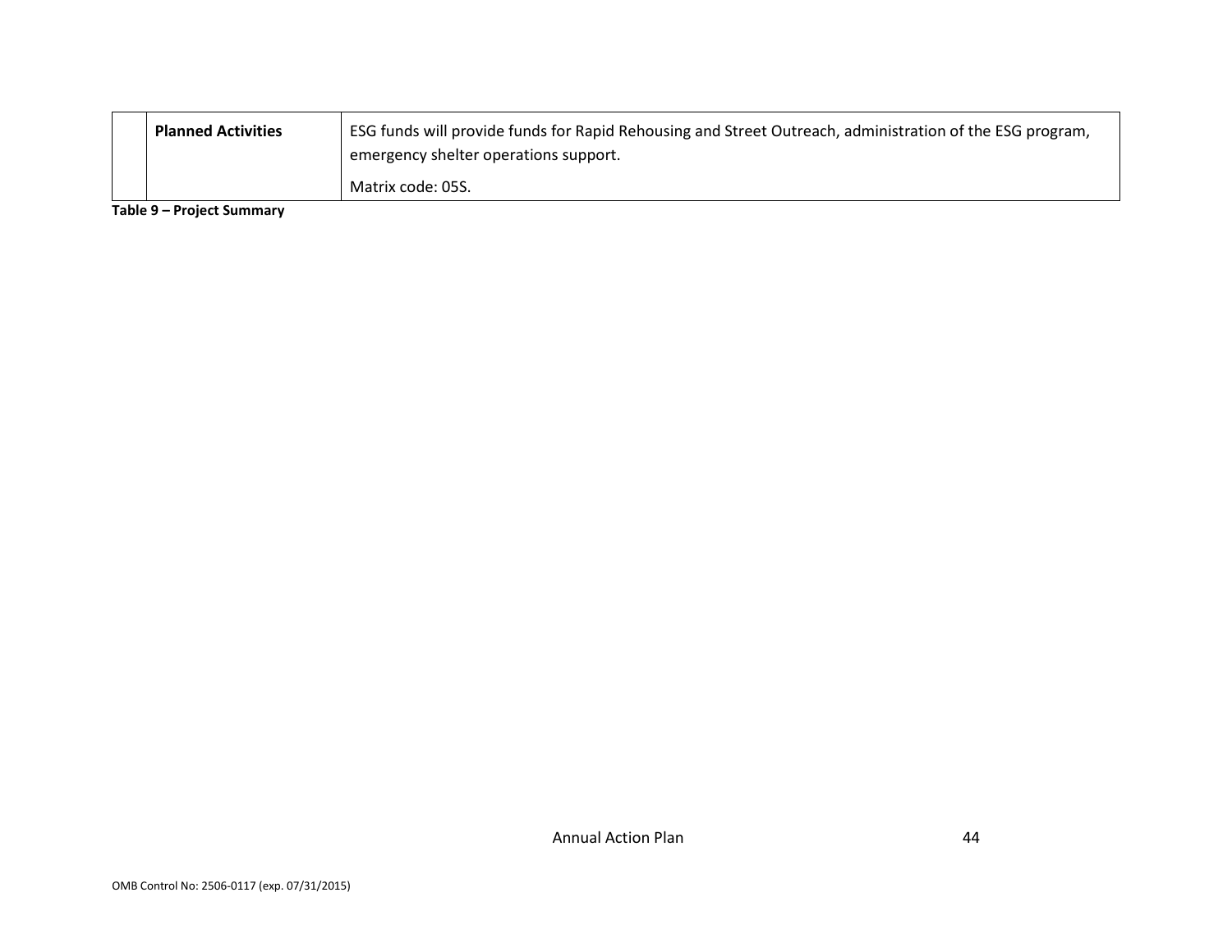| | | |
|---|---|---|
| | **Planned Activities** | ESG funds will provide funds for Rapid Rehousing and Street Outreach, administration of the ESG program, emergency shelter operations support.<br><br>Matrix code: 05S. |

**Table 9 – Project Summary**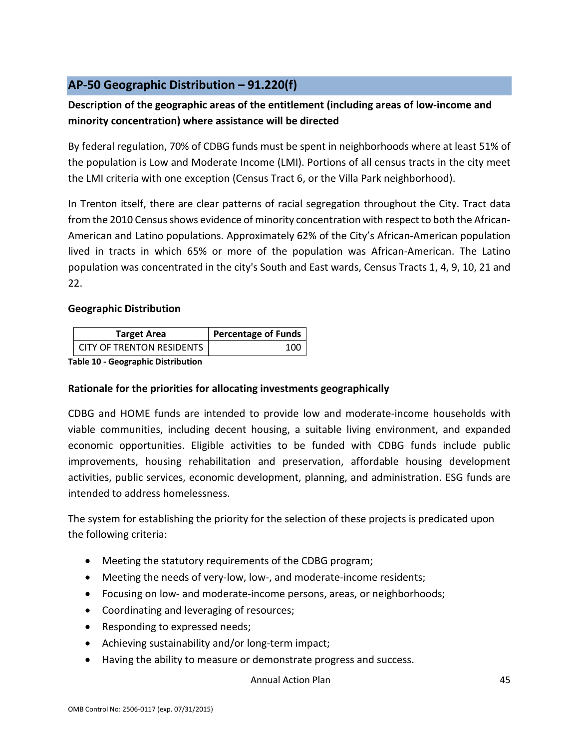## AP-50 Geographic Distribution – 91.220(f)

**Description of the geographic areas of the entitlement (including areas of low-income and minority concentration) where assistance will be directed**

By federal regulation, 70% of CDBG funds must be spent in neighborhoods where at least 51% of the population is Low and Moderate Income (LMI). Portions of all census tracts in the city meet the LMI criteria with one exception (Census Tract 6, or the Villa Park neighborhood).

In Trenton itself, there are clear patterns of racial segregation throughout the City. Tract data from the 2010 Census shows evidence of minority concentration with respect to both the African-American and Latino populations. Approximately 62% of the City's African-American population lived in tracts in which 65% or more of the population was African-American. The Latino population was concentrated in the city's South and East wards, Census Tracts 1, 4, 9, 10, 21 and 22.

**Geographic Distribution**

| Target Area | Percentage of Funds |
|---|---|
| CITY OF TRENTON RESIDENTS | 100 |

**Table 10 - Geographic Distribution**

**Rationale for the priorities for allocating investments geographically**

CDBG and HOME funds are intended to provide low and moderate-income households with viable communities, including decent housing, a suitable living environment, and expanded economic opportunities. Eligible activities to be funded with CDBG funds include public improvements, housing rehabilitation and preservation, affordable housing development activities, public services, economic development, planning, and administration. ESG funds are intended to address homelessness.

The system for establishing the priority for the selection of these projects is predicated upon the following criteria:

- Meeting the statutory requirements of the CDBG program;
- Meeting the needs of very-low, low-, and moderate-income residents;
- Focusing on low- and moderate-income persons, areas, or neighborhoods;
- Coordinating and leveraging of resources;
- Responding to expressed needs;
- Achieving sustainability and/or long-term impact;
- Having the ability to measure or demonstrate progress and success.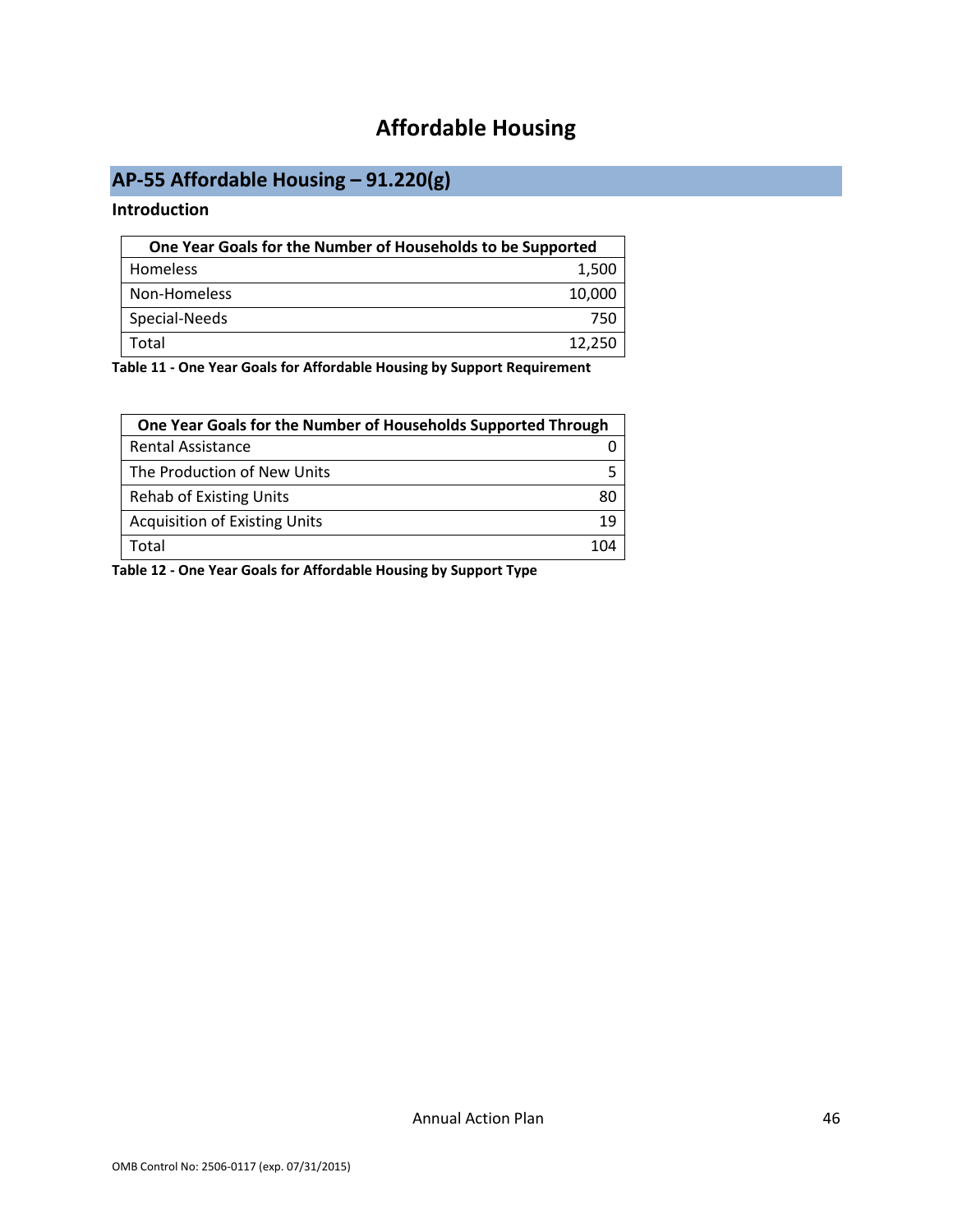# Affordable Housing

## AP-55 Affordable Housing – 91.220(g)

### Introduction

| One Year Goals for the Number of Households to be Supported | |
|---|---|
| Homeless | 1,500 |
| Non-Homeless | 10,000 |
| Special-Needs | 750 |
| Total | 12,250 |

**Table 11 - One Year Goals for Affordable Housing by Support Requirement**

| One Year Goals for the Number of Households Supported Through | |
|---|---|
| Rental Assistance | 0 |
| The Production of New Units | 5 |
| Rehab of Existing Units | 80 |
| Acquisition of Existing Units | 19 |
| Total | 104 |

**Table 12 - One Year Goals for Affordable Housing by Support Type**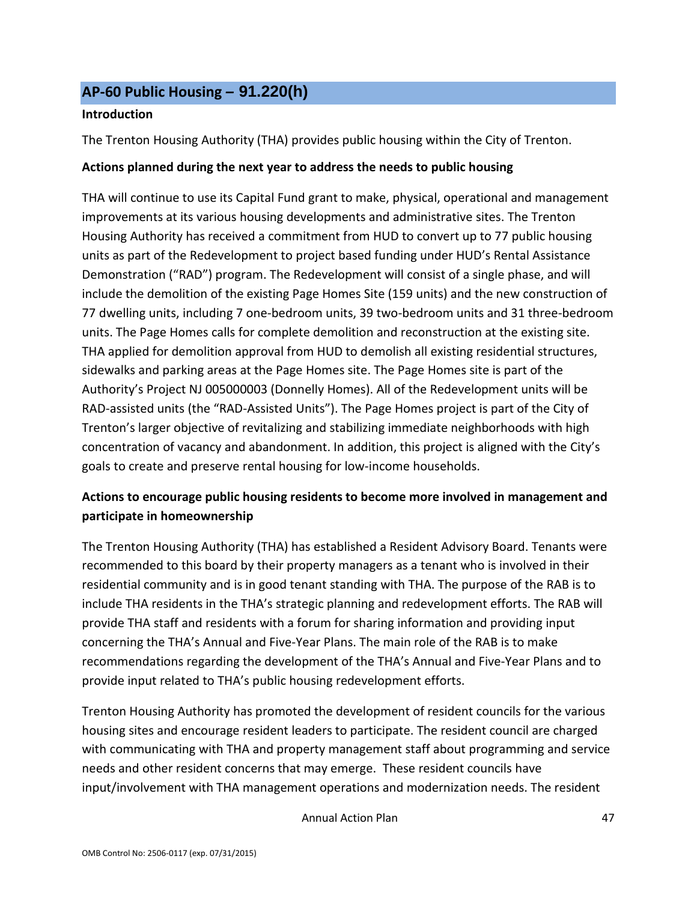## AP-60 Public Housing – 91.220(h)

**Introduction**

The Trenton Housing Authority (THA) provides public housing within the City of Trenton.

**Actions planned during the next year to address the needs to public housing**

THA will continue to use its Capital Fund grant to make, physical, operational and management improvements at its various housing developments and administrative sites. The Trenton Housing Authority has received a commitment from HUD to convert up to 77 public housing units as part of the Redevelopment to project based funding under HUD's Rental Assistance Demonstration ("RAD") program. The Redevelopment will consist of a single phase, and will include the demolition of the existing Page Homes Site (159 units) and the new construction of 77 dwelling units, including 7 one-bedroom units, 39 two-bedroom units and 31 three-bedroom units. The Page Homes calls for complete demolition and reconstruction at the existing site. THA applied for demolition approval from HUD to demolish all existing residential structures, sidewalks and parking areas at the Page Homes site. The Page Homes site is part of the Authority's Project NJ 005000003 (Donnelly Homes). All of the Redevelopment units will be RAD-assisted units (the "RAD-Assisted Units"). The Page Homes project is part of the City of Trenton's larger objective of revitalizing and stabilizing immediate neighborhoods with high concentration of vacancy and abandonment. In addition, this project is aligned with the City's goals to create and preserve rental housing for low-income households.

**Actions to encourage public housing residents to become more involved in management and participate in homeownership**

The Trenton Housing Authority (THA) has established a Resident Advisory Board. Tenants were recommended to this board by their property managers as a tenant who is involved in their residential community and is in good tenant standing with THA. The purpose of the RAB is to include THA residents in the THA's strategic planning and redevelopment efforts. The RAB will provide THA staff and residents with a forum for sharing information and providing input concerning the THA's Annual and Five-Year Plans. The main role of the RAB is to make recommendations regarding the development of the THA's Annual and Five-Year Plans and to provide input related to THA's public housing redevelopment efforts.

Trenton Housing Authority has promoted the development of resident councils for the various housing sites and encourage resident leaders to participate. The resident council are charged with communicating with THA and property management staff about programming and service needs and other resident concerns that may emerge. These resident councils have input/involvement with THA management operations and modernization needs. The resident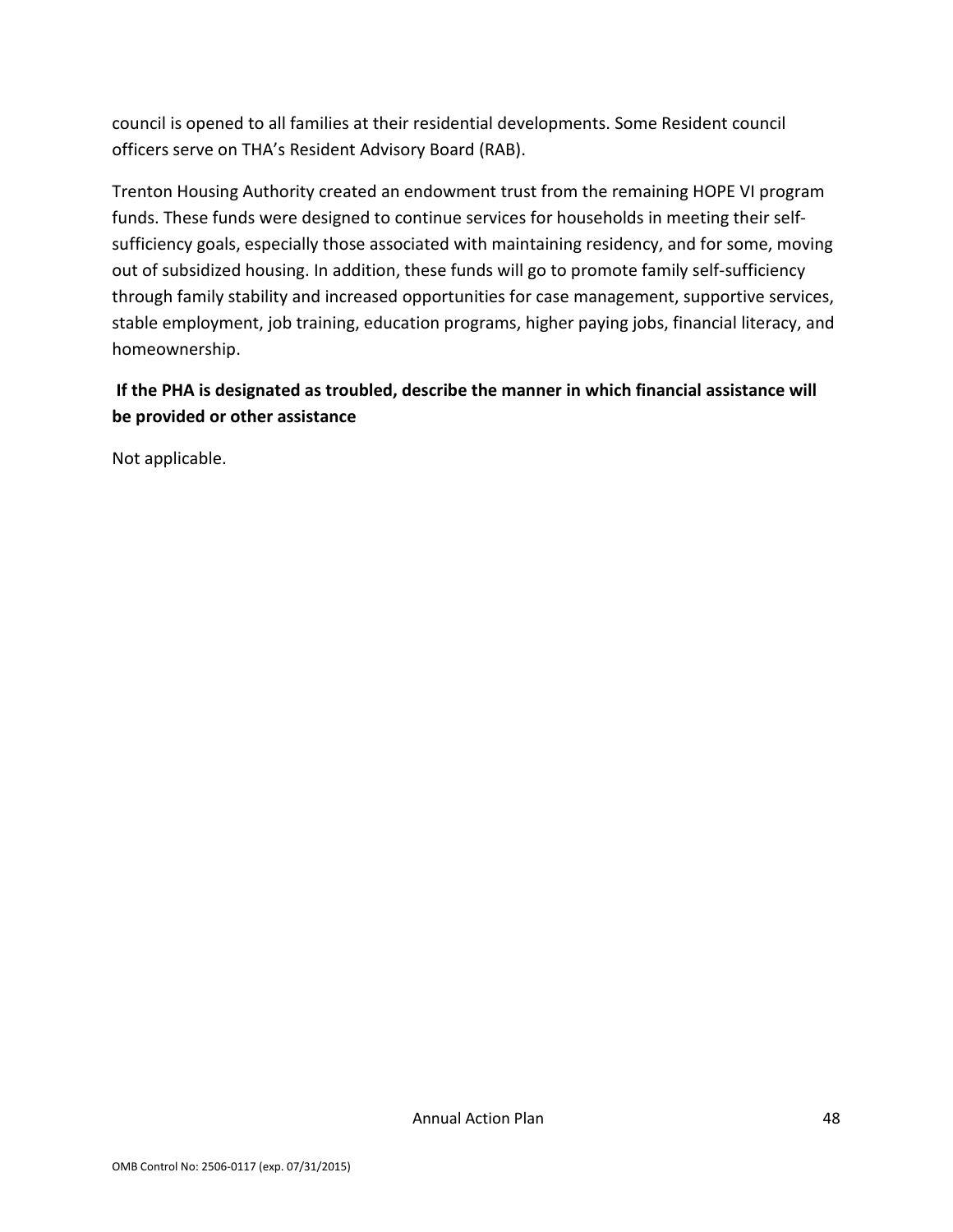council is opened to all families at their residential developments. Some Resident council officers serve on THA's Resident Advisory Board (RAB).

Trenton Housing Authority created an endowment trust from the remaining HOPE VI program funds. These funds were designed to continue services for households in meeting their self-sufficiency goals, especially those associated with maintaining residency, and for some, moving out of subsidized housing. In addition, these funds will go to promote family self-sufficiency through family stability and increased opportunities for case management, supportive services, stable employment, job training, education programs, higher paying jobs, financial literacy, and homeownership.

**If the PHA is designated as troubled, describe the manner in which financial assistance will be provided or other assistance**

Not applicable.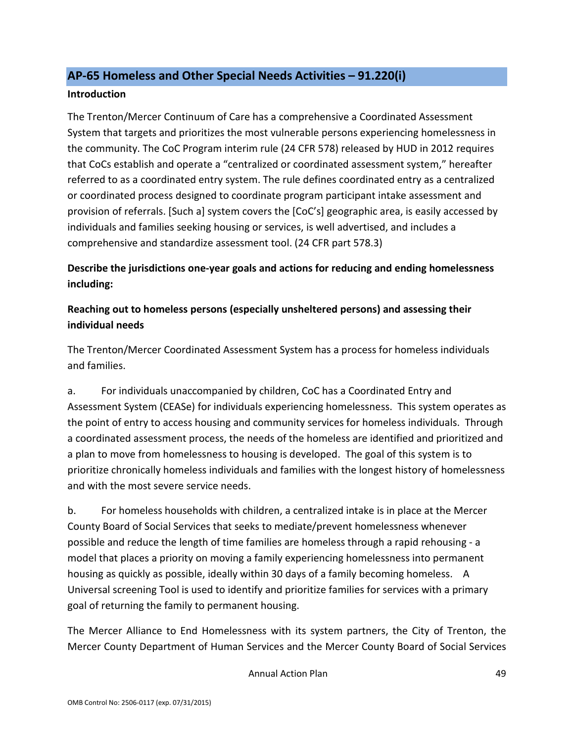## AP-65 Homeless and Other Special Needs Activities – 91.220(i)

**Introduction**

The Trenton/Mercer Continuum of Care has a comprehensive a Coordinated Assessment System that targets and prioritizes the most vulnerable persons experiencing homelessness in the community. The CoC Program interim rule (24 CFR 578) released by HUD in 2012 requires that CoCs establish and operate a "centralized or coordinated assessment system," hereafter referred to as a coordinated entry system. The rule defines coordinated entry as a centralized or coordinated process designed to coordinate program participant intake assessment and provision of referrals. [Such a] system covers the [CoC's] geographic area, is easily accessed by individuals and families seeking housing or services, is well advertised, and includes a comprehensive and standardize assessment tool. (24 CFR part 578.3)

**Describe the jurisdictions one-year goals and actions for reducing and ending homelessness including:**

**Reaching out to homeless persons (especially unsheltered persons) and assessing their individual needs**

The Trenton/Mercer Coordinated Assessment System has a process for homeless individuals and families.

a. For individuals unaccompanied by children, CoC has a Coordinated Entry and Assessment System (CEASe) for individuals experiencing homelessness. This system operates as the point of entry to access housing and community services for homeless individuals. Through a coordinated assessment process, the needs of the homeless are identified and prioritized and a plan to move from homelessness to housing is developed. The goal of this system is to prioritize chronically homeless individuals and families with the longest history of homelessness and with the most severe service needs.

b. For homeless households with children, a centralized intake is in place at the Mercer County Board of Social Services that seeks to mediate/prevent homelessness whenever possible and reduce the length of time families are homeless through a rapid rehousing - a model that places a priority on moving a family experiencing homelessness into permanent housing as quickly as possible, ideally within 30 days of a family becoming homeless. A Universal screening Tool is used to identify and prioritize families for services with a primary goal of returning the family to permanent housing.

The Mercer Alliance to End Homelessness with its system partners, the City of Trenton, the Mercer County Department of Human Services and the Mercer County Board of Social Services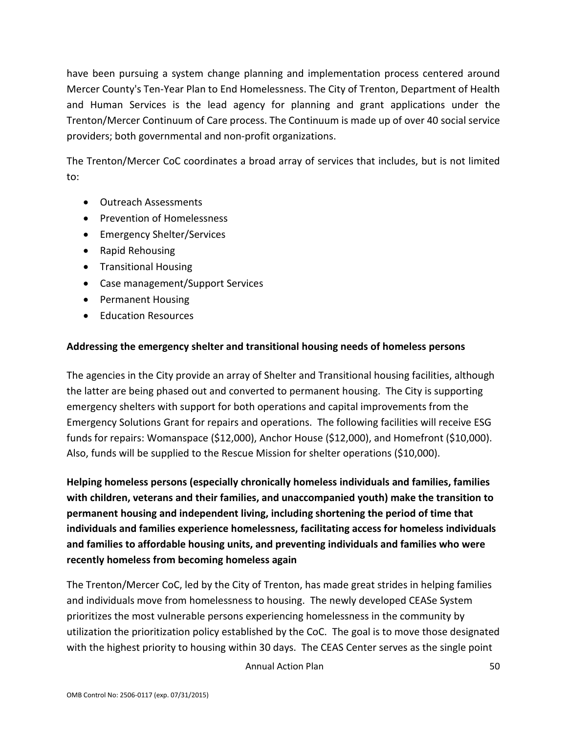have been pursuing a system change planning and implementation process centered around Mercer County's Ten-Year Plan to End Homelessness. The City of Trenton, Department of Health and Human Services is the lead agency for planning and grant applications under the Trenton/Mercer Continuum of Care process. The Continuum is made up of over 40 social service providers; both governmental and non-profit organizations.

The Trenton/Mercer CoC coordinates a broad array of services that includes, but is not limited to:

- Outreach Assessments
- Prevention of Homelessness
- Emergency Shelter/Services
- Rapid Rehousing
- Transitional Housing
- Case management/Support Services
- Permanent Housing
- Education Resources

**Addressing the emergency shelter and transitional housing needs of homeless persons**

The agencies in the City provide an array of Shelter and Transitional housing facilities, although the latter are being phased out and converted to permanent housing. The City is supporting emergency shelters with support for both operations and capital improvements from the Emergency Solutions Grant for repairs and operations. The following facilities will receive ESG funds for repairs: Womanspace ($12,000), Anchor House ($12,000), and Homefront ($10,000). Also, funds will be supplied to the Rescue Mission for shelter operations ($10,000).

**Helping homeless persons (especially chronically homeless individuals and families, families with children, veterans and their families, and unaccompanied youth) make the transition to permanent housing and independent living, including shortening the period of time that individuals and families experience homelessness, facilitating access for homeless individuals and families to affordable housing units, and preventing individuals and families who were recently homeless from becoming homeless again**

The Trenton/Mercer CoC, led by the City of Trenton, has made great strides in helping families and individuals move from homelessness to housing. The newly developed CEASe System prioritizes the most vulnerable persons experiencing homelessness in the community by utilization the prioritization policy established by the CoC. The goal is to move those designated with the highest priority to housing within 30 days. The CEAS Center serves as the single point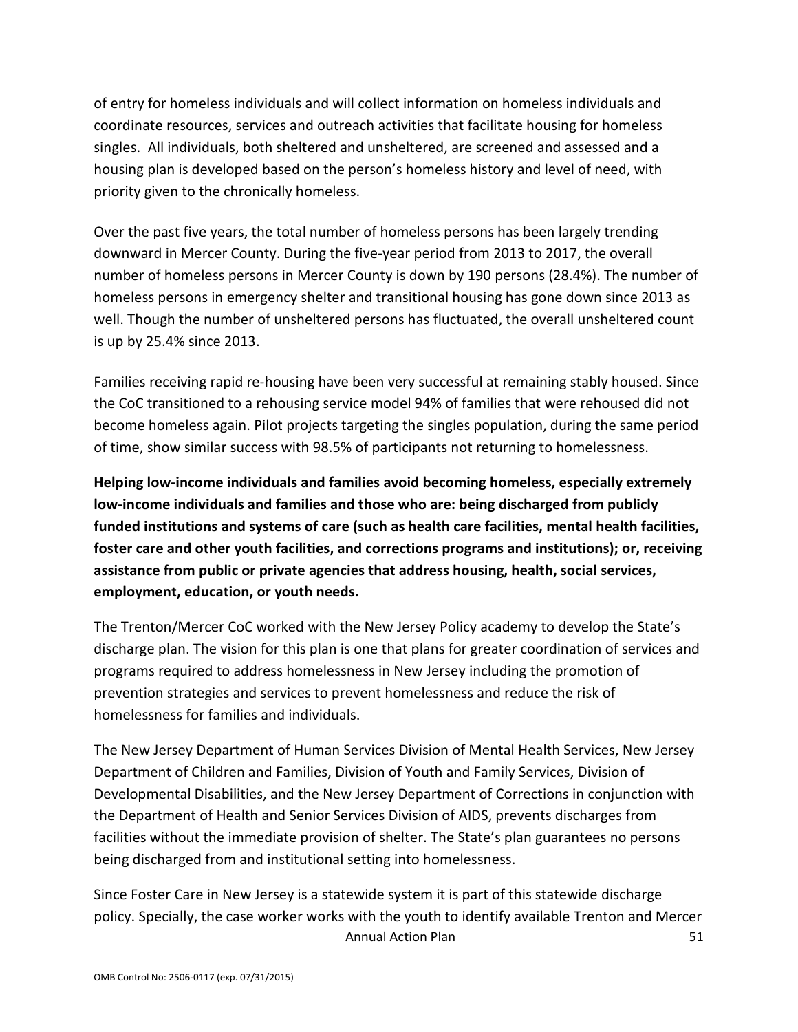of entry for homeless individuals and will collect information on homeless individuals and coordinate resources, services and outreach activities that facilitate housing for homeless singles. All individuals, both sheltered and unsheltered, are screened and assessed and a housing plan is developed based on the person's homeless history and level of need, with priority given to the chronically homeless.

Over the past five years, the total number of homeless persons has been largely trending downward in Mercer County. During the five-year period from 2013 to 2017, the overall number of homeless persons in Mercer County is down by 190 persons (28.4%). The number of homeless persons in emergency shelter and transitional housing has gone down since 2013 as well. Though the number of unsheltered persons has fluctuated, the overall unsheltered count is up by 25.4% since 2013.

Families receiving rapid re-housing have been very successful at remaining stably housed. Since the CoC transitioned to a rehousing service model 94% of families that were rehoused did not become homeless again. Pilot projects targeting the singles population, during the same period of time, show similar success with 98.5% of participants not returning to homelessness.

**Helping low-income individuals and families avoid becoming homeless, especially extremely low-income individuals and families and those who are: being discharged from publicly funded institutions and systems of care (such as health care facilities, mental health facilities, foster care and other youth facilities, and corrections programs and institutions); or, receiving assistance from public or private agencies that address housing, health, social services, employment, education, or youth needs.**

The Trenton/Mercer CoC worked with the New Jersey Policy academy to develop the State's discharge plan. The vision for this plan is one that plans for greater coordination of services and programs required to address homelessness in New Jersey including the promotion of prevention strategies and services to prevent homelessness and reduce the risk of homelessness for families and individuals.

The New Jersey Department of Human Services Division of Mental Health Services, New Jersey Department of Children and Families, Division of Youth and Family Services, Division of Developmental Disabilities, and the New Jersey Department of Corrections in conjunction with the Department of Health and Senior Services Division of AIDS, prevents discharges from facilities without the immediate provision of shelter. The State's plan guarantees no persons being discharged from and institutional setting into homelessness.

Since Foster Care in New Jersey is a statewide system it is part of this statewide discharge policy. Specially, the case worker works with the youth to identify available Trenton and Mercer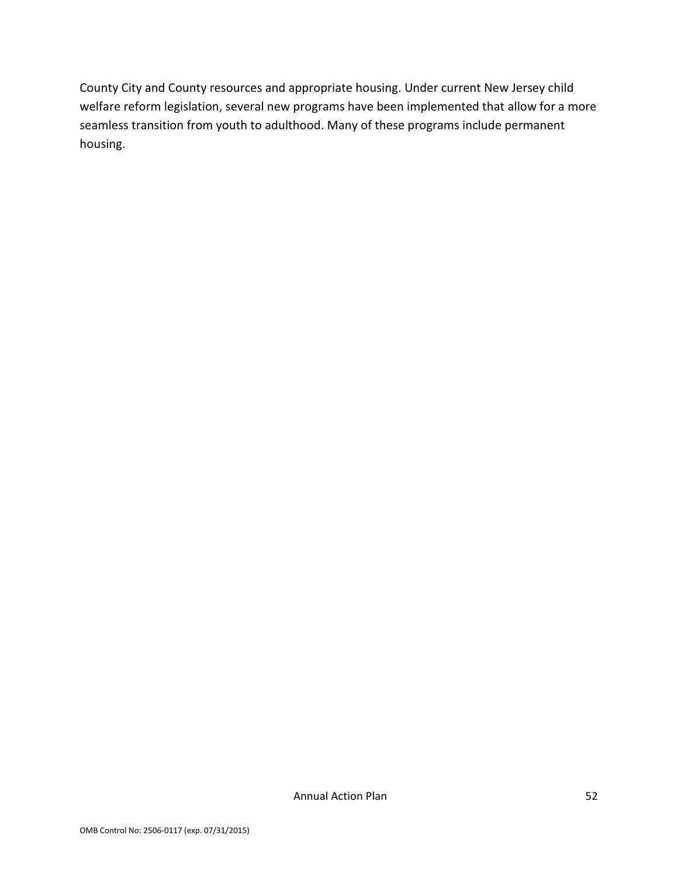County City and County resources and appropriate housing. Under current New Jersey child welfare reform legislation, several new programs have been implemented that allow for a more seamless transition from youth to adulthood. Many of these programs include permanent housing.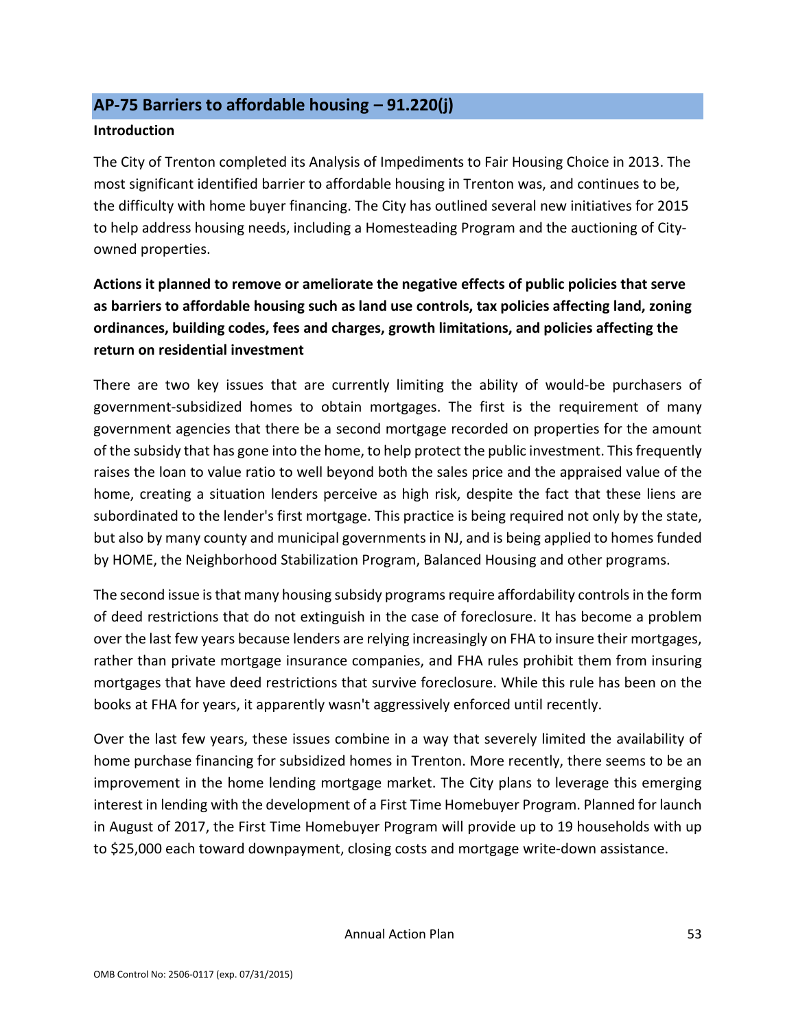## AP-75 Barriers to affordable housing – 91.220(j)

**Introduction**

The City of Trenton completed its Analysis of Impediments to Fair Housing Choice in 2013. The most significant identified barrier to affordable housing in Trenton was, and continues to be, the difficulty with home buyer financing. The City has outlined several new initiatives for 2015 to help address housing needs, including a Homesteading Program and the auctioning of City-owned properties.

**Actions it planned to remove or ameliorate the negative effects of public policies that serve as barriers to affordable housing such as land use controls, tax policies affecting land, zoning ordinances, building codes, fees and charges, growth limitations, and policies affecting the return on residential investment**

There are two key issues that are currently limiting the ability of would-be purchasers of government-subsidized homes to obtain mortgages. The first is the requirement of many government agencies that there be a second mortgage recorded on properties for the amount of the subsidy that has gone into the home, to help protect the public investment. This frequently raises the loan to value ratio to well beyond both the sales price and the appraised value of the home, creating a situation lenders perceive as high risk, despite the fact that these liens are subordinated to the lender's first mortgage. This practice is being required not only by the state, but also by many county and municipal governments in NJ, and is being applied to homes funded by HOME, the Neighborhood Stabilization Program, Balanced Housing and other programs.

The second issue is that many housing subsidy programs require affordability controls in the form of deed restrictions that do not extinguish in the case of foreclosure. It has become a problem over the last few years because lenders are relying increasingly on FHA to insure their mortgages, rather than private mortgage insurance companies, and FHA rules prohibit them from insuring mortgages that have deed restrictions that survive foreclosure. While this rule has been on the books at FHA for years, it apparently wasn't aggressively enforced until recently.

Over the last few years, these issues combine in a way that severely limited the availability of home purchase financing for subsidized homes in Trenton. More recently, there seems to be an improvement in the home lending mortgage market. The City plans to leverage this emerging interest in lending with the development of a First Time Homebuyer Program. Planned for launch in August of 2017, the First Time Homebuyer Program will provide up to 19 households with up to $25,000 each toward downpayment, closing costs and mortgage write-down assistance.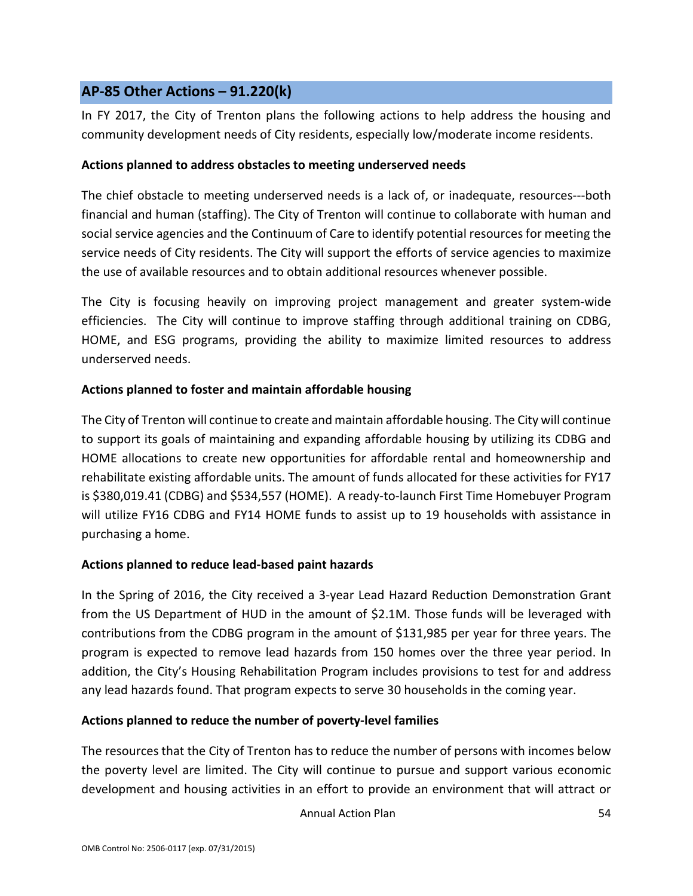## AP-85 Other Actions – 91.220(k)

In FY 2017, the City of Trenton plans the following actions to help address the housing and community development needs of City residents, especially low/moderate income residents.

**Actions planned to address obstacles to meeting underserved needs**

The chief obstacle to meeting underserved needs is a lack of, or inadequate, resources---both financial and human (staffing). The City of Trenton will continue to collaborate with human and social service agencies and the Continuum of Care to identify potential resources for meeting the service needs of City residents. The City will support the efforts of service agencies to maximize the use of available resources and to obtain additional resources whenever possible.

The City is focusing heavily on improving project management and greater system-wide efficiencies. The City will continue to improve staffing through additional training on CDBG, HOME, and ESG programs, providing the ability to maximize limited resources to address underserved needs.

**Actions planned to foster and maintain affordable housing**

The City of Trenton will continue to create and maintain affordable housing. The City will continue to support its goals of maintaining and expanding affordable housing by utilizing its CDBG and HOME allocations to create new opportunities for affordable rental and homeownership and rehabilitate existing affordable units. The amount of funds allocated for these activities for FY17 is $380,019.41 (CDBG) and $534,557 (HOME). A ready-to-launch First Time Homebuyer Program will utilize FY16 CDBG and FY14 HOME funds to assist up to 19 households with assistance in purchasing a home.

**Actions planned to reduce lead-based paint hazards**

In the Spring of 2016, the City received a 3-year Lead Hazard Reduction Demonstration Grant from the US Department of HUD in the amount of $2.1M. Those funds will be leveraged with contributions from the CDBG program in the amount of $131,985 per year for three years. The program is expected to remove lead hazards from 150 homes over the three year period. In addition, the City's Housing Rehabilitation Program includes provisions to test for and address any lead hazards found. That program expects to serve 30 households in the coming year.

**Actions planned to reduce the number of poverty-level families**

The resources that the City of Trenton has to reduce the number of persons with incomes below the poverty level are limited. The City will continue to pursue and support various economic development and housing activities in an effort to provide an environment that will attract or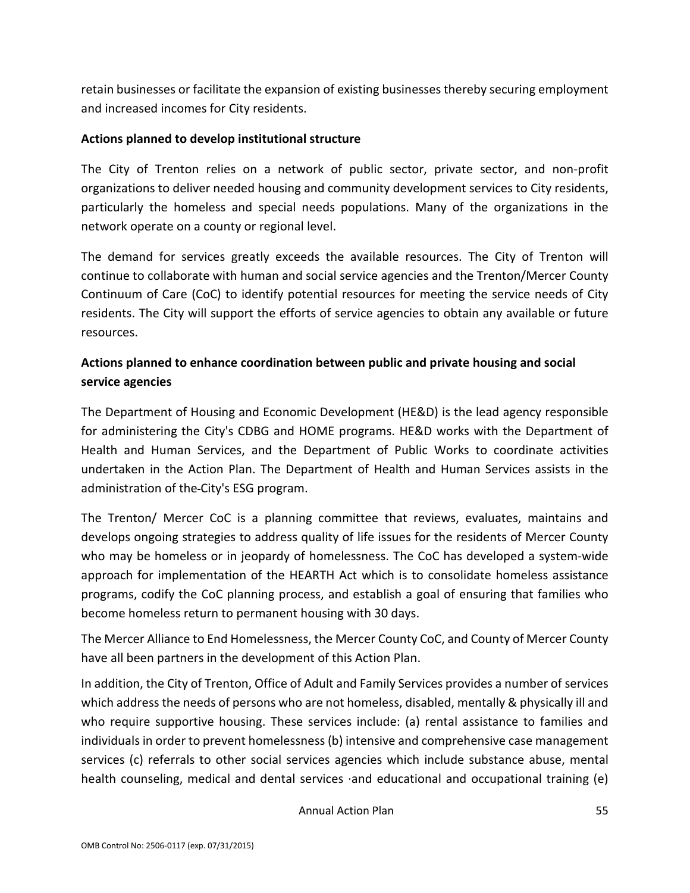retain businesses or facilitate the expansion of existing businesses thereby securing employment and increased incomes for City residents.

**Actions planned to develop institutional structure**

The City of Trenton relies on a network of public sector, private sector, and non-profit organizations to deliver needed housing and community development services to City residents, particularly the homeless and special needs populations. Many of the organizations in the network operate on a county or regional level.

The demand for services greatly exceeds the available resources. The City of Trenton will continue to collaborate with human and social service agencies and the Trenton/Mercer County Continuum of Care (CoC) to identify potential resources for meeting the service needs of City residents. The City will support the efforts of service agencies to obtain any available or future resources.

**Actions planned to enhance coordination between public and private housing and social service agencies**

The Department of Housing and Economic Development (HE&D) is the lead agency responsible for administering the City's CDBG and HOME programs. HE&D works with the Department of Health and Human Services, and the Department of Public Works to coordinate activities undertaken in the Action Plan. The Department of Health and Human Services assists in the administration of the-City's ESG program.

The Trenton/ Mercer CoC is a planning committee that reviews, evaluates, maintains and develops ongoing strategies to address quality of life issues for the residents of Mercer County who may be homeless or in jeopardy of homelessness. The CoC has developed a system-wide approach for implementation of the HEARTH Act which is to consolidate homeless assistance programs, codify the CoC planning process, and establish a goal of ensuring that families who become homeless return to permanent housing with 30 days.

The Mercer Alliance to End Homelessness, the Mercer County CoC, and County of Mercer County have all been partners in the development of this Action Plan.

In addition, the City of Trenton, Office of Adult and Family Services provides a number of services which address the needs of persons who are not homeless, disabled, mentally & physically ill and who require supportive housing. These services include: (a) rental assistance to families and individuals in order to prevent homelessness (b) intensive and comprehensive case management services (c) referrals to other social services agencies which include substance abuse, mental health counseling, medical and dental services ·and educational and occupational training (e)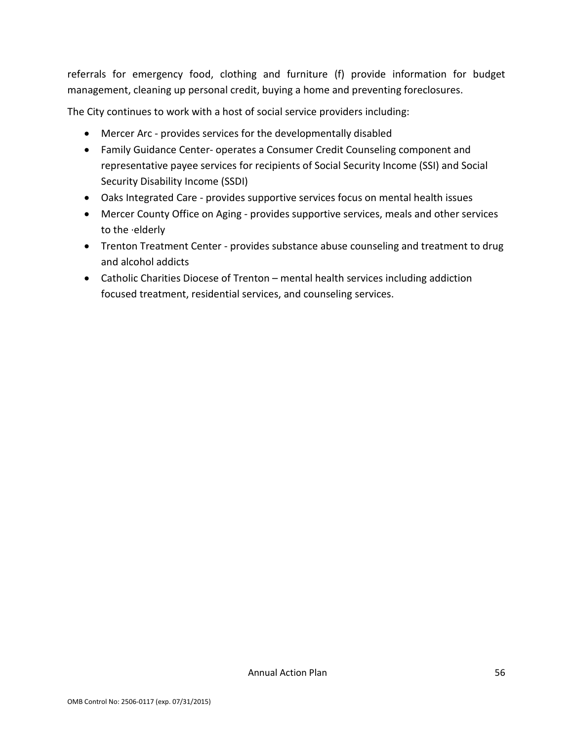referrals for emergency food, clothing and furniture (f) provide information for budget management, cleaning up personal credit, buying a home and preventing foreclosures.

The City continues to work with a host of social service providers including:

- Mercer Arc - provides services for the developmentally disabled
- Family Guidance Center- operates a Consumer Credit Counseling component and representative payee services for recipients of Social Security Income (SSI) and Social Security Disability Income (SSDI)
- Oaks Integrated Care - provides supportive services focus on mental health issues
- Mercer County Office on Aging - provides supportive services, meals and other services to the ·elderly
- Trenton Treatment Center - provides substance abuse counseling and treatment to drug and alcohol addicts
- Catholic Charities Diocese of Trenton – mental health services including addiction focused treatment, residential services, and counseling services.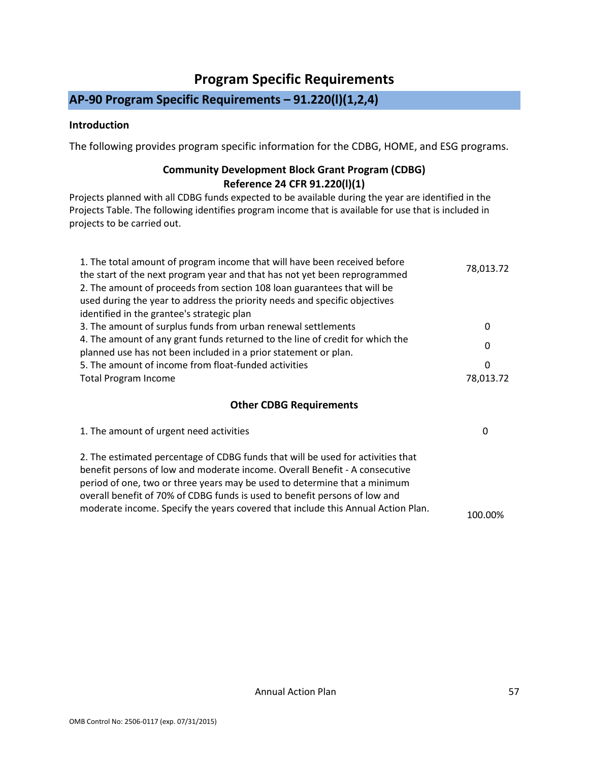# Program Specific Requirements

## AP-90 Program Specific Requirements – 91.220(l)(1,2,4)

### Introduction

The following provides program specific information for the CDBG, HOME, and ESG programs.

### Community Development Block Grant Program (CDBG)
### Reference 24 CFR 91.220(l)(1)

Projects planned with all CDBG funds expected to be available during the year are identified in the Projects Table. The following identifies program income that is available for use that is included in projects to be carried out.

| | |
|---|---|
| 1. The total amount of program income that will have been received before the start of the next program year and that has not yet been reprogrammed | 78,013.72 |
| 2. The amount of proceeds from section 108 loan guarantees that will be used during the year to address the priority needs and specific objectives identified in the grantee's strategic plan | |
| 3. The amount of surplus funds from urban renewal settlements | 0 |
| 4. The amount of any grant funds returned to the line of credit for which the planned use has not been included in a prior statement or plan. | 0 |
| 5. The amount of income from float-funded activities | 0 |
| Total Program Income | 78,013.72 |

### Other CDBG Requirements

| | |
|---|---|
| 1. The amount of urgent need activities | 0 |
| 2. The estimated percentage of CDBG funds that will be used for activities that benefit persons of low and moderate income. Overall Benefit - A consecutive period of one, two or three years may be used to determine that a minimum overall benefit of 70% of CDBG funds is used to benefit persons of low and moderate income. Specify the years covered that include this Annual Action Plan. | 100.00% |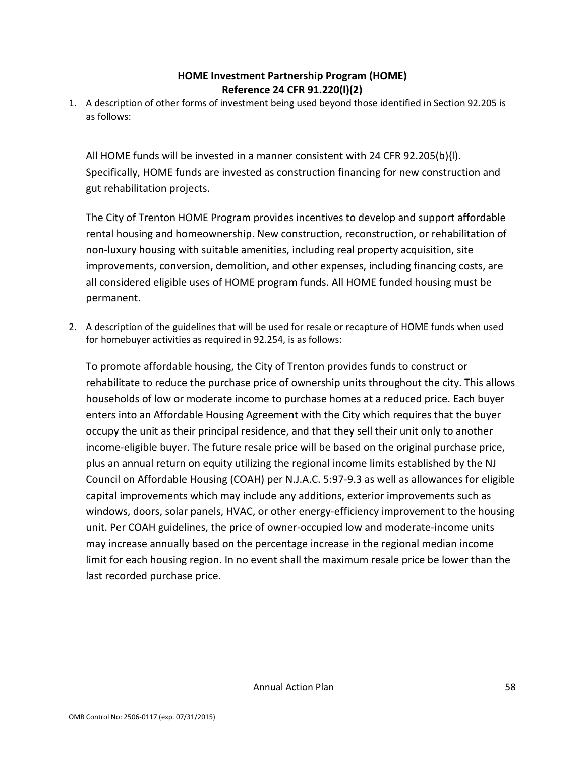## HOME Investment Partnership Program (HOME)
## Reference 24 CFR 91.220(l)(2)

1. A description of other forms of investment being used beyond those identified in Section 92.205 is as follows:

   All HOME funds will be invested in a manner consistent with 24 CFR 92.205(b){l). Specifically, HOME funds are invested as construction financing for new construction and gut rehabilitation projects.

   The City of Trenton HOME Program provides incentives to develop and support affordable rental housing and homeownership. New construction, reconstruction, or rehabilitation of non-luxury housing with suitable amenities, including real property acquisition, site improvements, conversion, demolition, and other expenses, including financing costs, are all considered eligible uses of HOME program funds. All HOME funded housing must be permanent.

2. A description of the guidelines that will be used for resale or recapture of HOME funds when used for homebuyer activities as required in 92.254, is as follows:

   To promote affordable housing, the City of Trenton provides funds to construct or rehabilitate to reduce the purchase price of ownership units throughout the city. This allows households of low or moderate income to purchase homes at a reduced price. Each buyer enters into an Affordable Housing Agreement with the City which requires that the buyer occupy the unit as their principal residence, and that they sell their unit only to another income-eligible buyer. The future resale price will be based on the original purchase price, plus an annual return on equity utilizing the regional income limits established by the NJ Council on Affordable Housing (COAH) per N.J.A.C. 5:97-9.3 as well as allowances for eligible capital improvements which may include any additions, exterior improvements such as windows, doors, solar panels, HVAC, or other energy-efficiency improvement to the housing unit. Per COAH guidelines, the price of owner-occupied low and moderate-income units may increase annually based on the percentage increase in the regional median income limit for each housing region. In no event shall the maximum resale price be lower than the last recorded purchase price.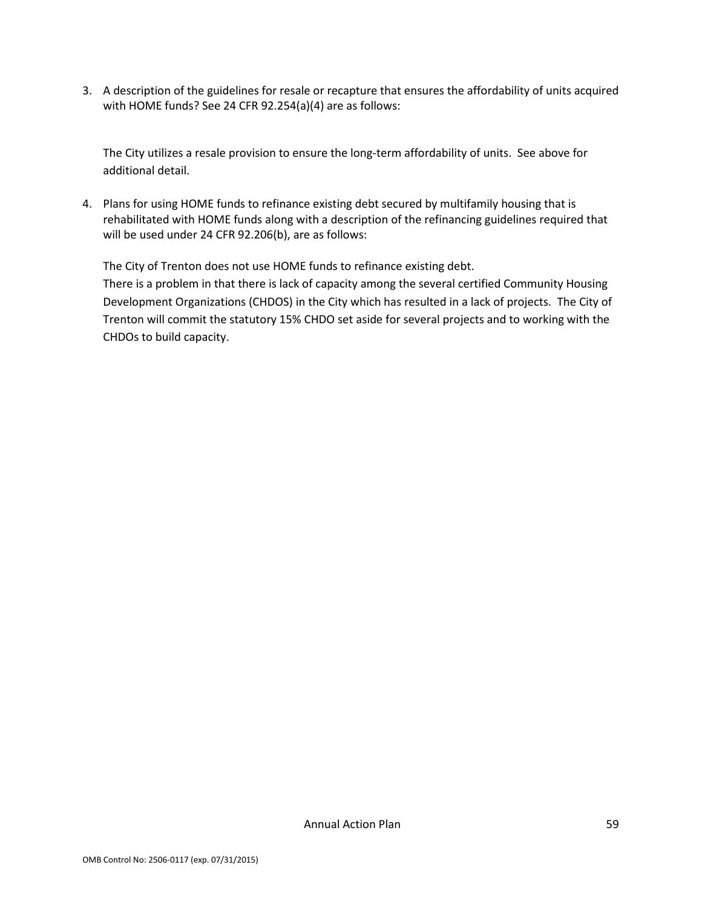3. A description of the guidelines for resale or recapture that ensures the affordability of units acquired with HOME funds? See 24 CFR 92.254(a)(4) are as follows:

   The City utilizes a resale provision to ensure the long-term affordability of units. See above for additional detail.

4. Plans for using HOME funds to refinance existing debt secured by multifamily housing that is rehabilitated with HOME funds along with a description of the refinancing guidelines required that will be used under 24 CFR 92.206(b), are as follows:

   The City of Trenton does not use HOME funds to refinance existing debt.
   There is a problem in that there is lack of capacity among the several certified Community Housing Development Organizations (CHDOS) in the City which has resulted in a lack of projects. The City of Trenton will commit the statutory 15% CHDO set aside for several projects and to working with the CHDOs to build capacity.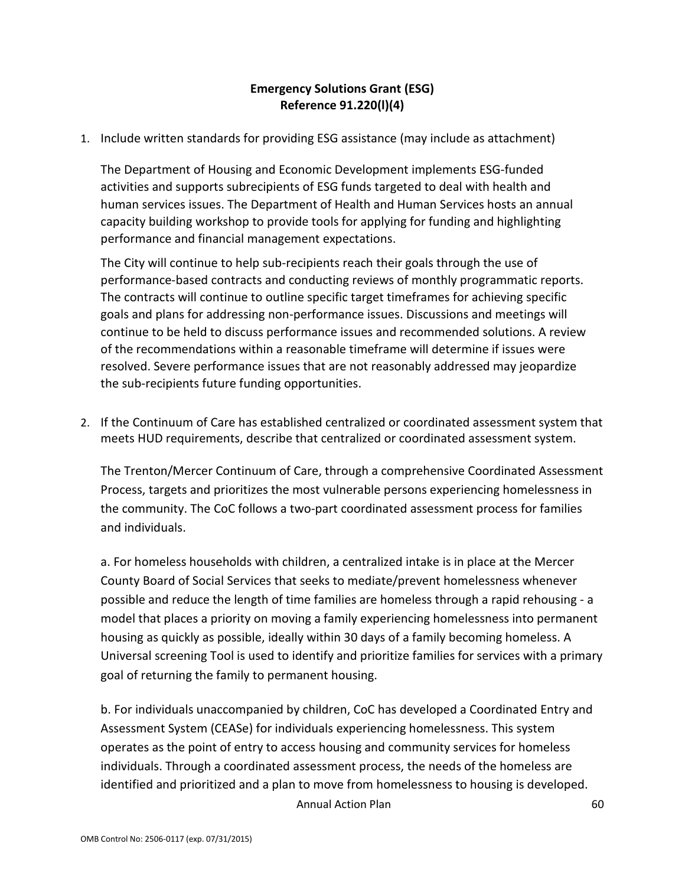## Emergency Solutions Grant (ESG)
## Reference 91.220(l)(4)

1. Include written standards for providing ESG assistance (may include as attachment)

   The Department of Housing and Economic Development implements ESG-funded activities and supports subrecipients of ESG funds targeted to deal with health and human services issues. The Department of Health and Human Services hosts an annual capacity building workshop to provide tools for applying for funding and highlighting performance and financial management expectations.

   The City will continue to help sub-recipients reach their goals through the use of performance-based contracts and conducting reviews of monthly programmatic reports. The contracts will continue to outline specific target timeframes for achieving specific goals and plans for addressing non-performance issues. Discussions and meetings will continue to be held to discuss performance issues and recommended solutions. A review of the recommendations within a reasonable timeframe will determine if issues were resolved. Severe performance issues that are not reasonably addressed may jeopardize the sub-recipients future funding opportunities.

2. If the Continuum of Care has established centralized or coordinated assessment system that meets HUD requirements, describe that centralized or coordinated assessment system.

   The Trenton/Mercer Continuum of Care, through a comprehensive Coordinated Assessment Process, targets and prioritizes the most vulnerable persons experiencing homelessness in the community. The CoC follows a two-part coordinated assessment process for families and individuals.

   a. For homeless households with children, a centralized intake is in place at the Mercer County Board of Social Services that seeks to mediate/prevent homelessness whenever possible and reduce the length of time families are homeless through a rapid rehousing - a model that places a priority on moving a family experiencing homelessness into permanent housing as quickly as possible, ideally within 30 days of a family becoming homeless. A Universal screening Tool is used to identify and prioritize families for services with a primary goal of returning the family to permanent housing.

   b. For individuals unaccompanied by children, CoC has developed a Coordinated Entry and Assessment System (CEASe) for individuals experiencing homelessness. This system operates as the point of entry to access housing and community services for homeless individuals. Through a coordinated assessment process, the needs of the homeless are identified and prioritized and a plan to move from homelessness to housing is developed.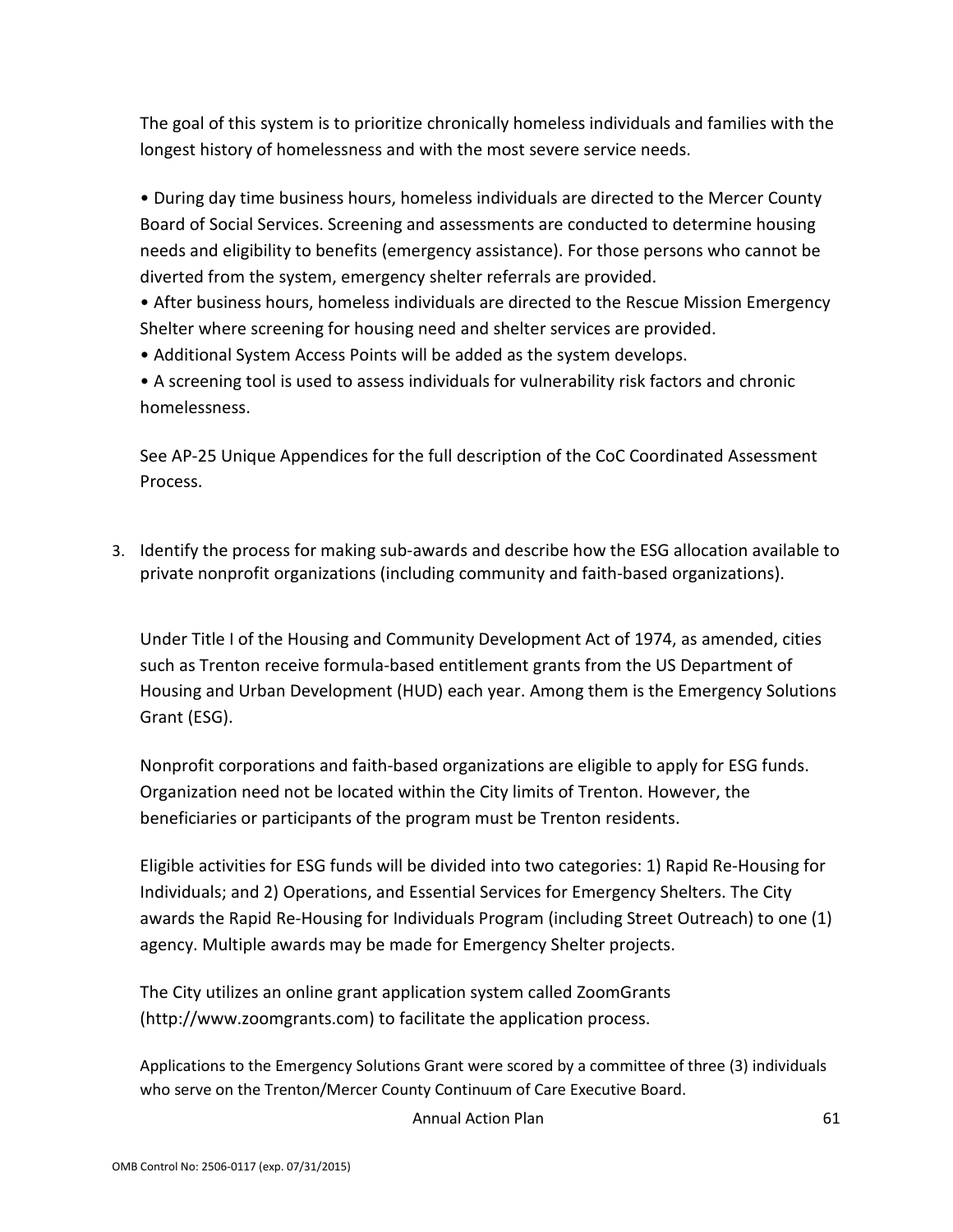The goal of this system is to prioritize chronically homeless individuals and families with the longest history of homelessness and with the most severe service needs.

- During day time business hours, homeless individuals are directed to the Mercer County Board of Social Services. Screening and assessments are conducted to determine housing needs and eligibility to benefits (emergency assistance). For those persons who cannot be diverted from the system, emergency shelter referrals are provided.
- After business hours, homeless individuals are directed to the Rescue Mission Emergency Shelter where screening for housing need and shelter services are provided.
- Additional System Access Points will be added as the system develops.
- A screening tool is used to assess individuals for vulnerability risk factors and chronic homelessness.

See AP-25 Unique Appendices for the full description of the CoC Coordinated Assessment Process.

3. Identify the process for making sub-awards and describe how the ESG allocation available to private nonprofit organizations (including community and faith-based organizations).

Under Title I of the Housing and Community Development Act of 1974, as amended, cities such as Trenton receive formula-based entitlement grants from the US Department of Housing and Urban Development (HUD) each year. Among them is the Emergency Solutions Grant (ESG).

Nonprofit corporations and faith-based organizations are eligible to apply for ESG funds. Organization need not be located within the City limits of Trenton. However, the beneficiaries or participants of the program must be Trenton residents.

Eligible activities for ESG funds will be divided into two categories: 1) Rapid Re-Housing for Individuals; and 2) Operations, and Essential Services for Emergency Shelters. The City awards the Rapid Re-Housing for Individuals Program (including Street Outreach) to one (1) agency. Multiple awards may be made for Emergency Shelter projects.

The City utilizes an online grant application system called ZoomGrants (http://www.zoomgrants.com) to facilitate the application process.

Applications to the Emergency Solutions Grant were scored by a committee of three (3) individuals who serve on the Trenton/Mercer County Continuum of Care Executive Board.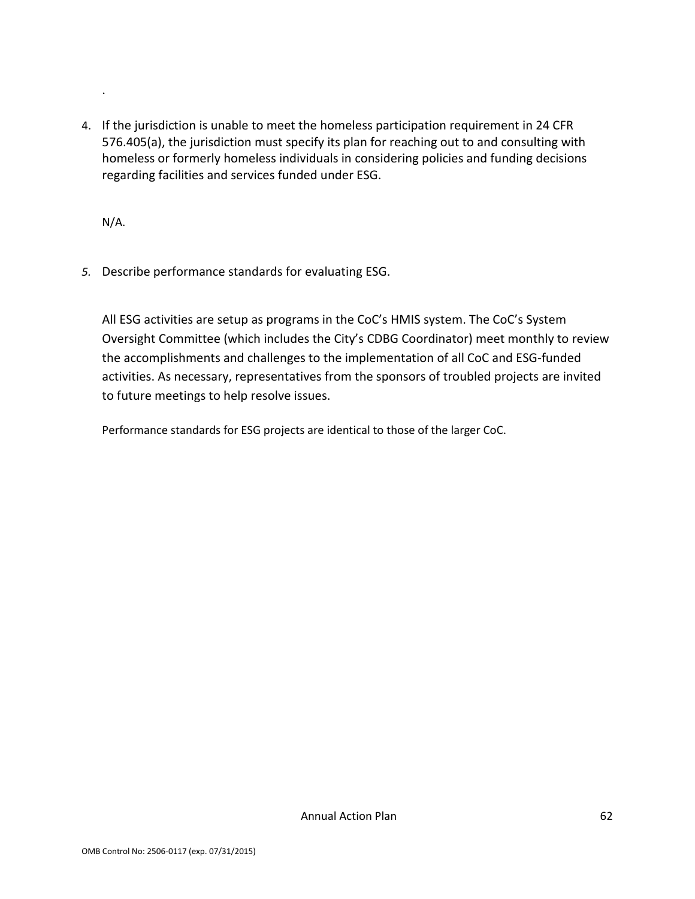.

4. If the jurisdiction is unable to meet the homeless participation requirement in 24 CFR 576.405(a), the jurisdiction must specify its plan for reaching out to and consulting with homeless or formerly homeless individuals in considering policies and funding decisions regarding facilities and services funded under ESG.

   N/A.

5. Describe performance standards for evaluating ESG.

   All ESG activities are setup as programs in the CoC's HMIS system. The CoC's System Oversight Committee (which includes the City's CDBG Coordinator) meet monthly to review the accomplishments and challenges to the implementation of all CoC and ESG-funded activities. As necessary, representatives from the sponsors of troubled projects are invited to future meetings to help resolve issues.

   Performance standards for ESG projects are identical to those of the larger CoC.